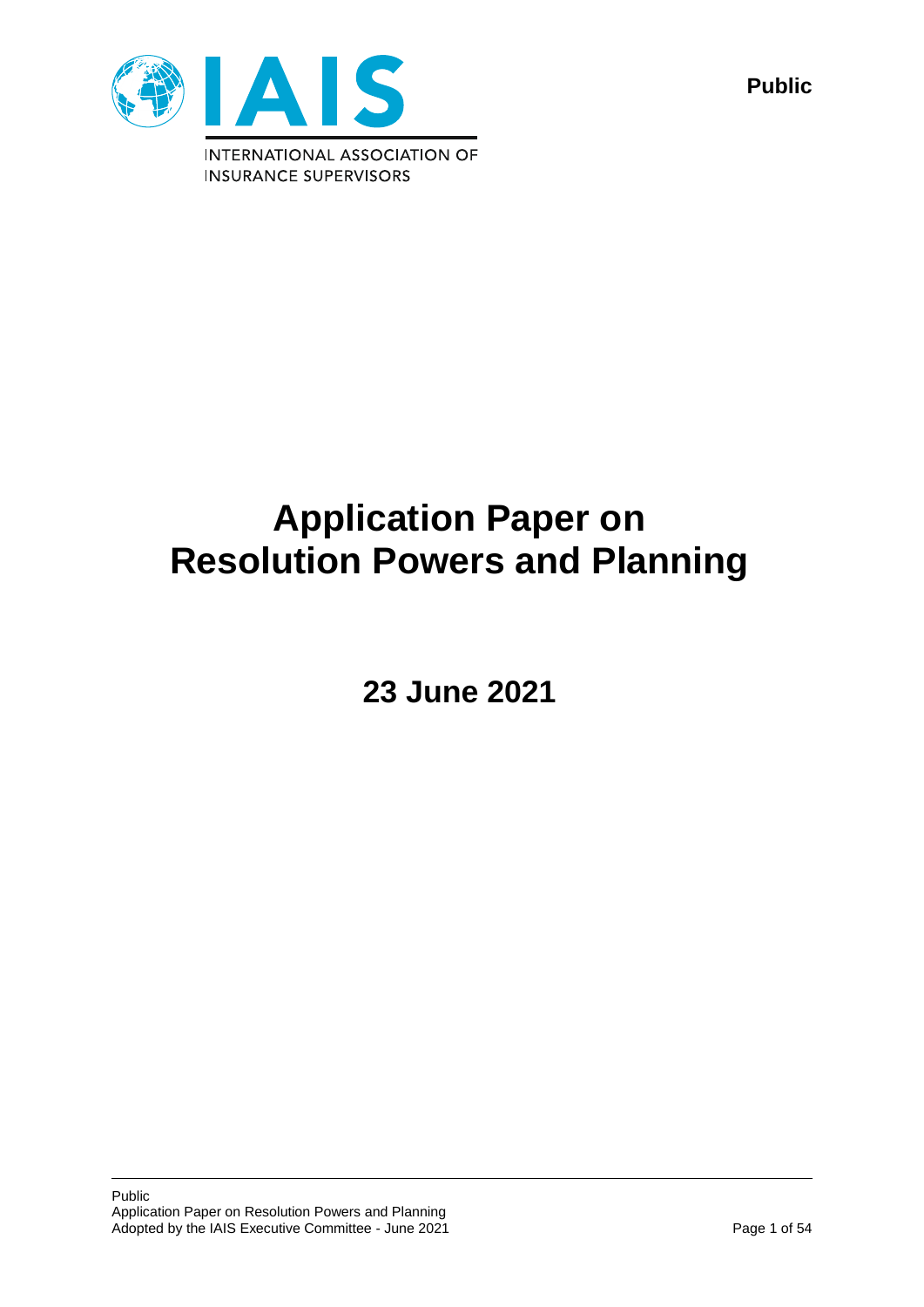Public

IAIS

INTERNATIONAL ASSOCIATION OF INSURANCE SUPERVISORS

# Application Paper on Resolution Powers and Planning

## 23 June 2021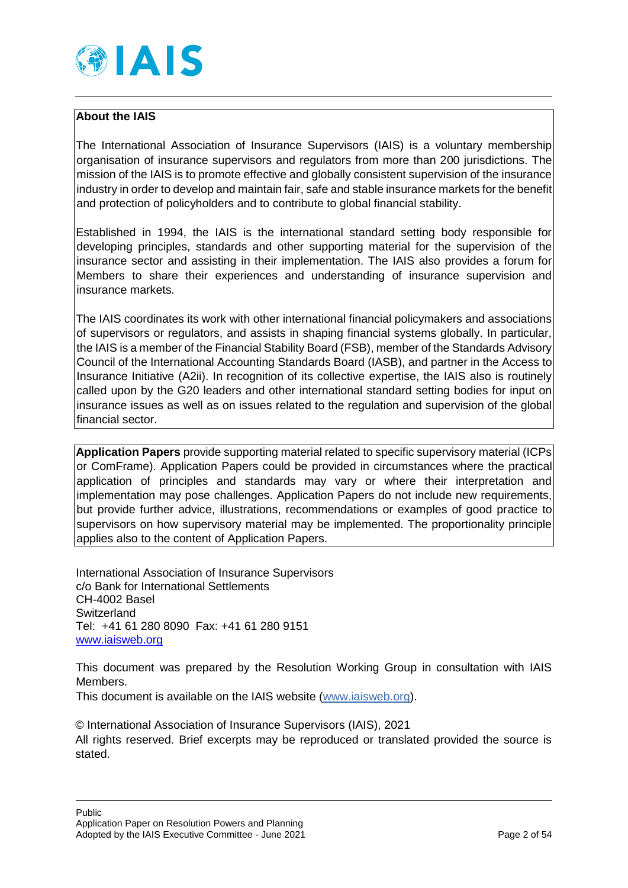**About the IAIS**

The International Association of Insurance Supervisors (IAIS) is a voluntary membership organisation of insurance supervisors and regulators from more than 200 jurisdictions. The mission of the IAIS is to promote effective and globally consistent supervision of the insurance industry in order to develop and maintain fair, safe and stable insurance markets for the benefit and protection of policyholders and to contribute to global financial stability.

Established in 1994, the IAIS is the international standard setting body responsible for developing principles, standards and other supporting material for the supervision of the insurance sector and assisting in their implementation. The IAIS also provides a forum for Members to share their experiences and understanding of insurance supervision and insurance markets.

The IAIS coordinates its work with other international financial policymakers and associations of supervisors or regulators, and assists in shaping financial systems globally. In particular, the IAIS is a member of the Financial Stability Board (FSB), member of the Standards Advisory Council of the International Accounting Standards Board (IASB), and partner in the Access to Insurance Initiative (A2ii). In recognition of its collective expertise, the IAIS also is routinely called upon by the G20 leaders and other international standard setting bodies for input on insurance issues as well as on issues related to the regulation and supervision of the global financial sector.

**Application Papers** provide supporting material related to specific supervisory material (ICPs or ComFrame). Application Papers could be provided in circumstances where the practical application of principles and standards may vary or where their interpretation and implementation may pose challenges. Application Papers do not include new requirements, but provide further advice, illustrations, recommendations or examples of good practice to supervisors on how supervisory material may be implemented. The proportionality principle applies also to the content of Application Papers.

International Association of Insurance Supervisors
c/o Bank for International Settlements
CH-4002 Basel
Switzerland
Tel: +41 61 280 8090 Fax: +41 61 280 9151
www.iaisweb.org

This document was prepared by the Resolution Working Group in consultation with IAIS Members.
This document is available on the IAIS website (www.iaisweb.org).

© International Association of Insurance Supervisors (IAIS), 2021
All rights reserved. Brief excerpts may be reproduced or translated provided the source is stated.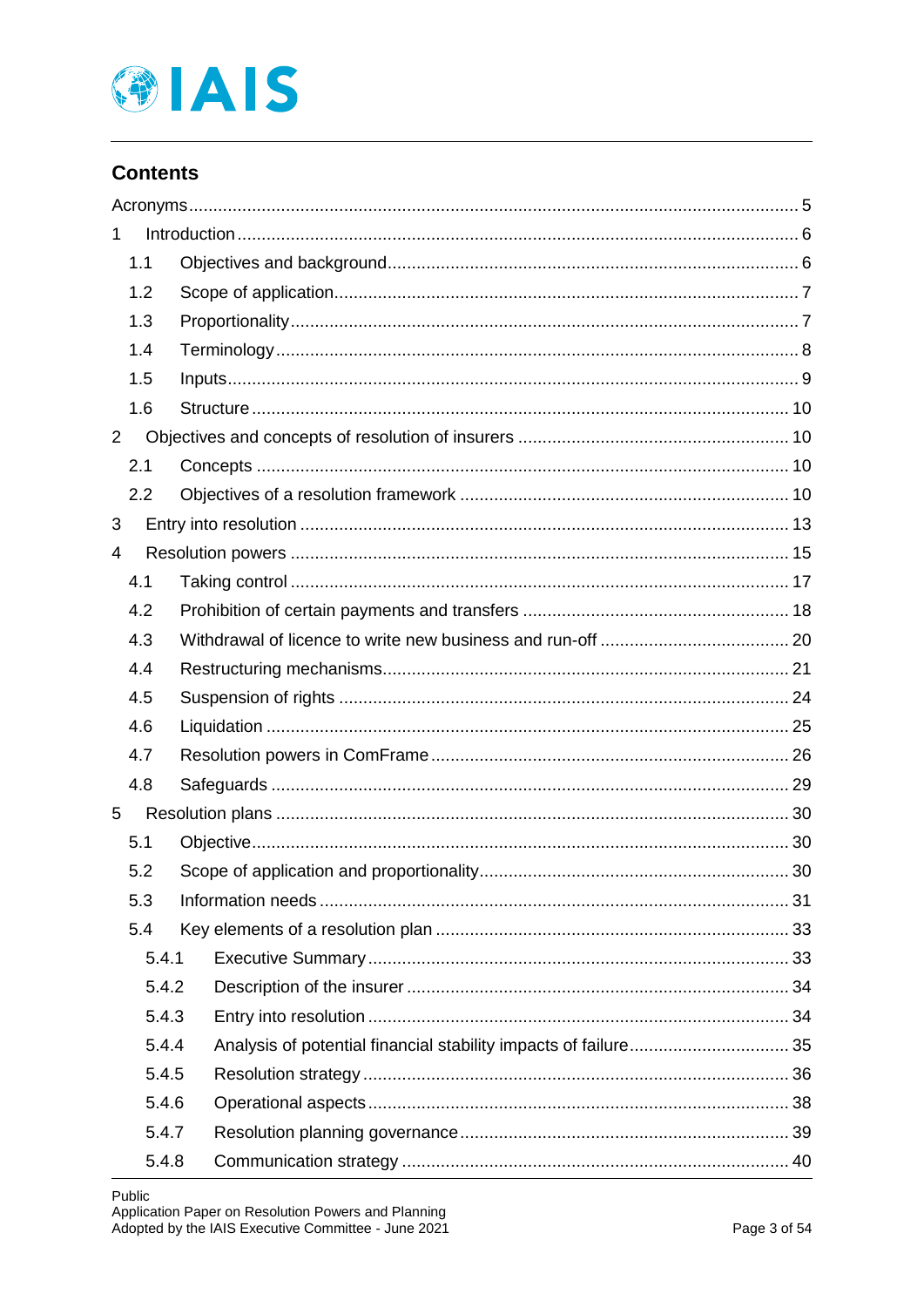## Contents

Acronyms ..... 5

1 Introduction ..... 6

- 1.1 Objectives and background ..... 6
- 1.2 Scope of application ..... 7
- 1.3 Proportionality ..... 7
- 1.4 Terminology ..... 8
- 1.5 Inputs ..... 9
- 1.6 Structure ..... 10

2 Objectives and concepts of resolution of insurers ..... 10

- 2.1 Concepts ..... 10
- 2.2 Objectives of a resolution framework ..... 10

3 Entry into resolution ..... 13

4 Resolution powers ..... 15

- 4.1 Taking control ..... 17
- 4.2 Prohibition of certain payments and transfers ..... 18
- 4.3 Withdrawal of licence to write new business and run-off ..... 20
- 4.4 Restructuring mechanisms ..... 21
- 4.5 Suspension of rights ..... 24
- 4.6 Liquidation ..... 25
- 4.7 Resolution powers in ComFrame ..... 26
- 4.8 Safeguards ..... 29

5 Resolution plans ..... 30

- 5.1 Objective ..... 30
- 5.2 Scope of application and proportionality ..... 30
- 5.3 Information needs ..... 31
- 5.4 Key elements of a resolution plan ..... 33
  - 5.4.1 Executive Summary ..... 33
  - 5.4.2 Description of the insurer ..... 34
  - 5.4.3 Entry into resolution ..... 34
  - 5.4.4 Analysis of potential financial stability impacts of failure ..... 35
  - 5.4.5 Resolution strategy ..... 36
  - 5.4.6 Operational aspects ..... 38
  - 5.4.7 Resolution planning governance ..... 39
  - 5.4.8 Communication strategy ..... 40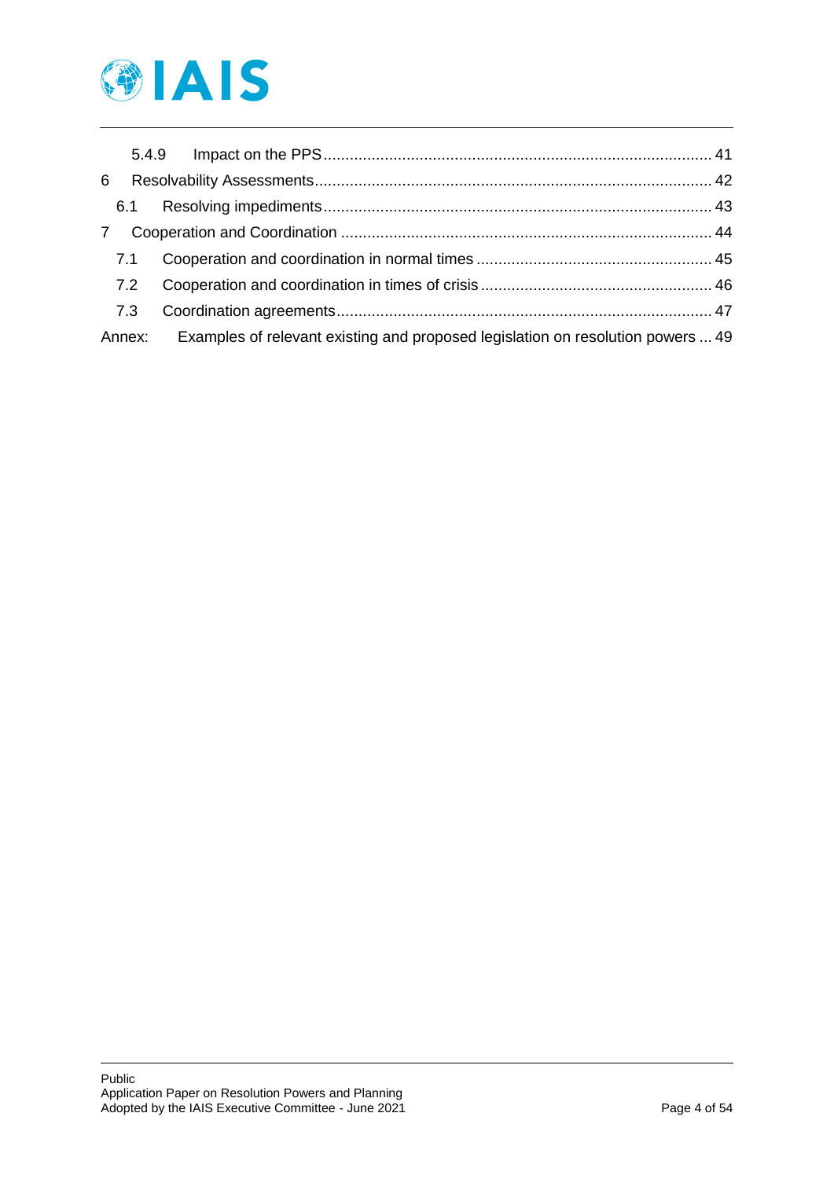5.4.9 Impact on the PPS ........ 41

6 Resolvability Assessments ........ 42

6.1 Resolving impediments ........ 43

7 Cooperation and Coordination ........ 44

7.1 Cooperation and coordination in normal times ........ 45

7.2 Cooperation and coordination in times of crisis ........ 46

7.3 Coordination agreements ........ 47

Annex: Examples of relevant existing and proposed legislation on resolution powers ... 49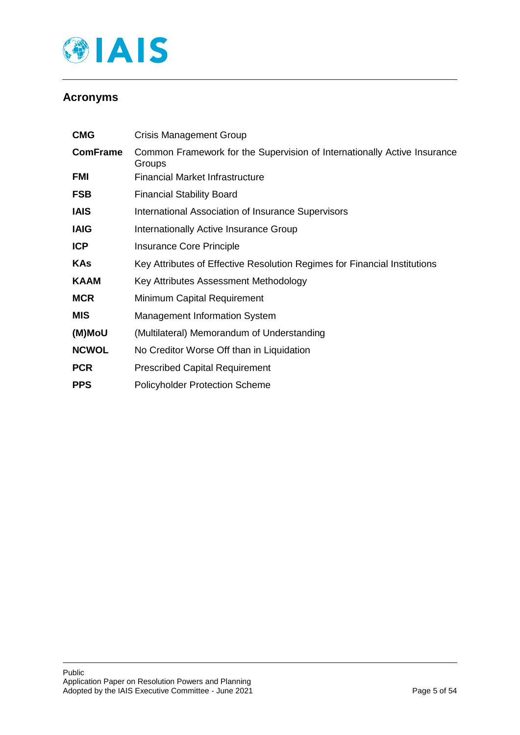## Acronyms

| | |
|---|---|
| **CMG** | Crisis Management Group |
| **ComFrame** | Common Framework for the Supervision of Internationally Active Insurance Groups |
| **FMI** | Financial Market Infrastructure |
| **FSB** | Financial Stability Board |
| **IAIS** | International Association of Insurance Supervisors |
| **IAIG** | Internationally Active Insurance Group |
| **ICP** | Insurance Core Principle |
| **KAs** | Key Attributes of Effective Resolution Regimes for Financial Institutions |
| **KAAM** | Key Attributes Assessment Methodology |
| **MCR** | Minimum Capital Requirement |
| **MIS** | Management Information System |
| **(M)MoU** | (Multilateral) Memorandum of Understanding |
| **NCWOL** | No Creditor Worse Off than in Liquidation |
| **PCR** | Prescribed Capital Requirement |
| **PPS** | Policyholder Protection Scheme |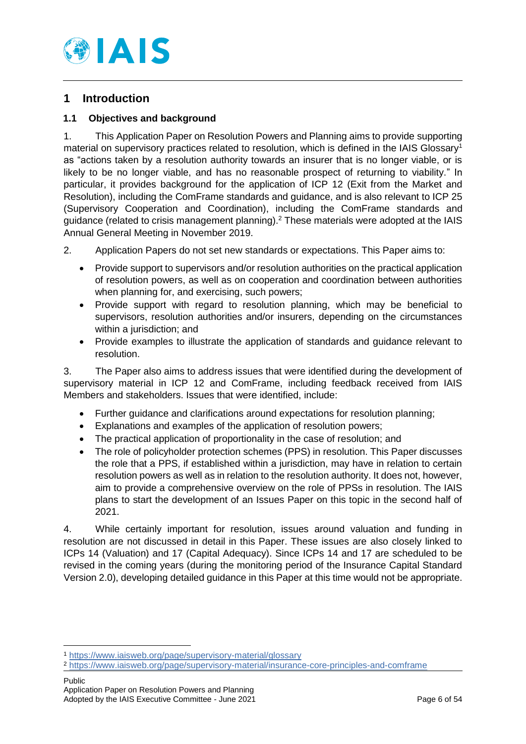# 1 Introduction

## 1.1 Objectives and background

1. This Application Paper on Resolution Powers and Planning aims to provide supporting material on supervisory practices related to resolution, which is defined in the IAIS Glossary[1] as "actions taken by a resolution authority towards an insurer that is no longer viable, or is likely to be no longer viable, and has no reasonable prospect of returning to viability." In particular, it provides background for the application of ICP 12 (Exit from the Market and Resolution), including the ComFrame standards and guidance, and is also relevant to ICP 25 (Supervisory Cooperation and Coordination), including the ComFrame standards and guidance (related to crisis management planning).[2] These materials were adopted at the IAIS Annual General Meeting in November 2019.

2. Application Papers do not set new standards or expectations. This Paper aims to:

- Provide support to supervisors and/or resolution authorities on the practical application of resolution powers, as well as on cooperation and coordination between authorities when planning for, and exercising, such powers;
- Provide support with regard to resolution planning, which may be beneficial to supervisors, resolution authorities and/or insurers, depending on the circumstances within a jurisdiction; and
- Provide examples to illustrate the application of standards and guidance relevant to resolution.

3. The Paper also aims to address issues that were identified during the development of supervisory material in ICP 12 and ComFrame, including feedback received from IAIS Members and stakeholders. Issues that were identified, include:

- Further guidance and clarifications around expectations for resolution planning;
- Explanations and examples of the application of resolution powers;
- The practical application of proportionality in the case of resolution; and
- The role of policyholder protection schemes (PPS) in resolution. This Paper discusses the role that a PPS, if established within a jurisdiction, may have in relation to certain resolution powers as well as in relation to the resolution authority. It does not, however, aim to provide a comprehensive overview on the role of PPSs in resolution. The IAIS plans to start the development of an Issues Paper on this topic in the second half of 2021.

4. While certainly important for resolution, issues around valuation and funding in resolution are not discussed in detail in this Paper. These issues are also closely linked to ICPs 14 (Valuation) and 17 (Capital Adequacy). Since ICPs 14 and 17 are scheduled to be revised in the coming years (during the monitoring period of the Insurance Capital Standard Version 2.0), developing detailed guidance in this Paper at this time would not be appropriate.

---

[1] https://www.iaisweb.org/page/supervisory-material/glossary

[2] https://www.iaisweb.org/page/supervisory-material/insurance-core-principles-and-comframe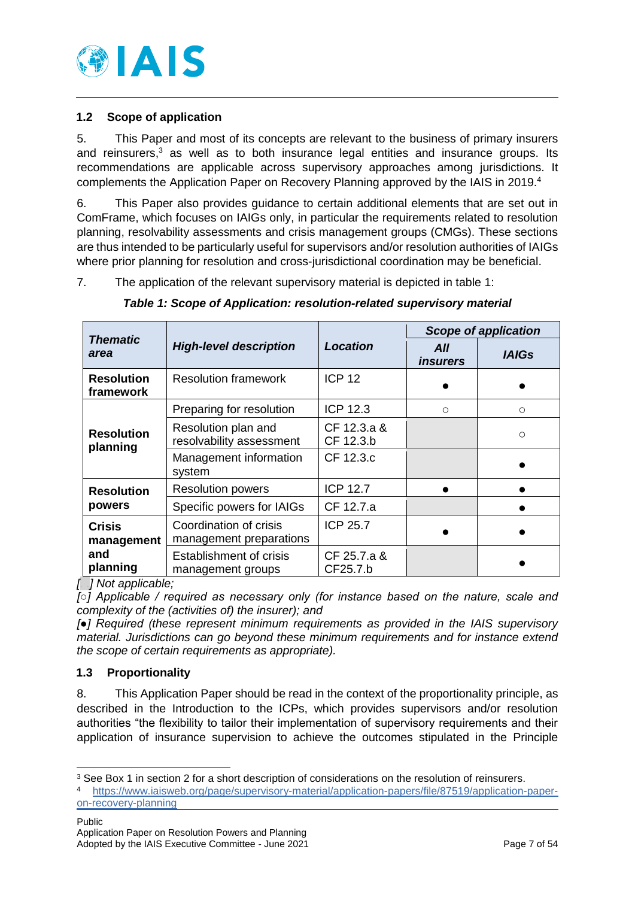## 1.2 Scope of application

5. This Paper and most of its concepts are relevant to the business of primary insurers and reinsurers,[3] as well as to both insurance legal entities and insurance groups. Its recommendations are applicable across supervisory approaches among jurisdictions. It complements the Application Paper on Recovery Planning approved by the IAIS in 2019.[4]

6. This Paper also provides guidance to certain additional elements that are set out in ComFrame, which focuses on IAIGs only, in particular the requirements related to resolution planning, resolvability assessments and crisis management groups (CMGs). These sections are thus intended to be particularly useful for supervisors and/or resolution authorities of IAIGs where prior planning for resolution and cross-jurisdictional coordination may be beneficial.

7. The application of the relevant supervisory material is depicted in table 1:

***Table 1: Scope of Application: resolution-related supervisory material***

| *Thematic area* | *High-level description* | *Location* | *Scope of application* | |
|---|---|---|---|---|
| | | | *All insurers* | *IAIGs* |
| **Resolution framework** | Resolution framework | ICP 12 | ● | ● |
| **Resolution planning** | Preparing for resolution | ICP 12.3 | ○ | ○ |
| | Resolution plan and resolvability assessment | CF 12.3.a & CF 12.3.b | | ○ |
| | Management information system | CF 12.3.c | | ● |
| **Resolution powers** | Resolution powers | ICP 12.7 | ● | ● |
| | Specific powers for IAIGs | CF 12.7.a | | ● |
| **Crisis management and planning** | Coordination of crisis management preparations | ICP 25.7 | ● | ● |
| | Establishment of crisis management groups | CF 25.7.a & CF25.7.b | | ● |

*[ ] Not applicable;*
*[○] Applicable / required as necessary only (for instance based on the nature, scale and complexity of the (activities of) the insurer); and*
*[●] Required (these represent minimum requirements as provided in the IAIS supervisory material. Jurisdictions can go beyond these minimum requirements and for instance extend the scope of certain requirements as appropriate).*

## 1.3 Proportionality

8. This Application Paper should be read in the context of the proportionality principle, as described in the Introduction to the ICPs, which provides supervisors and/or resolution authorities "the flexibility to tailor their implementation of supervisory requirements and their application of insurance supervision to achieve the outcomes stipulated in the Principle

[3] See Box 1 in section 2 for a short description of considerations on the resolution of reinsurers.

[4] https://www.iaisweb.org/page/supervisory-material/application-papers/file/87519/application-paper-on-recovery-planning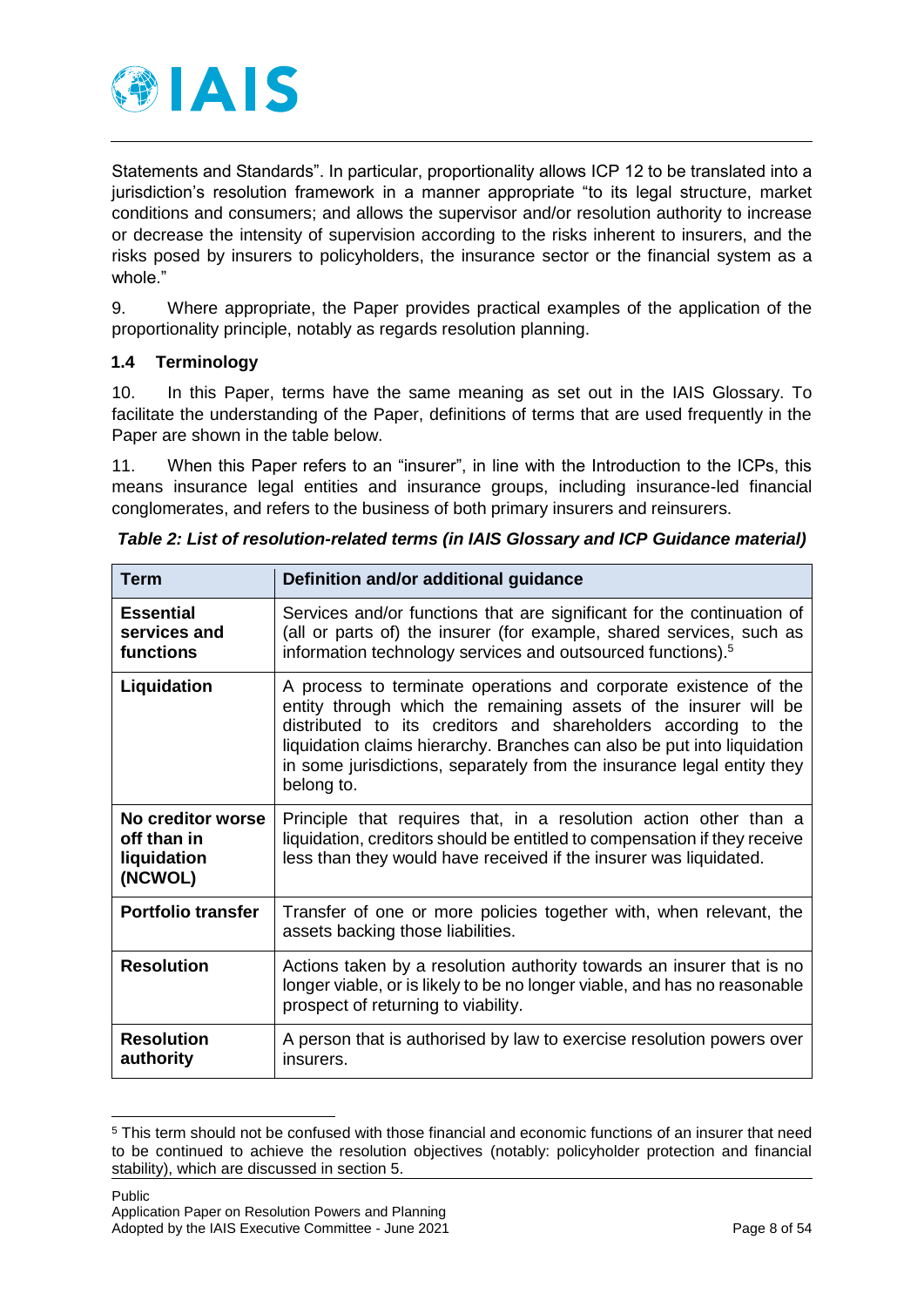Statements and Standards". In particular, proportionality allows ICP 12 to be translated into a jurisdiction's resolution framework in a manner appropriate "to its legal structure, market conditions and consumers; and allows the supervisor and/or resolution authority to increase or decrease the intensity of supervision according to the risks inherent to insurers, and the risks posed by insurers to policyholders, the insurance sector or the financial system as a whole."

9. Where appropriate, the Paper provides practical examples of the application of the proportionality principle, notably as regards resolution planning.

### 1.4 Terminology

10. In this Paper, terms have the same meaning as set out in the IAIS Glossary. To facilitate the understanding of the Paper, definitions of terms that are used frequently in the Paper are shown in the table below.

11. When this Paper refers to an "insurer", in line with the Introduction to the ICPs, this means insurance legal entities and insurance groups, including insurance-led financial conglomerates, and refers to the business of both primary insurers and reinsurers.

***Table 2: List of resolution-related terms (in IAIS Glossary and ICP Guidance material)***

| Term | Definition and/or additional guidance |
|---|---|
| **Essential services and functions** | Services and/or functions that are significant for the continuation of (all or parts of) the insurer (for example, shared services, such as information technology services and outsourced functions).[5] |
| **Liquidation** | A process to terminate operations and corporate existence of the entity through which the remaining assets of the insurer will be distributed to its creditors and shareholders according to the liquidation claims hierarchy. Branches can also be put into liquidation in some jurisdictions, separately from the insurance legal entity they belong to. |
| **No creditor worse off than in liquidation (NCWOL)** | Principle that requires that, in a resolution action other than a liquidation, creditors should be entitled to compensation if they receive less than they would have received if the insurer was liquidated. |
| **Portfolio transfer** | Transfer of one or more policies together with, when relevant, the assets backing those liabilities. |
| **Resolution** | Actions taken by a resolution authority towards an insurer that is no longer viable, or is likely to be no longer viable, and has no reasonable prospect of returning to viability. |
| **Resolution authority** | A person that is authorised by law to exercise resolution powers over insurers. |

[5] This term should not be confused with those financial and economic functions of an insurer that need to be continued to achieve the resolution objectives (notably: policyholder protection and financial stability), which are discussed in section 5.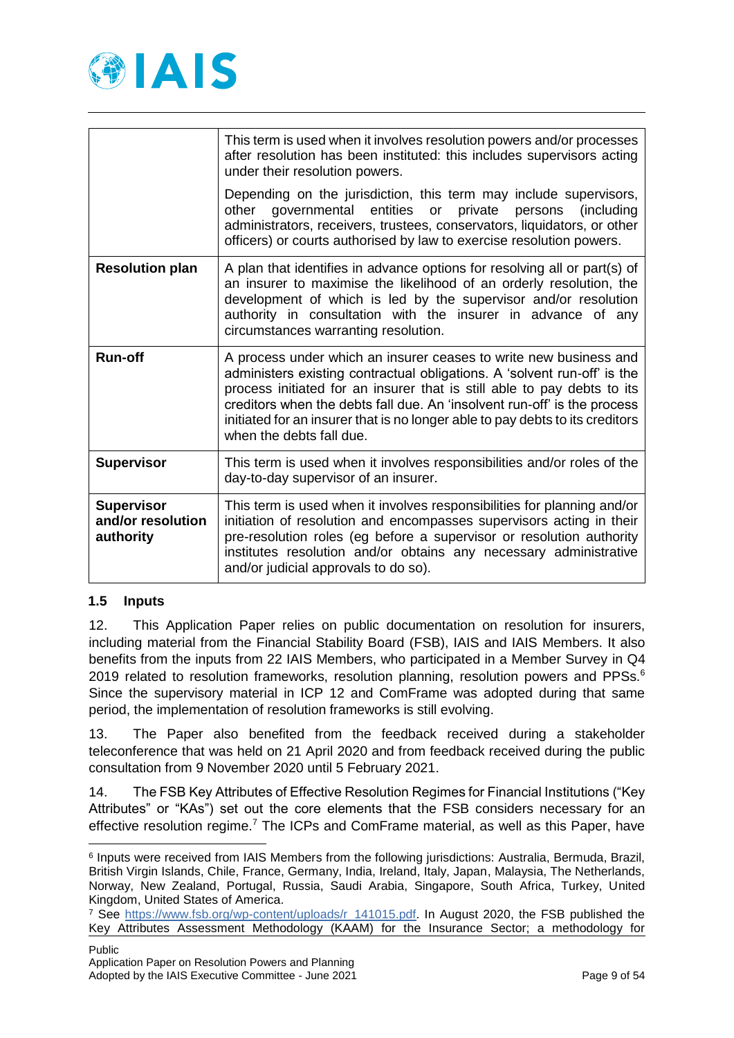| | |
|---|---|
| | This term is used when it involves resolution powers and/or processes after resolution has been instituted: this includes supervisors acting under their resolution powers.<br><br>Depending on the jurisdiction, this term may include supervisors, other governmental entities or private persons (including administrators, receivers, trustees, conservators, liquidators, or other officers) or courts authorised by law to exercise resolution powers. |
| **Resolution plan** | A plan that identifies in advance options for resolving all or part(s) of an insurer to maximise the likelihood of an orderly resolution, the development of which is led by the supervisor and/or resolution authority in consultation with the insurer in advance of any circumstances warranting resolution. |
| **Run-off** | A process under which an insurer ceases to write new business and administers existing contractual obligations. A 'solvent run-off' is the process initiated for an insurer that is still able to pay debts to its creditors when the debts fall due. An 'insolvent run-off' is the process initiated for an insurer that is no longer able to pay debts to its creditors when the debts fall due. |
| **Supervisor** | This term is used when it involves responsibilities and/or roles of the day-to-day supervisor of an insurer. |
| **Supervisor and/or resolution authority** | This term is used when it involves responsibilities for planning and/or initiation of resolution and encompasses supervisors acting in their pre-resolution roles (eg before a supervisor or resolution authority institutes resolution and/or obtains any necessary administrative and/or judicial approvals to do so). |

### 1.5 Inputs

12. This Application Paper relies on public documentation on resolution for insurers, including material from the Financial Stability Board (FSB), IAIS and IAIS Members. It also benefits from the inputs from 22 IAIS Members, who participated in a Member Survey in Q4 2019 related to resolution frameworks, resolution planning, resolution powers and PPSs.[6] Since the supervisory material in ICP 12 and ComFrame was adopted during that same period, the implementation of resolution frameworks is still evolving.

13. The Paper also benefited from the feedback received during a stakeholder teleconference that was held on 21 April 2020 and from feedback received during the public consultation from 9 November 2020 until 5 February 2021.

14. The FSB Key Attributes of Effective Resolution Regimes for Financial Institutions ("Key Attributes" or "KAs") set out the core elements that the FSB considers necessary for an effective resolution regime.[7] The ICPs and ComFrame material, as well as this Paper, have

[6] Inputs were received from IAIS Members from the following jurisdictions: Australia, Bermuda, Brazil, British Virgin Islands, Chile, France, Germany, India, Ireland, Italy, Japan, Malaysia, The Netherlands, Norway, New Zealand, Portugal, Russia, Saudi Arabia, Singapore, South Africa, Turkey, United Kingdom, United States of America.

[7] See https://www.fsb.org/wp-content/uploads/r_141015.pdf. In August 2020, the FSB published the Key Attributes Assessment Methodology (KAAM) for the Insurance Sector; a methodology for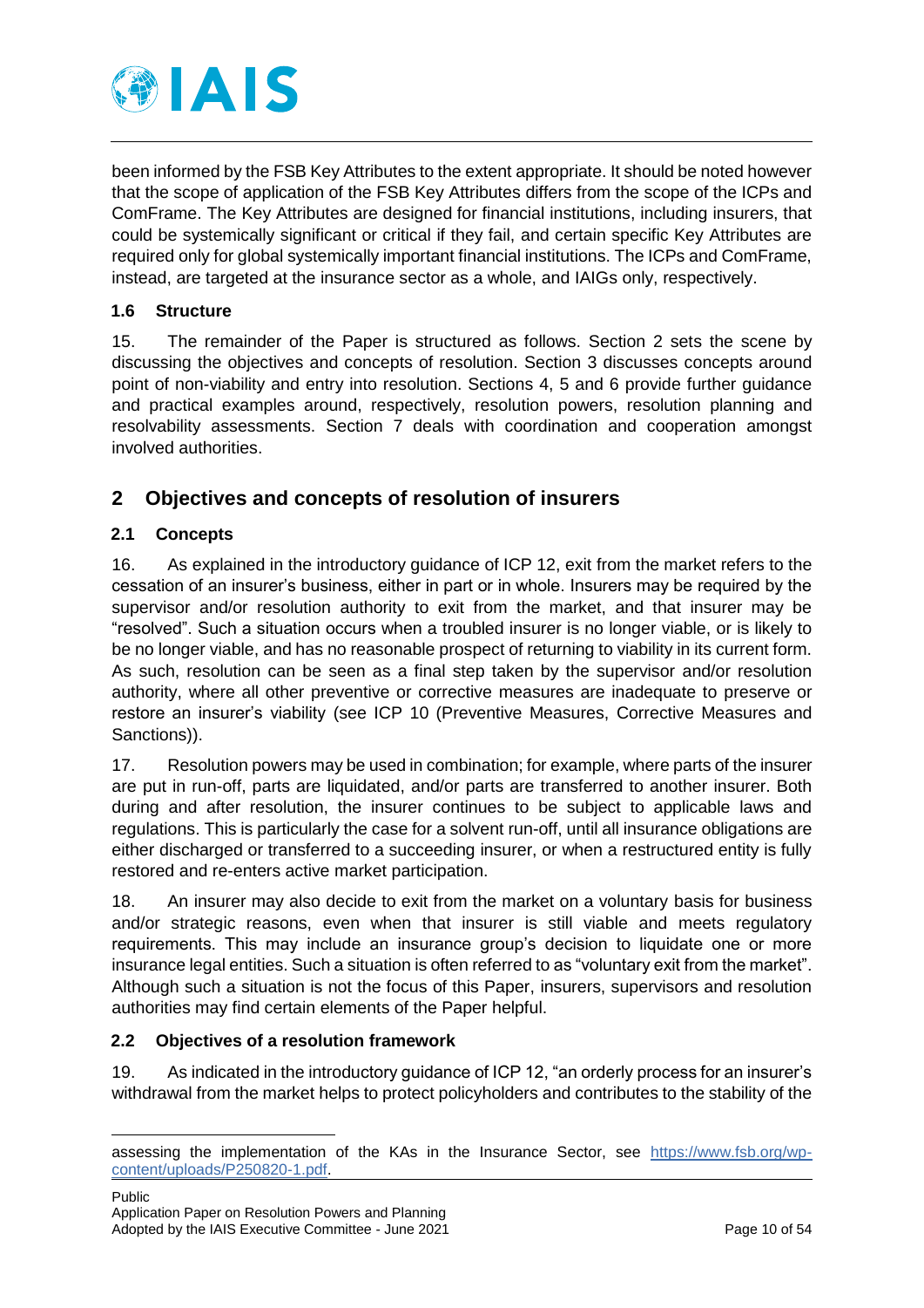been informed by the FSB Key Attributes to the extent appropriate. It should be noted however that the scope of application of the FSB Key Attributes differs from the scope of the ICPs and ComFrame. The Key Attributes are designed for financial institutions, including insurers, that could be systemically significant or critical if they fail, and certain specific Key Attributes are required only for global systemically important financial institutions. The ICPs and ComFrame, instead, are targeted at the insurance sector as a whole, and IAIGs only, respectively.

### 1.6 Structure

15. The remainder of the Paper is structured as follows. Section 2 sets the scene by discussing the objectives and concepts of resolution. Section 3 discusses concepts around point of non-viability and entry into resolution. Sections 4, 5 and 6 provide further guidance and practical examples around, respectively, resolution powers, resolution planning and resolvability assessments. Section 7 deals with coordination and cooperation amongst involved authorities.

## 2 Objectives and concepts of resolution of insurers

### 2.1 Concepts

16. As explained in the introductory guidance of ICP 12, exit from the market refers to the cessation of an insurer's business, either in part or in whole. Insurers may be required by the supervisor and/or resolution authority to exit from the market, and that insurer may be "resolved". Such a situation occurs when a troubled insurer is no longer viable, or is likely to be no longer viable, and has no reasonable prospect of returning to viability in its current form. As such, resolution can be seen as a final step taken by the supervisor and/or resolution authority, where all other preventive or corrective measures are inadequate to preserve or restore an insurer's viability (see ICP 10 (Preventive Measures, Corrective Measures and Sanctions)).

17. Resolution powers may be used in combination; for example, where parts of the insurer are put in run-off, parts are liquidated, and/or parts are transferred to another insurer. Both during and after resolution, the insurer continues to be subject to applicable laws and regulations. This is particularly the case for a solvent run-off, until all insurance obligations are either discharged or transferred to a succeeding insurer, or when a restructured entity is fully restored and re-enters active market participation.

18. An insurer may also decide to exit from the market on a voluntary basis for business and/or strategic reasons, even when that insurer is still viable and meets regulatory requirements. This may include an insurance group's decision to liquidate one or more insurance legal entities. Such a situation is often referred to as "voluntary exit from the market". Although such a situation is not the focus of this Paper, insurers, supervisors and resolution authorities may find certain elements of the Paper helpful.

### 2.2 Objectives of a resolution framework

19. As indicated in the introductory guidance of ICP 12, "an orderly process for an insurer's withdrawal from the market helps to protect policyholders and contributes to the stability of the

---

assessing the implementation of the KAs in the Insurance Sector, see https://www.fsb.org/wp-content/uploads/P250820-1.pdf.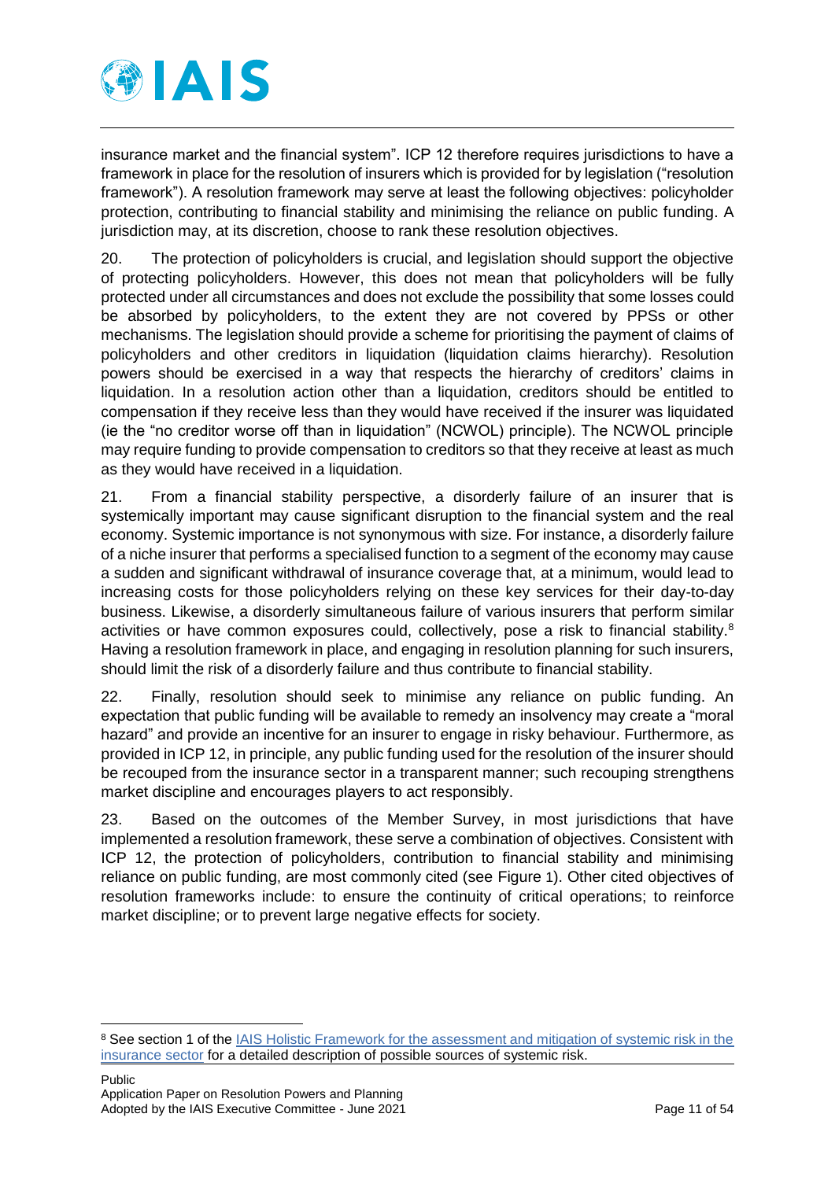insurance market and the financial system". ICP 12 therefore requires jurisdictions to have a framework in place for the resolution of insurers which is provided for by legislation ("resolution framework"). A resolution framework may serve at least the following objectives: policyholder protection, contributing to financial stability and minimising the reliance on public funding. A jurisdiction may, at its discretion, choose to rank these resolution objectives.

20. The protection of policyholders is crucial, and legislation should support the objective of protecting policyholders. However, this does not mean that policyholders will be fully protected under all circumstances and does not exclude the possibility that some losses could be absorbed by policyholders, to the extent they are not covered by PPSs or other mechanisms. The legislation should provide a scheme for prioritising the payment of claims of policyholders and other creditors in liquidation (liquidation claims hierarchy). Resolution powers should be exercised in a way that respects the hierarchy of creditors' claims in liquidation. In a resolution action other than a liquidation, creditors should be entitled to compensation if they receive less than they would have received if the insurer was liquidated (ie the "no creditor worse off than in liquidation" (NCWOL) principle). The NCWOL principle may require funding to provide compensation to creditors so that they receive at least as much as they would have received in a liquidation.

21. From a financial stability perspective, a disorderly failure of an insurer that is systemically important may cause significant disruption to the financial system and the real economy. Systemic importance is not synonymous with size. For instance, a disorderly failure of a niche insurer that performs a specialised function to a segment of the economy may cause a sudden and significant withdrawal of insurance coverage that, at a minimum, would lead to increasing costs for those policyholders relying on these key services for their day-to-day business. Likewise, a disorderly simultaneous failure of various insurers that perform similar activities or have common exposures could, collectively, pose a risk to financial stability.[8] Having a resolution framework in place, and engaging in resolution planning for such insurers, should limit the risk of a disorderly failure and thus contribute to financial stability.

22. Finally, resolution should seek to minimise any reliance on public funding. An expectation that public funding will be available to remedy an insolvency may create a "moral hazard" and provide an incentive for an insurer to engage in risky behaviour. Furthermore, as provided in ICP 12, in principle, any public funding used for the resolution of the insurer should be recouped from the insurance sector in a transparent manner; such recouping strengthens market discipline and encourages players to act responsibly.

23. Based on the outcomes of the Member Survey, in most jurisdictions that have implemented a resolution framework, these serve a combination of objectives. Consistent with ICP 12, the protection of policyholders, contribution to financial stability and minimising reliance on public funding, are most commonly cited (see Figure 1). Other cited objectives of resolution frameworks include: to ensure the continuity of critical operations; to reinforce market discipline; or to prevent large negative effects for society.

[8] See section 1 of the IAIS Holistic Framework for the assessment and mitigation of systemic risk in the insurance sector for a detailed description of possible sources of systemic risk.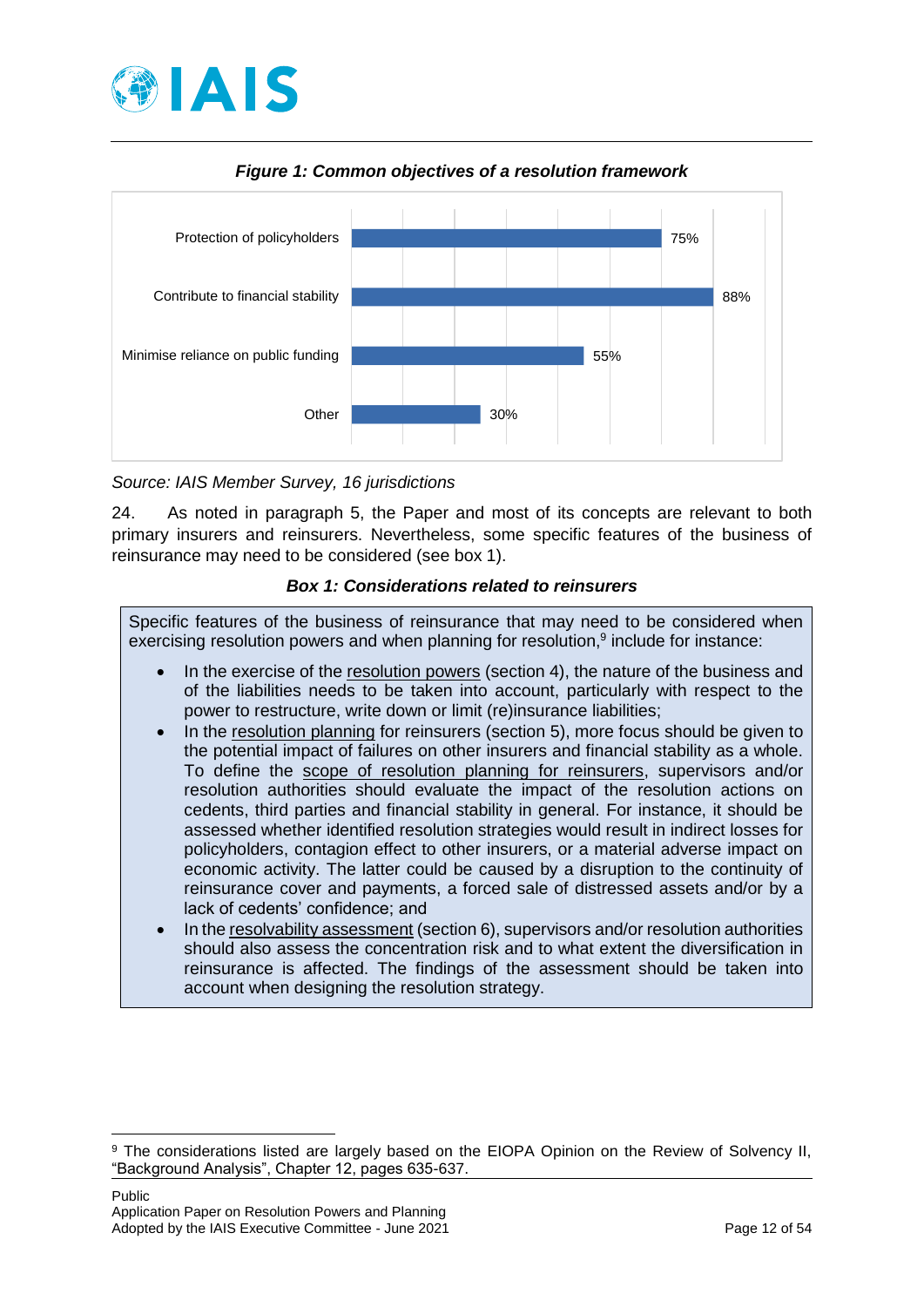***Figure 1: Common objectives of a resolution framework***

| Objective | Percentage |
|---|---|
| Protection of policyholders | 75% |
| Contribute to financial stability | 88% |
| Minimise reliance on public funding | 55% |
| Other | 30% |

*Source: IAIS Member Survey, 16 jurisdictions*

24. As noted in paragraph 5, the Paper and most of its concepts are relevant to both primary insurers and reinsurers. Nevertheless, some specific features of the business of reinsurance may need to be considered (see box 1).

***Box 1: Considerations related to reinsurers***

Specific features of the business of reinsurance that may need to be considered when exercising resolution powers and when planning for resolution,[9] include for instance:

- In the exercise of the resolution powers (section 4), the nature of the business and of the liabilities needs to be taken into account, particularly with respect to the power to restructure, write down or limit (re)insurance liabilities;
- In the resolution planning for reinsurers (section 5), more focus should be given to the potential impact of failures on other insurers and financial stability as a whole. To define the scope of resolution planning for reinsurers, supervisors and/or resolution authorities should evaluate the impact of the resolution actions on cedents, third parties and financial stability in general. For instance, it should be assessed whether identified resolution strategies would result in indirect losses for policyholders, contagion effect to other insurers, or a material adverse impact on economic activity. The latter could be caused by a disruption to the continuity of reinsurance cover and payments, a forced sale of distressed assets and/or by a lack of cedents' confidence; and
- In the resolvability assessment (section 6), supervisors and/or resolution authorities should also assess the concentration risk and to what extent the diversification in reinsurance is affected. The findings of the assessment should be taken into account when designing the resolution strategy.

[9] The considerations listed are largely based on the EIOPA Opinion on the Review of Solvency II, "Background Analysis", Chapter 12, pages 635-637.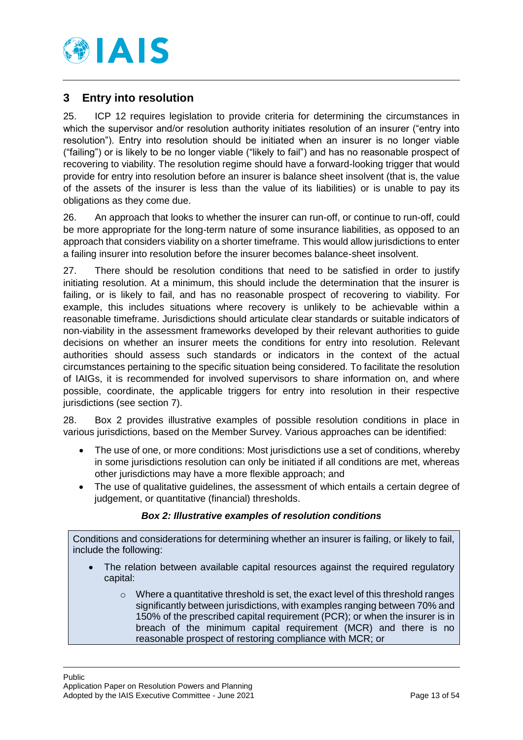## 3 Entry into resolution

25. ICP 12 requires legislation to provide criteria for determining the circumstances in which the supervisor and/or resolution authority initiates resolution of an insurer ("entry into resolution"). Entry into resolution should be initiated when an insurer is no longer viable ("failing") or is likely to be no longer viable ("likely to fail") and has no reasonable prospect of recovering to viability. The resolution regime should have a forward-looking trigger that would provide for entry into resolution before an insurer is balance sheet insolvent (that is, the value of the assets of the insurer is less than the value of its liabilities) or is unable to pay its obligations as they come due.

26. An approach that looks to whether the insurer can run-off, or continue to run-off, could be more appropriate for the long-term nature of some insurance liabilities, as opposed to an approach that considers viability on a shorter timeframe. This would allow jurisdictions to enter a failing insurer into resolution before the insurer becomes balance-sheet insolvent.

27. There should be resolution conditions that need to be satisfied in order to justify initiating resolution. At a minimum, this should include the determination that the insurer is failing, or is likely to fail, and has no reasonable prospect of recovering to viability. For example, this includes situations where recovery is unlikely to be achievable within a reasonable timeframe. Jurisdictions should articulate clear standards or suitable indicators of non-viability in the assessment frameworks developed by their relevant authorities to guide decisions on whether an insurer meets the conditions for entry into resolution. Relevant authorities should assess such standards or indicators in the context of the actual circumstances pertaining to the specific situation being considered. To facilitate the resolution of IAIGs, it is recommended for involved supervisors to share information on, and where possible, coordinate, the applicable triggers for entry into resolution in their respective jurisdictions (see section 7).

28. Box 2 provides illustrative examples of possible resolution conditions in place in various jurisdictions, based on the Member Survey. Various approaches can be identified:

- The use of one, or more conditions: Most jurisdictions use a set of conditions, whereby in some jurisdictions resolution can only be initiated if all conditions are met, whereas other jurisdictions may have a more flexible approach; and
- The use of qualitative guidelines, the assessment of which entails a certain degree of judgement, or quantitative (financial) thresholds.

***Box 2: Illustrative examples of resolution conditions***

Conditions and considerations for determining whether an insurer is failing, or likely to fail, include the following:

- The relation between available capital resources against the required regulatory capital:
  - Where a quantitative threshold is set, the exact level of this threshold ranges significantly between jurisdictions, with examples ranging between 70% and 150% of the prescribed capital requirement (PCR); or when the insurer is in breach of the minimum capital requirement (MCR) and there is no reasonable prospect of restoring compliance with MCR; or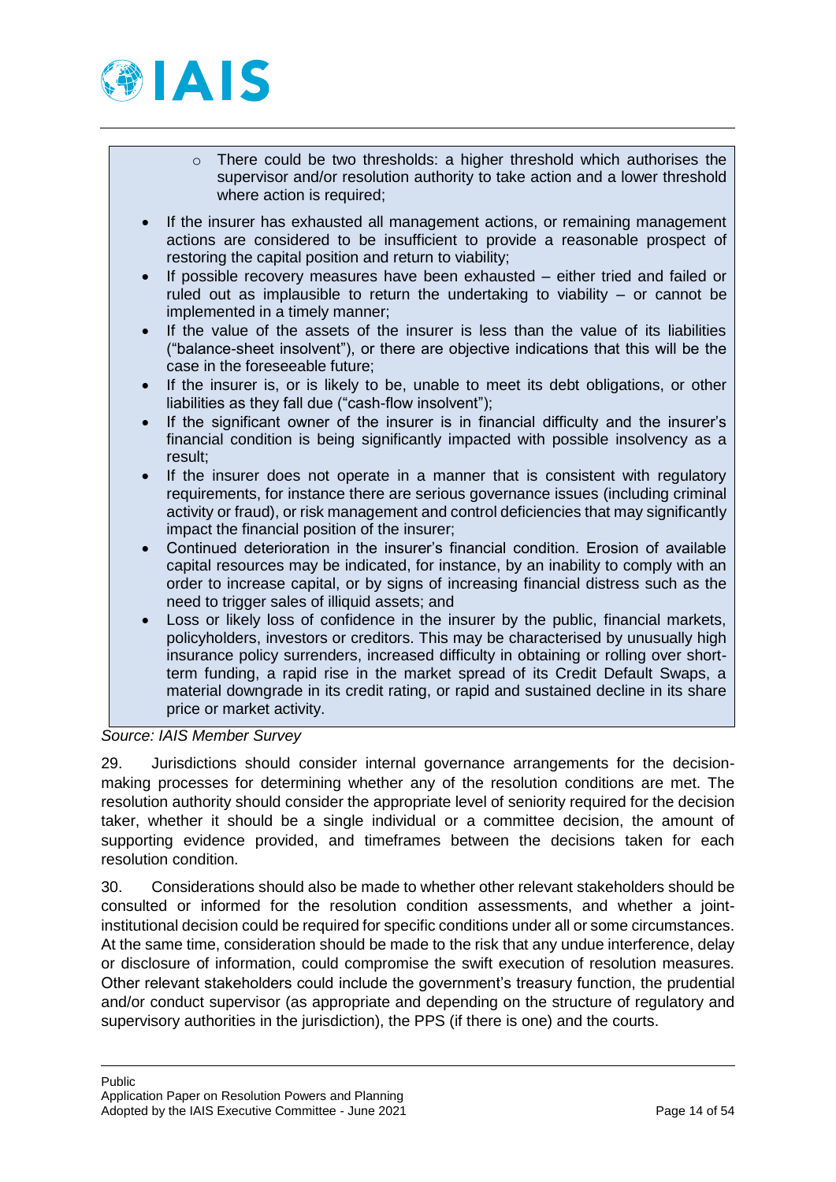- There could be two thresholds: a higher threshold which authorises the supervisor and/or resolution authority to take action and a lower threshold where action is required;

- If the insurer has exhausted all management actions, or remaining management actions are considered to be insufficient to provide a reasonable prospect of restoring the capital position and return to viability;
- If possible recovery measures have been exhausted – either tried and failed or ruled out as implausible to return the undertaking to viability – or cannot be implemented in a timely manner;
- If the value of the assets of the insurer is less than the value of its liabilities ("balance-sheet insolvent"), or there are objective indications that this will be the case in the foreseeable future;
- If the insurer is, or is likely to be, unable to meet its debt obligations, or other liabilities as they fall due ("cash-flow insolvent");
- If the significant owner of the insurer is in financial difficulty and the insurer's financial condition is being significantly impacted with possible insolvency as a result;
- If the insurer does not operate in a manner that is consistent with regulatory requirements, for instance there are serious governance issues (including criminal activity or fraud), or risk management and control deficiencies that may significantly impact the financial position of the insurer;
- Continued deterioration in the insurer's financial condition. Erosion of available capital resources may be indicated, for instance, by an inability to comply with an order to increase capital, or by signs of increasing financial distress such as the need to trigger sales of illiquid assets; and
- Loss or likely loss of confidence in the insurer by the public, financial markets, policyholders, investors or creditors. This may be characterised by unusually high insurance policy surrenders, increased difficulty in obtaining or rolling over short-term funding, a rapid rise in the market spread of its Credit Default Swaps, a material downgrade in its credit rating, or rapid and sustained decline in its share price or market activity.

*Source: IAIS Member Survey*

29. Jurisdictions should consider internal governance arrangements for the decision-making processes for determining whether any of the resolution conditions are met. The resolution authority should consider the appropriate level of seniority required for the decision taker, whether it should be a single individual or a committee decision, the amount of supporting evidence provided, and timeframes between the decisions taken for each resolution condition.

30. Considerations should also be made to whether other relevant stakeholders should be consulted or informed for the resolution condition assessments, and whether a joint-institutional decision could be required for specific conditions under all or some circumstances. At the same time, consideration should be made to the risk that any undue interference, delay or disclosure of information, could compromise the swift execution of resolution measures. Other relevant stakeholders could include the government's treasury function, the prudential and/or conduct supervisor (as appropriate and depending on the structure of regulatory and supervisory authorities in the jurisdiction), the PPS (if there is one) and the courts.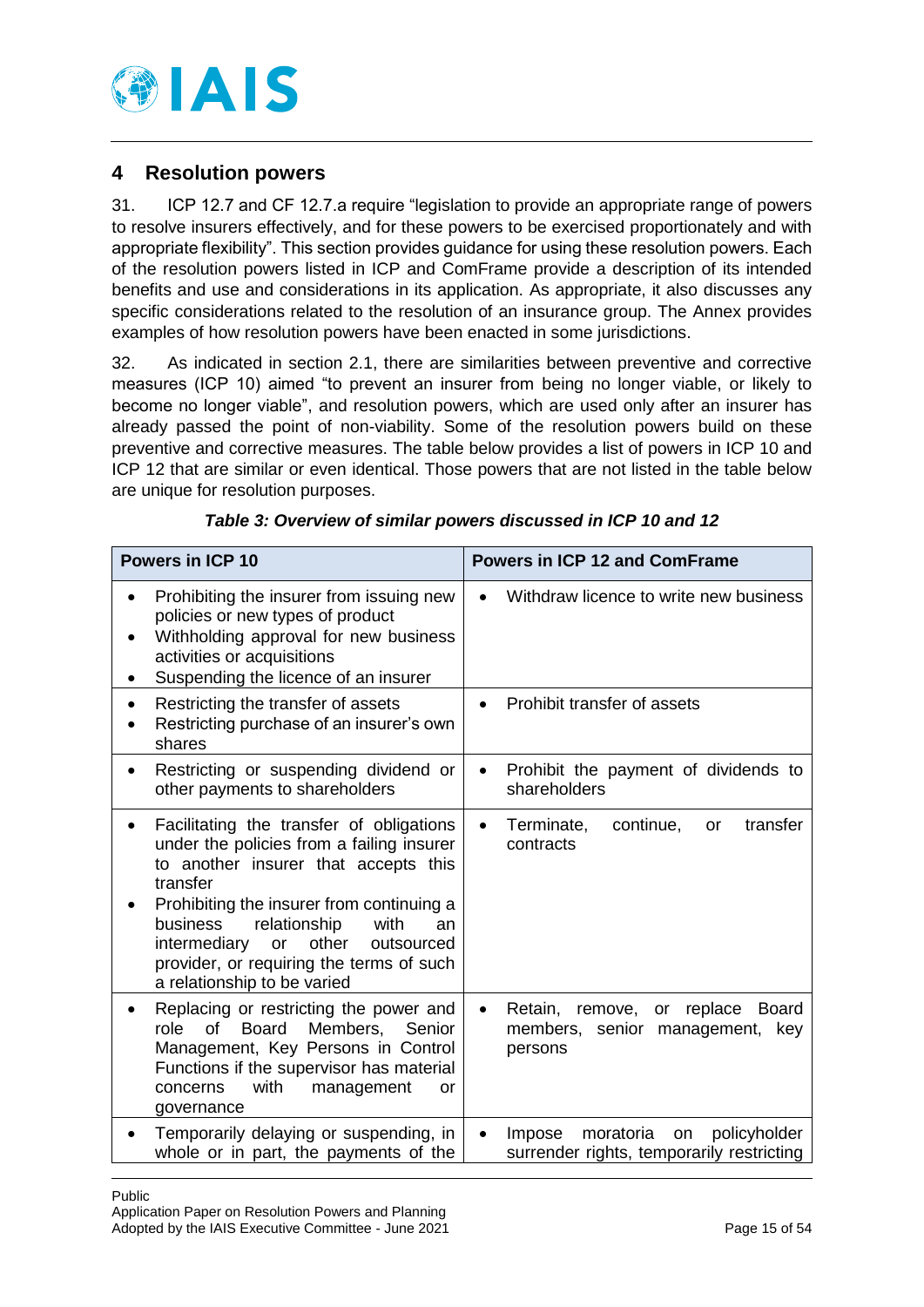## 4 Resolution powers

31. ICP 12.7 and CF 12.7.a require "legislation to provide an appropriate range of powers to resolve insurers effectively, and for these powers to be exercised proportionately and with appropriate flexibility". This section provides guidance for using these resolution powers. Each of the resolution powers listed in ICP and ComFrame provide a description of its intended benefits and use and considerations in its application. As appropriate, it also discusses any specific considerations related to the resolution of an insurance group. The Annex provides examples of how resolution powers have been enacted in some jurisdictions.

32. As indicated in section 2.1, there are similarities between preventive and corrective measures (ICP 10) aimed "to prevent an insurer from being no longer viable, or likely to become no longer viable", and resolution powers, which are used only after an insurer has already passed the point of non-viability. Some of the resolution powers build on these preventive and corrective measures. The table below provides a list of powers in ICP 10 and ICP 12 that are similar or even identical. Those powers that are not listed in the table below are unique for resolution purposes.

***Table 3: Overview of similar powers discussed in ICP 10 and 12***

| Powers in ICP 10 | Powers in ICP 12 and ComFrame |
|---|---|
| • Prohibiting the insurer from issuing new policies or new types of product<br>• Withholding approval for new business activities or acquisitions<br>• Suspending the licence of an insurer | • Withdraw licence to write new business |
| • Restricting the transfer of assets<br>• Restricting purchase of an insurer's own shares | • Prohibit transfer of assets |
| • Restricting or suspending dividend or other payments to shareholders | • Prohibit the payment of dividends to shareholders |
| • Facilitating the transfer of obligations under the policies from a failing insurer to another insurer that accepts this transfer<br>• Prohibiting the insurer from continuing a business relationship with an intermediary or other outsourced provider, or requiring the terms of such a relationship to be varied | • Terminate, continue, or transfer contracts |
| • Replacing or restricting the power and role of Board Members, Senior Management, Key Persons in Control Functions if the supervisor has material concerns with management or governance | • Retain, remove, or replace Board members, senior management, key persons |
| • Temporarily delaying or suspending, in whole or in part, the payments of the | • Impose moratoria on policyholder surrender rights, temporarily restricting |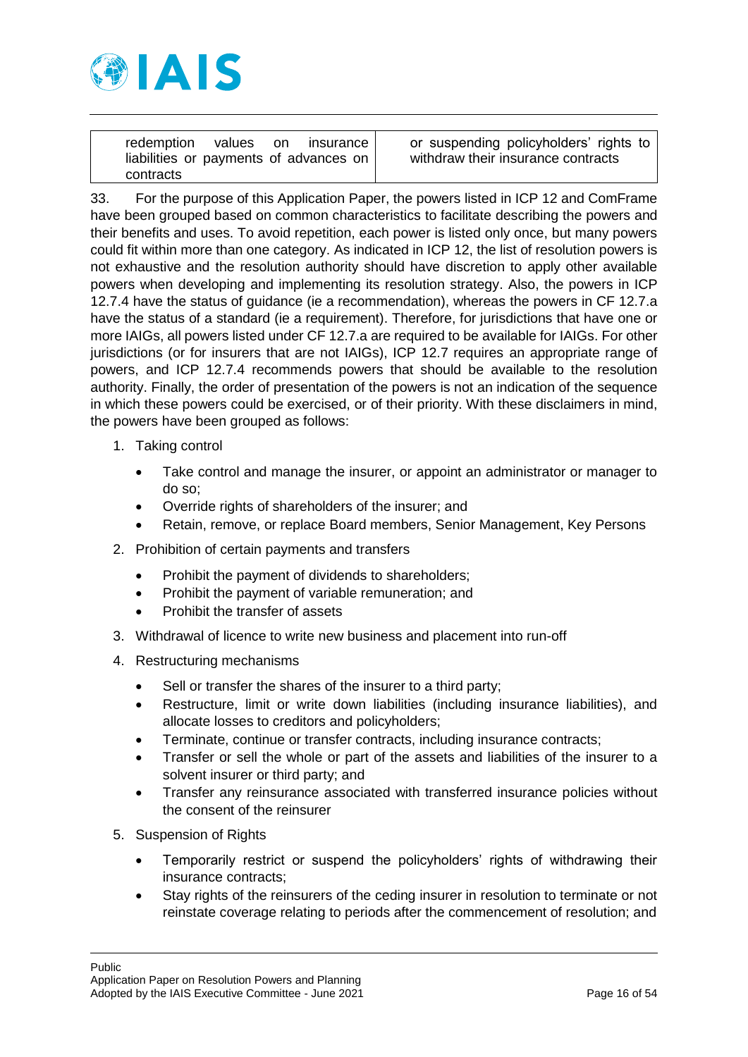| redemption values on insurance liabilities or payments of advances on contracts | or suspending policyholders' rights to withdraw their insurance contracts |
|---|---|

33. For the purpose of this Application Paper, the powers listed in ICP 12 and ComFrame have been grouped based on common characteristics to facilitate describing the powers and their benefits and uses. To avoid repetition, each power is listed only once, but many powers could fit within more than one category. As indicated in ICP 12, the list of resolution powers is not exhaustive and the resolution authority should have discretion to apply other available powers when developing and implementing its resolution strategy. Also, the powers in ICP 12.7.4 have the status of guidance (ie a recommendation), whereas the powers in CF 12.7.a have the status of a standard (ie a requirement). Therefore, for jurisdictions that have one or more IAIGs, all powers listed under CF 12.7.a are required to be available for IAIGs. For other jurisdictions (or for insurers that are not IAIGs), ICP 12.7 requires an appropriate range of powers, and ICP 12.7.4 recommends powers that should be available to the resolution authority. Finally, the order of presentation of the powers is not an indication of the sequence in which these powers could be exercised, or of their priority. With these disclaimers in mind, the powers have been grouped as follows:

1. Taking control
   - Take control and manage the insurer, or appoint an administrator or manager to do so;
   - Override rights of shareholders of the insurer; and
   - Retain, remove, or replace Board members, Senior Management, Key Persons
2. Prohibition of certain payments and transfers
   - Prohibit the payment of dividends to shareholders;
   - Prohibit the payment of variable remuneration; and
   - Prohibit the transfer of assets
3. Withdrawal of licence to write new business and placement into run-off
4. Restructuring mechanisms
   - Sell or transfer the shares of the insurer to a third party;
   - Restructure, limit or write down liabilities (including insurance liabilities), and allocate losses to creditors and policyholders;
   - Terminate, continue or transfer contracts, including insurance contracts;
   - Transfer or sell the whole or part of the assets and liabilities of the insurer to a solvent insurer or third party; and
   - Transfer any reinsurance associated with transferred insurance policies without the consent of the reinsurer
5. Suspension of Rights
   - Temporarily restrict or suspend the policyholders' rights of withdrawing their insurance contracts;
   - Stay rights of the reinsurers of the ceding insurer in resolution to terminate or not reinstate coverage relating to periods after the commencement of resolution; and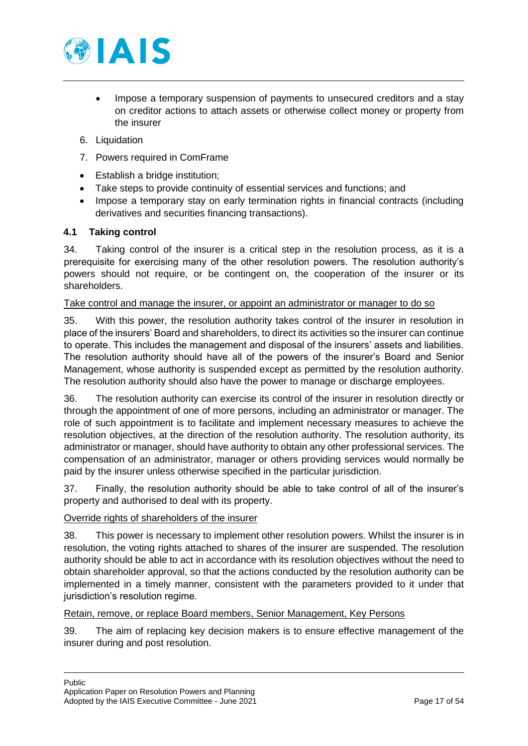- Impose a temporary suspension of payments to unsecured creditors and a stay on creditor actions to attach assets or otherwise collect money or property from the insurer

6. Liquidation
7. Powers required in ComFrame

- Establish a bridge institution;
- Take steps to provide continuity of essential services and functions; and
- Impose a temporary stay on early termination rights in financial contracts (including derivatives and securities financing transactions).

### 4.1 Taking control

34. Taking control of the insurer is a critical step in the resolution process, as it is a prerequisite for exercising many of the other resolution powers. The resolution authority's powers should not require, or be contingent on, the cooperation of the insurer or its shareholders.

<u>Take control and manage the insurer, or appoint an administrator or manager to do so</u>

35. With this power, the resolution authority takes control of the insurer in resolution in place of the insurers' Board and shareholders, to direct its activities so the insurer can continue to operate. This includes the management and disposal of the insurers' assets and liabilities. The resolution authority should have all of the powers of the insurer's Board and Senior Management, whose authority is suspended except as permitted by the resolution authority. The resolution authority should also have the power to manage or discharge employees.

36. The resolution authority can exercise its control of the insurer in resolution directly or through the appointment of one of more persons, including an administrator or manager. The role of such appointment is to facilitate and implement necessary measures to achieve the resolution objectives, at the direction of the resolution authority. The resolution authority, its administrator or manager, should have authority to obtain any other professional services. The compensation of an administrator, manager or others providing services would normally be paid by the insurer unless otherwise specified in the particular jurisdiction.

37. Finally, the resolution authority should be able to take control of all of the insurer's property and authorised to deal with its property.

<u>Override rights of shareholders of the insurer</u>

38. This power is necessary to implement other resolution powers. Whilst the insurer is in resolution, the voting rights attached to shares of the insurer are suspended. The resolution authority should be able to act in accordance with its resolution objectives without the need to obtain shareholder approval, so that the actions conducted by the resolution authority can be implemented in a timely manner, consistent with the parameters provided to it under that jurisdiction's resolution regime.

<u>Retain, remove, or replace Board members, Senior Management, Key Persons</u>

39. The aim of replacing key decision makers is to ensure effective management of the insurer during and post resolution.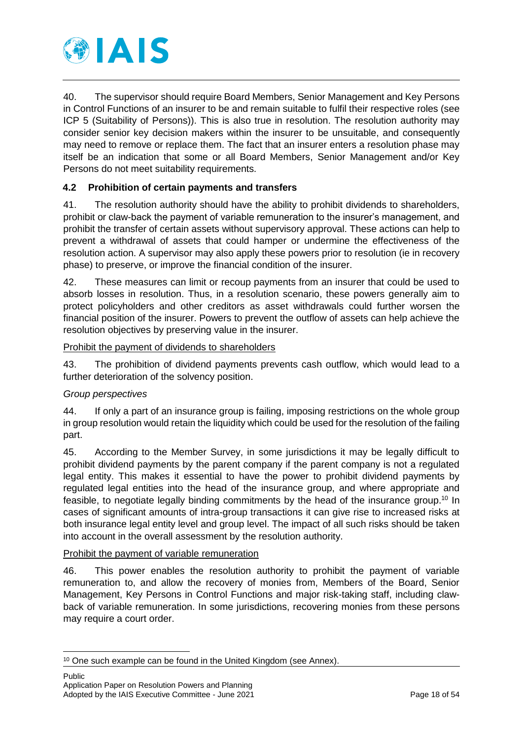40. The supervisor should require Board Members, Senior Management and Key Persons in Control Functions of an insurer to be and remain suitable to fulfil their respective roles (see ICP 5 (Suitability of Persons)). This is also true in resolution. The resolution authority may consider senior key decision makers within the insurer to be unsuitable, and consequently may need to remove or replace them. The fact that an insurer enters a resolution phase may itself be an indication that some or all Board Members, Senior Management and/or Key Persons do not meet suitability requirements.

### 4.2 Prohibition of certain payments and transfers

41. The resolution authority should have the ability to prohibit dividends to shareholders, prohibit or claw-back the payment of variable remuneration to the insurer's management, and prohibit the transfer of certain assets without supervisory approval. These actions can help to prevent a withdrawal of assets that could hamper or undermine the effectiveness of the resolution action. A supervisor may also apply these powers prior to resolution (ie in recovery phase) to preserve, or improve the financial condition of the insurer.

42. These measures can limit or recoup payments from an insurer that could be used to absorb losses in resolution. Thus, in a resolution scenario, these powers generally aim to protect policyholders and other creditors as asset withdrawals could further worsen the financial position of the insurer. Powers to prevent the outflow of assets can help achieve the resolution objectives by preserving value in the insurer.

<u>Prohibit the payment of dividends to shareholders</u>

43. The prohibition of dividend payments prevents cash outflow, which would lead to a further deterioration of the solvency position.

*Group perspectives*

44. If only a part of an insurance group is failing, imposing restrictions on the whole group in group resolution would retain the liquidity which could be used for the resolution of the failing part.

45. According to the Member Survey, in some jurisdictions it may be legally difficult to prohibit dividend payments by the parent company if the parent company is not a regulated legal entity. This makes it essential to have the power to prohibit dividend payments by regulated legal entities into the head of the insurance group, and where appropriate and feasible, to negotiate legally binding commitments by the head of the insurance group.[10] In cases of significant amounts of intra-group transactions it can give rise to increased risks at both insurance legal entity level and group level. The impact of all such risks should be taken into account in the overall assessment by the resolution authority.

<u>Prohibit the payment of variable remuneration</u>

46. This power enables the resolution authority to prohibit the payment of variable remuneration to, and allow the recovery of monies from, Members of the Board, Senior Management, Key Persons in Control Functions and major risk-taking staff, including claw-back of variable remuneration. In some jurisdictions, recovering monies from these persons may require a court order.

[10] One such example can be found in the United Kingdom (see Annex).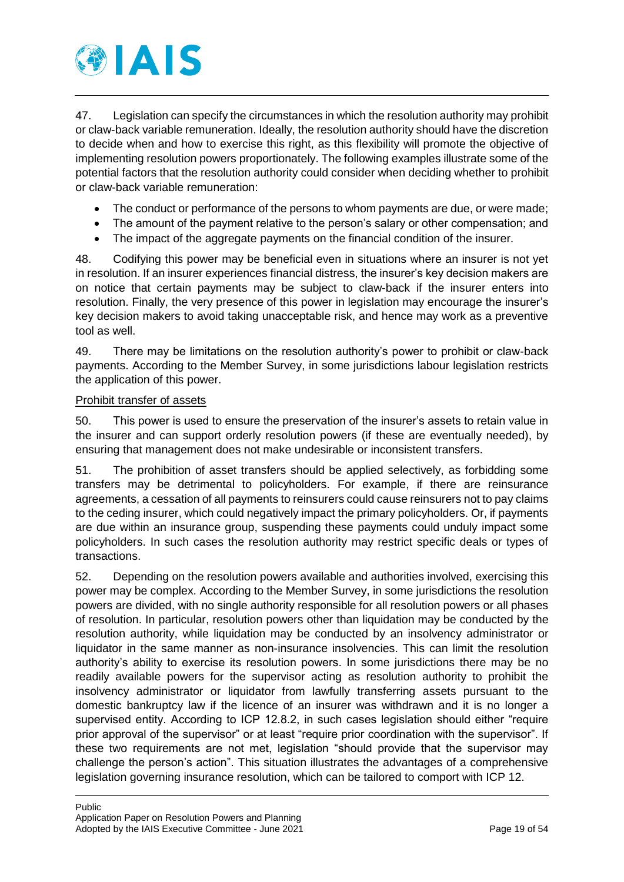47. Legislation can specify the circumstances in which the resolution authority may prohibit or claw-back variable remuneration. Ideally, the resolution authority should have the discretion to decide when and how to exercise this right, as this flexibility will promote the objective of implementing resolution powers proportionately. The following examples illustrate some of the potential factors that the resolution authority could consider when deciding whether to prohibit or claw-back variable remuneration:

- The conduct or performance of the persons to whom payments are due, or were made;
- The amount of the payment relative to the person's salary or other compensation; and
- The impact of the aggregate payments on the financial condition of the insurer.

48. Codifying this power may be beneficial even in situations where an insurer is not yet in resolution. If an insurer experiences financial distress, the insurer's key decision makers are on notice that certain payments may be subject to claw-back if the insurer enters into resolution. Finally, the very presence of this power in legislation may encourage the insurer's key decision makers to avoid taking unacceptable risk, and hence may work as a preventive tool as well.

49. There may be limitations on the resolution authority's power to prohibit or claw-back payments. According to the Member Survey, in some jurisdictions labour legislation restricts the application of this power.

<u>Prohibit transfer of assets</u>

50. This power is used to ensure the preservation of the insurer's assets to retain value in the insurer and can support orderly resolution powers (if these are eventually needed), by ensuring that management does not make undesirable or inconsistent transfers.

51. The prohibition of asset transfers should be applied selectively, as forbidding some transfers may be detrimental to policyholders. For example, if there are reinsurance agreements, a cessation of all payments to reinsurers could cause reinsurers not to pay claims to the ceding insurer, which could negatively impact the primary policyholders. Or, if payments are due within an insurance group, suspending these payments could unduly impact some policyholders. In such cases the resolution authority may restrict specific deals or types of transactions.

52. Depending on the resolution powers available and authorities involved, exercising this power may be complex. According to the Member Survey, in some jurisdictions the resolution powers are divided, with no single authority responsible for all resolution powers or all phases of resolution. In particular, resolution powers other than liquidation may be conducted by the resolution authority, while liquidation may be conducted by an insolvency administrator or liquidator in the same manner as non-insurance insolvencies. This can limit the resolution authority's ability to exercise its resolution powers. In some jurisdictions there may be no readily available powers for the supervisor acting as resolution authority to prohibit the insolvency administrator or liquidator from lawfully transferring assets pursuant to the domestic bankruptcy law if the licence of an insurer was withdrawn and it is no longer a supervised entity. According to ICP 12.8.2, in such cases legislation should either "require prior approval of the supervisor" or at least "require prior coordination with the supervisor". If these two requirements are not met, legislation "should provide that the supervisor may challenge the person's action". This situation illustrates the advantages of a comprehensive legislation governing insurance resolution, which can be tailored to comport with ICP 12.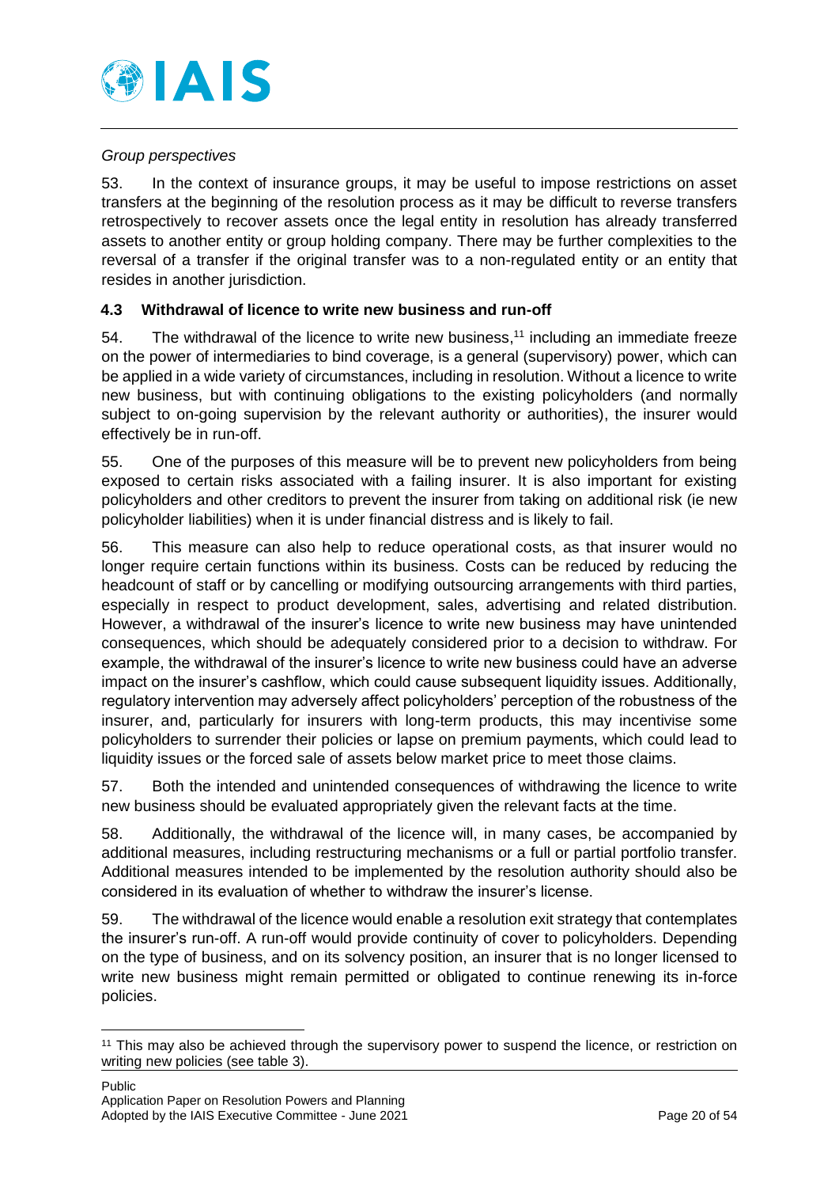*Group perspectives*

53. In the context of insurance groups, it may be useful to impose restrictions on asset transfers at the beginning of the resolution process as it may be difficult to reverse transfers retrospectively to recover assets once the legal entity in resolution has already transferred assets to another entity or group holding company. There may be further complexities to the reversal of a transfer if the original transfer was to a non-regulated entity or an entity that resides in another jurisdiction.

### 4.3 Withdrawal of licence to write new business and run-off

54. The withdrawal of the licence to write new business,[11] including an immediate freeze on the power of intermediaries to bind coverage, is a general (supervisory) power, which can be applied in a wide variety of circumstances, including in resolution. Without a licence to write new business, but with continuing obligations to the existing policyholders (and normally subject to on-going supervision by the relevant authority or authorities), the insurer would effectively be in run-off.

55. One of the purposes of this measure will be to prevent new policyholders from being exposed to certain risks associated with a failing insurer. It is also important for existing policyholders and other creditors to prevent the insurer from taking on additional risk (ie new policyholder liabilities) when it is under financial distress and is likely to fail.

56. This measure can also help to reduce operational costs, as that insurer would no longer require certain functions within its business. Costs can be reduced by reducing the headcount of staff or by cancelling or modifying outsourcing arrangements with third parties, especially in respect to product development, sales, advertising and related distribution. However, a withdrawal of the insurer's licence to write new business may have unintended consequences, which should be adequately considered prior to a decision to withdraw. For example, the withdrawal of the insurer's licence to write new business could have an adverse impact on the insurer's cashflow, which could cause subsequent liquidity issues. Additionally, regulatory intervention may adversely affect policyholders' perception of the robustness of the insurer, and, particularly for insurers with long-term products, this may incentivise some policyholders to surrender their policies or lapse on premium payments, which could lead to liquidity issues or the forced sale of assets below market price to meet those claims.

57. Both the intended and unintended consequences of withdrawing the licence to write new business should be evaluated appropriately given the relevant facts at the time.

58. Additionally, the withdrawal of the licence will, in many cases, be accompanied by additional measures, including restructuring mechanisms or a full or partial portfolio transfer. Additional measures intended to be implemented by the resolution authority should also be considered in its evaluation of whether to withdraw the insurer's license.

59. The withdrawal of the licence would enable a resolution exit strategy that contemplates the insurer's run-off. A run-off would provide continuity of cover to policyholders. Depending on the type of business, and on its solvency position, an insurer that is no longer licensed to write new business might remain permitted or obligated to continue renewing its in-force policies.

---

[11] This may also be achieved through the supervisory power to suspend the licence, or restriction on writing new policies (see table 3).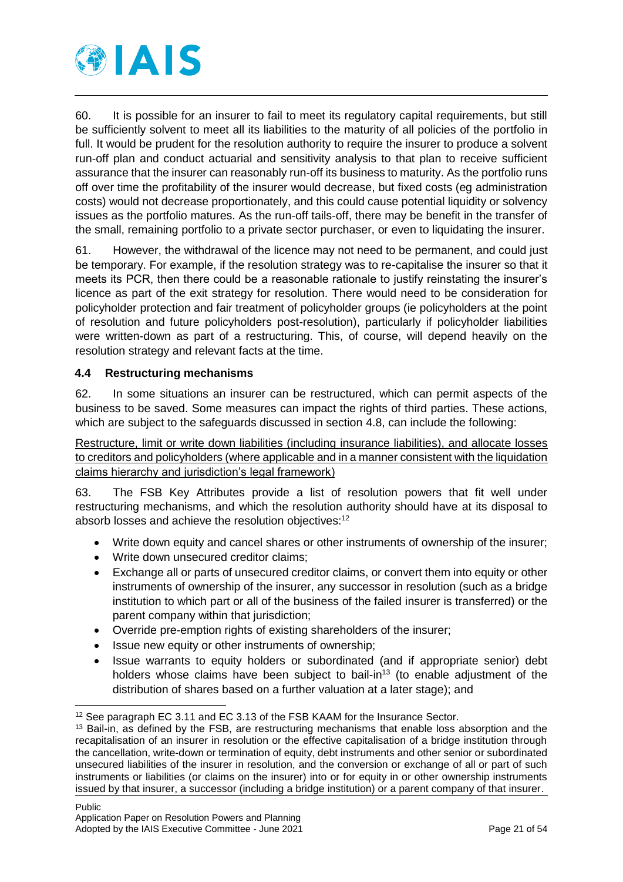60. It is possible for an insurer to fail to meet its regulatory capital requirements, but still be sufficiently solvent to meet all its liabilities to the maturity of all policies of the portfolio in full. It would be prudent for the resolution authority to require the insurer to produce a solvent run-off plan and conduct actuarial and sensitivity analysis to that plan to receive sufficient assurance that the insurer can reasonably run-off its business to maturity. As the portfolio runs off over time the profitability of the insurer would decrease, but fixed costs (eg administration costs) would not decrease proportionately, and this could cause potential liquidity or solvency issues as the portfolio matures. As the run-off tails-off, there may be benefit in the transfer of the small, remaining portfolio to a private sector purchaser, or even to liquidating the insurer.

61. However, the withdrawal of the licence may not need to be permanent, and could just be temporary. For example, if the resolution strategy was to re-capitalise the insurer so that it meets its PCR, then there could be a reasonable rationale to justify reinstating the insurer's licence as part of the exit strategy for resolution. There would need to be consideration for policyholder protection and fair treatment of policyholder groups (ie policyholders at the point of resolution and future policyholders post-resolution), particularly if policyholder liabilities were written-down as part of a restructuring. This, of course, will depend heavily on the resolution strategy and relevant facts at the time.

### 4.4 Restructuring mechanisms

62. In some situations an insurer can be restructured, which can permit aspects of the business to be saved. Some measures can impact the rights of third parties. These actions, which are subject to the safeguards discussed in section 4.8, can include the following:

<u>Restructure, limit or write down liabilities (including insurance liabilities), and allocate losses to creditors and policyholders (where applicable and in a manner consistent with the liquidation claims hierarchy and jurisdiction's legal framework)</u>

63. The FSB Key Attributes provide a list of resolution powers that fit well under restructuring mechanisms, and which the resolution authority should have at its disposal to absorb losses and achieve the resolution objectives:[12]

- Write down equity and cancel shares or other instruments of ownership of the insurer;
- Write down unsecured creditor claims;
- Exchange all or parts of unsecured creditor claims, or convert them into equity or other instruments of ownership of the insurer, any successor in resolution (such as a bridge institution to which part or all of the business of the failed insurer is transferred) or the parent company within that jurisdiction;
- Override pre-emption rights of existing shareholders of the insurer;
- Issue new equity or other instruments of ownership;
- Issue warrants to equity holders or subordinated (and if appropriate senior) debt holders whose claims have been subject to bail-in[13] (to enable adjustment of the distribution of shares based on a further valuation at a later stage); and

---

[12] See paragraph EC 3.11 and EC 3.13 of the FSB KAAM for the Insurance Sector.

[13] Bail-in, as defined by the FSB, are restructuring mechanisms that enable loss absorption and the recapitalisation of an insurer in resolution or the effective capitalisation of a bridge institution through the cancellation, write-down or termination of equity, debt instruments and other senior or subordinated unsecured liabilities of the insurer in resolution, and the conversion or exchange of all or part of such instruments or liabilities (or claims on the insurer) into or for equity in or other ownership instruments issued by that insurer, a successor (including a bridge institution) or a parent company of that insurer.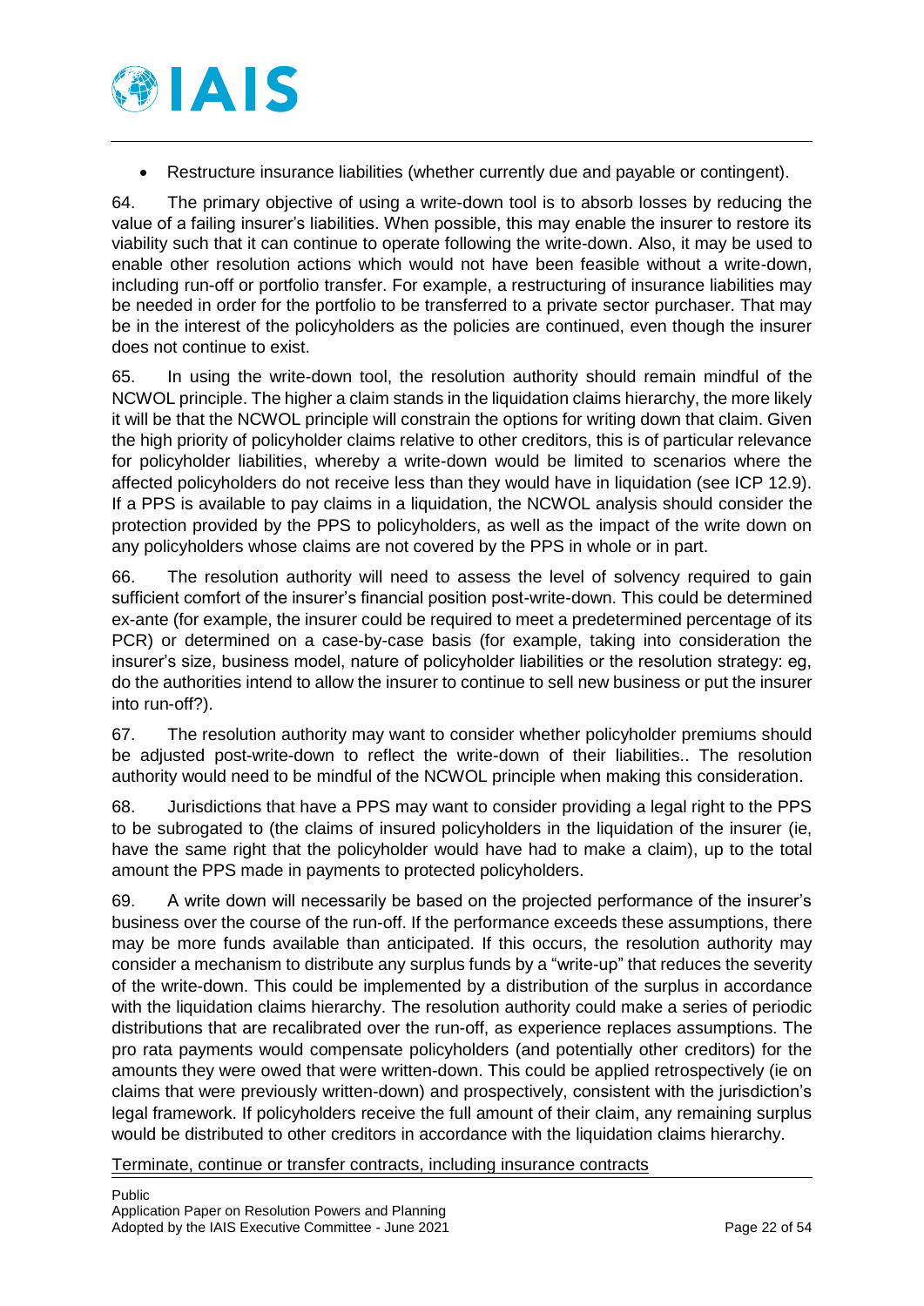- Restructure insurance liabilities (whether currently due and payable or contingent).

64. The primary objective of using a write-down tool is to absorb losses by reducing the value of a failing insurer's liabilities. When possible, this may enable the insurer to restore its viability such that it can continue to operate following the write-down. Also, it may be used to enable other resolution actions which would not have been feasible without a write-down, including run-off or portfolio transfer. For example, a restructuring of insurance liabilities may be needed in order for the portfolio to be transferred to a private sector purchaser. That may be in the interest of the policyholders as the policies are continued, even though the insurer does not continue to exist.

65. In using the write-down tool, the resolution authority should remain mindful of the NCWOL principle. The higher a claim stands in the liquidation claims hierarchy, the more likely it will be that the NCWOL principle will constrain the options for writing down that claim. Given the high priority of policyholder claims relative to other creditors, this is of particular relevance for policyholder liabilities, whereby a write-down would be limited to scenarios where the affected policyholders do not receive less than they would have in liquidation (see ICP 12.9). If a PPS is available to pay claims in a liquidation, the NCWOL analysis should consider the protection provided by the PPS to policyholders, as well as the impact of the write down on any policyholders whose claims are not covered by the PPS in whole or in part.

66. The resolution authority will need to assess the level of solvency required to gain sufficient comfort of the insurer's financial position post-write-down. This could be determined ex-ante (for example, the insurer could be required to meet a predetermined percentage of its PCR) or determined on a case-by-case basis (for example, taking into consideration the insurer's size, business model, nature of policyholder liabilities or the resolution strategy: eg, do the authorities intend to allow the insurer to continue to sell new business or put the insurer into run-off?).

67. The resolution authority may want to consider whether policyholder premiums should be adjusted post-write-down to reflect the write-down of their liabilities.. The resolution authority would need to be mindful of the NCWOL principle when making this consideration.

68. Jurisdictions that have a PPS may want to consider providing a legal right to the PPS to be subrogated to (the claims of insured policyholders in the liquidation of the insurer (ie, have the same right that the policyholder would have had to make a claim), up to the total amount the PPS made in payments to protected policyholders.

69. A write down will necessarily be based on the projected performance of the insurer's business over the course of the run-off. If the performance exceeds these assumptions, there may be more funds available than anticipated. If this occurs, the resolution authority may consider a mechanism to distribute any surplus funds by a "write-up" that reduces the severity of the write-down. This could be implemented by a distribution of the surplus in accordance with the liquidation claims hierarchy. The resolution authority could make a series of periodic distributions that are recalibrated over the run-off, as experience replaces assumptions. The pro rata payments would compensate policyholders (and potentially other creditors) for the amounts they were owed that were written-down. This could be applied retrospectively (ie on claims that were previously written-down) and prospectively, consistent with the jurisdiction's legal framework. If policyholders receive the full amount of their claim, any remaining surplus would be distributed to other creditors in accordance with the liquidation claims hierarchy.

Terminate, continue or transfer contracts, including insurance contracts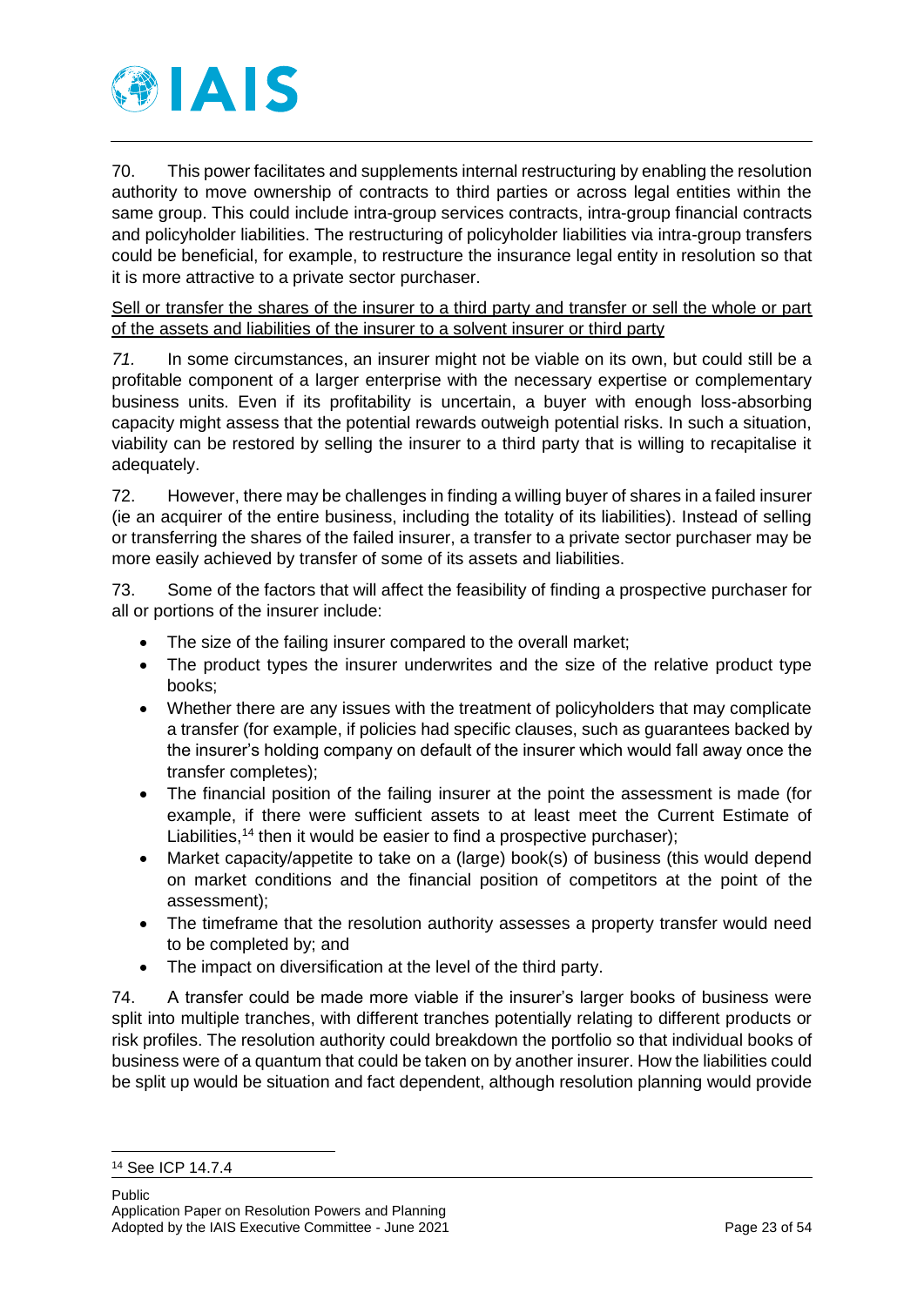70. This power facilitates and supplements internal restructuring by enabling the resolution authority to move ownership of contracts to third parties or across legal entities within the same group. This could include intra-group services contracts, intra-group financial contracts and policyholder liabilities. The restructuring of policyholder liabilities via intra-group transfers could be beneficial, for example, to restructure the insurance legal entity in resolution so that it is more attractive to a private sector purchaser.

<u>Sell or transfer the shares of the insurer to a third party and transfer or sell the whole or part of the assets and liabilities of the insurer to a solvent insurer or third party</u>

*71.* In some circumstances, an insurer might not be viable on its own, but could still be a profitable component of a larger enterprise with the necessary expertise or complementary business units. Even if its profitability is uncertain, a buyer with enough loss-absorbing capacity might assess that the potential rewards outweigh potential risks. In such a situation, viability can be restored by selling the insurer to a third party that is willing to recapitalise it adequately.

72. However, there may be challenges in finding a willing buyer of shares in a failed insurer (ie an acquirer of the entire business, including the totality of its liabilities). Instead of selling or transferring the shares of the failed insurer, a transfer to a private sector purchaser may be more easily achieved by transfer of some of its assets and liabilities.

73. Some of the factors that will affect the feasibility of finding a prospective purchaser for all or portions of the insurer include:

- The size of the failing insurer compared to the overall market;
- The product types the insurer underwrites and the size of the relative product type books;
- Whether there are any issues with the treatment of policyholders that may complicate a transfer (for example, if policies had specific clauses, such as guarantees backed by the insurer's holding company on default of the insurer which would fall away once the transfer completes);
- The financial position of the failing insurer at the point the assessment is made (for example, if there were sufficient assets to at least meet the Current Estimate of Liabilities,[14] then it would be easier to find a prospective purchaser);
- Market capacity/appetite to take on a (large) book(s) of business (this would depend on market conditions and the financial position of competitors at the point of the assessment);
- The timeframe that the resolution authority assesses a property transfer would need to be completed by; and
- The impact on diversification at the level of the third party.

74. A transfer could be made more viable if the insurer's larger books of business were split into multiple tranches, with different tranches potentially relating to different products or risk profiles. The resolution authority could breakdown the portfolio so that individual books of business were of a quantum that could be taken on by another insurer. How the liabilities could be split up would be situation and fact dependent, although resolution planning would provide

[14] See ICP 14.7.4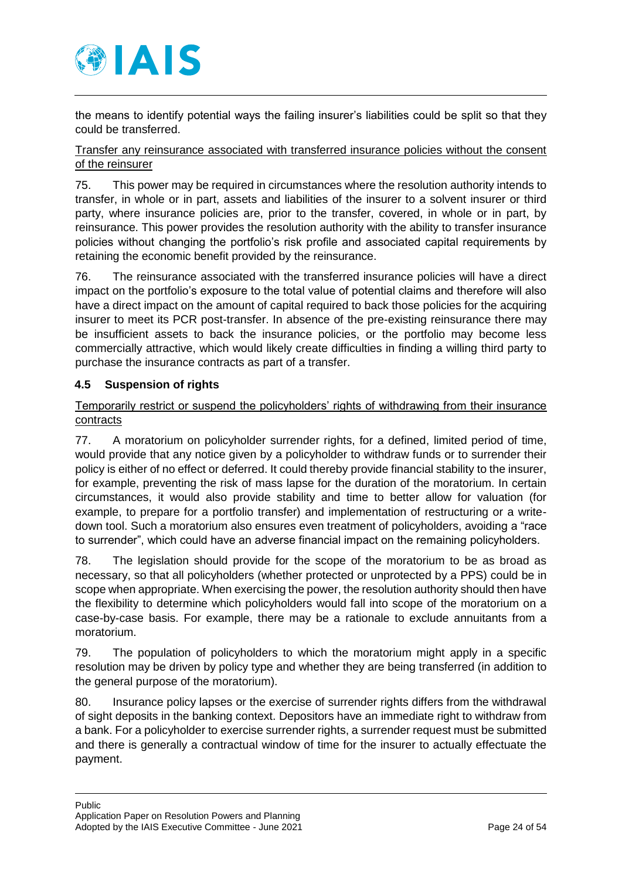the means to identify potential ways the failing insurer's liabilities could be split so that they could be transferred.

<u>Transfer any reinsurance associated with transferred insurance policies without the consent of the reinsurer</u>

75. This power may be required in circumstances where the resolution authority intends to transfer, in whole or in part, assets and liabilities of the insurer to a solvent insurer or third party, where insurance policies are, prior to the transfer, covered, in whole or in part, by reinsurance. This power provides the resolution authority with the ability to transfer insurance policies without changing the portfolio's risk profile and associated capital requirements by retaining the economic benefit provided by the reinsurance.

76. The reinsurance associated with the transferred insurance policies will have a direct impact on the portfolio's exposure to the total value of potential claims and therefore will also have a direct impact on the amount of capital required to back those policies for the acquiring insurer to meet its PCR post-transfer. In absence of the pre-existing reinsurance there may be insufficient assets to back the insurance policies, or the portfolio may become less commercially attractive, which would likely create difficulties in finding a willing third party to purchase the insurance contracts as part of a transfer.

### 4.5 Suspension of rights

<u>Temporarily restrict or suspend the policyholders' rights of withdrawing from their insurance contracts</u>

77. A moratorium on policyholder surrender rights, for a defined, limited period of time, would provide that any notice given by a policyholder to withdraw funds or to surrender their policy is either of no effect or deferred. It could thereby provide financial stability to the insurer, for example, preventing the risk of mass lapse for the duration of the moratorium. In certain circumstances, it would also provide stability and time to better allow for valuation (for example, to prepare for a portfolio transfer) and implementation of restructuring or a write-down tool. Such a moratorium also ensures even treatment of policyholders, avoiding a "race to surrender", which could have an adverse financial impact on the remaining policyholders.

78. The legislation should provide for the scope of the moratorium to be as broad as necessary, so that all policyholders (whether protected or unprotected by a PPS) could be in scope when appropriate. When exercising the power, the resolution authority should then have the flexibility to determine which policyholders would fall into scope of the moratorium on a case-by-case basis. For example, there may be a rationale to exclude annuitants from a moratorium.

79. The population of policyholders to which the moratorium might apply in a specific resolution may be driven by policy type and whether they are being transferred (in addition to the general purpose of the moratorium).

80. Insurance policy lapses or the exercise of surrender rights differs from the withdrawal of sight deposits in the banking context. Depositors have an immediate right to withdraw from a bank. For a policyholder to exercise surrender rights, a surrender request must be submitted and there is generally a contractual window of time for the insurer to actually effectuate the payment.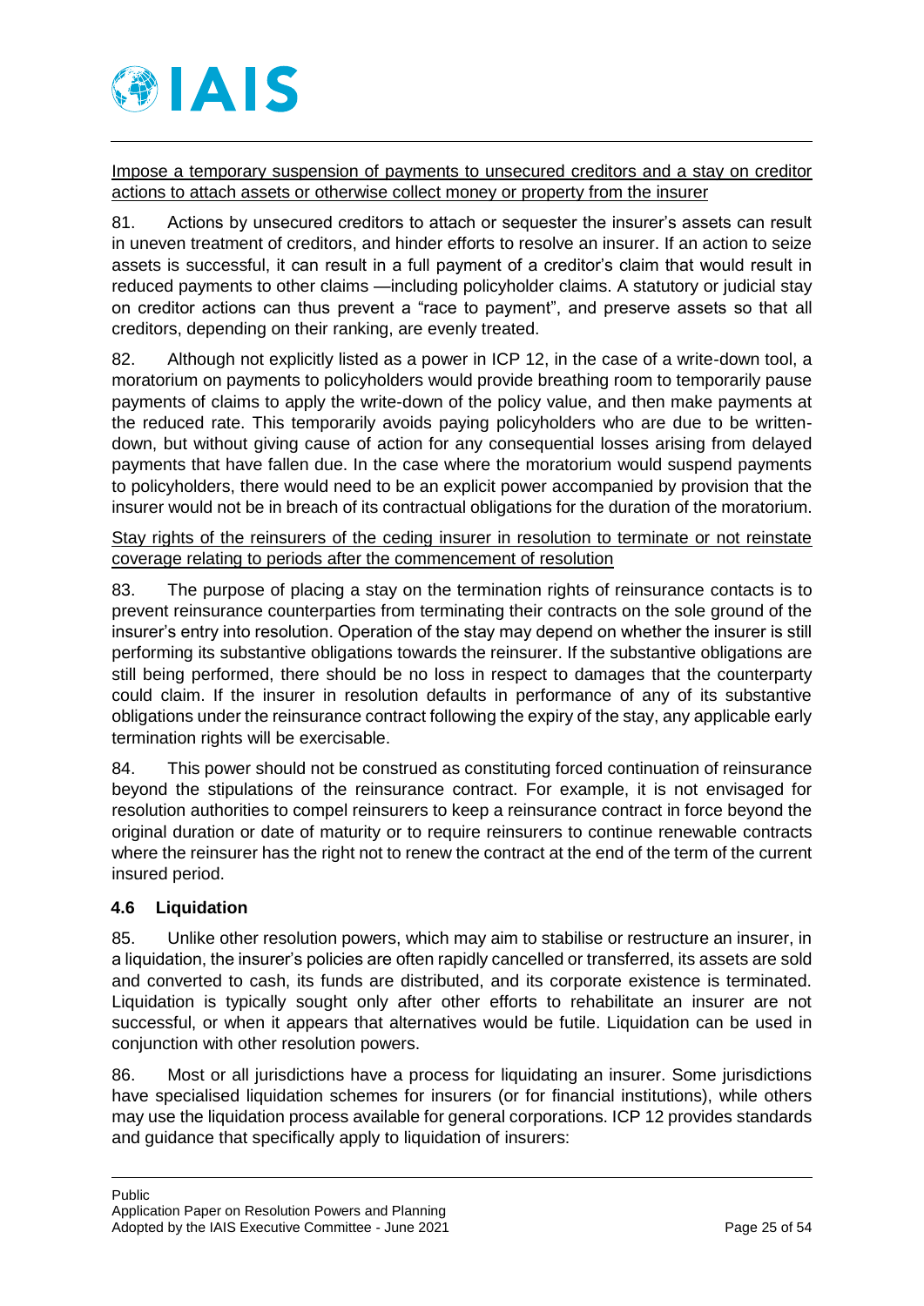<u>Impose a temporary suspension of payments to unsecured creditors and a stay on creditor actions to attach assets or otherwise collect money or property from the insurer</u>

81. Actions by unsecured creditors to attach or sequester the insurer's assets can result in uneven treatment of creditors, and hinder efforts to resolve an insurer. If an action to seize assets is successful, it can result in a full payment of a creditor's claim that would result in reduced payments to other claims —including policyholder claims. A statutory or judicial stay on creditor actions can thus prevent a "race to payment", and preserve assets so that all creditors, depending on their ranking, are evenly treated.

82. Although not explicitly listed as a power in ICP 12, in the case of a write-down tool, a moratorium on payments to policyholders would provide breathing room to temporarily pause payments of claims to apply the write-down of the policy value, and then make payments at the reduced rate. This temporarily avoids paying policyholders who are due to be written-down, but without giving cause of action for any consequential losses arising from delayed payments that have fallen due. In the case where the moratorium would suspend payments to policyholders, there would need to be an explicit power accompanied by provision that the insurer would not be in breach of its contractual obligations for the duration of the moratorium.

<u>Stay rights of the reinsurers of the ceding insurer in resolution to terminate or not reinstate coverage relating to periods after the commencement of resolution</u>

83. The purpose of placing a stay on the termination rights of reinsurance contacts is to prevent reinsurance counterparties from terminating their contracts on the sole ground of the insurer's entry into resolution. Operation of the stay may depend on whether the insurer is still performing its substantive obligations towards the reinsurer. If the substantive obligations are still being performed, there should be no loss in respect to damages that the counterparty could claim. If the insurer in resolution defaults in performance of any of its substantive obligations under the reinsurance contract following the expiry of the stay, any applicable early termination rights will be exercisable.

84. This power should not be construed as constituting forced continuation of reinsurance beyond the stipulations of the reinsurance contract. For example, it is not envisaged for resolution authorities to compel reinsurers to keep a reinsurance contract in force beyond the original duration or date of maturity or to require reinsurers to continue renewable contracts where the reinsurer has the right not to renew the contract at the end of the term of the current insured period.

### 4.6 Liquidation

85. Unlike other resolution powers, which may aim to stabilise or restructure an insurer, in a liquidation, the insurer's policies are often rapidly cancelled or transferred, its assets are sold and converted to cash, its funds are distributed, and its corporate existence is terminated. Liquidation is typically sought only after other efforts to rehabilitate an insurer are not successful, or when it appears that alternatives would be futile. Liquidation can be used in conjunction with other resolution powers.

86. Most or all jurisdictions have a process for liquidating an insurer. Some jurisdictions have specialised liquidation schemes for insurers (or for financial institutions), while others may use the liquidation process available for general corporations. ICP 12 provides standards and guidance that specifically apply to liquidation of insurers: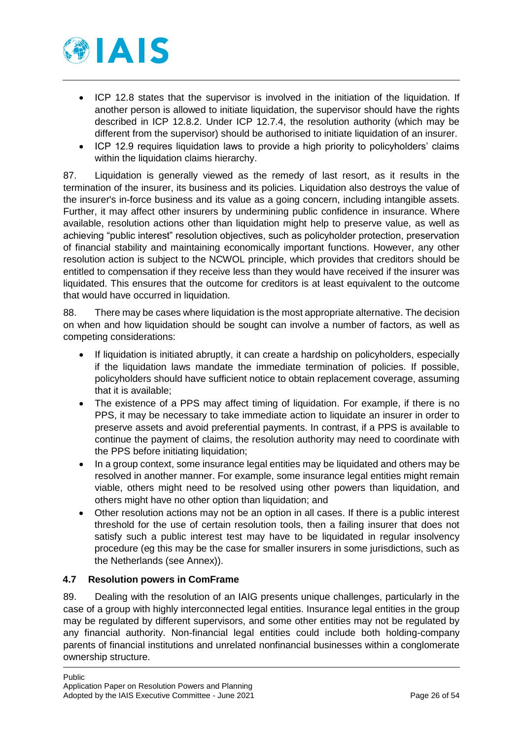- ICP 12.8 states that the supervisor is involved in the initiation of the liquidation. If another person is allowed to initiate liquidation, the supervisor should have the rights described in ICP 12.8.2. Under ICP 12.7.4, the resolution authority (which may be different from the supervisor) should be authorised to initiate liquidation of an insurer.
- ICP 12.9 requires liquidation laws to provide a high priority to policyholders' claims within the liquidation claims hierarchy.

87. Liquidation is generally viewed as the remedy of last resort, as it results in the termination of the insurer, its business and its policies. Liquidation also destroys the value of the insurer's in-force business and its value as a going concern, including intangible assets. Further, it may affect other insurers by undermining public confidence in insurance. Where available, resolution actions other than liquidation might help to preserve value, as well as achieving "public interest" resolution objectives, such as policyholder protection, preservation of financial stability and maintaining economically important functions. However, any other resolution action is subject to the NCWOL principle, which provides that creditors should be entitled to compensation if they receive less than they would have received if the insurer was liquidated. This ensures that the outcome for creditors is at least equivalent to the outcome that would have occurred in liquidation.

88. There may be cases where liquidation is the most appropriate alternative. The decision on when and how liquidation should be sought can involve a number of factors, as well as competing considerations:

- If liquidation is initiated abruptly, it can create a hardship on policyholders, especially if the liquidation laws mandate the immediate termination of policies. If possible, policyholders should have sufficient notice to obtain replacement coverage, assuming that it is available;
- The existence of a PPS may affect timing of liquidation. For example, if there is no PPS, it may be necessary to take immediate action to liquidate an insurer in order to preserve assets and avoid preferential payments. In contrast, if a PPS is available to continue the payment of claims, the resolution authority may need to coordinate with the PPS before initiating liquidation;
- In a group context, some insurance legal entities may be liquidated and others may be resolved in another manner. For example, some insurance legal entities might remain viable, others might need to be resolved using other powers than liquidation, and others might have no other option than liquidation; and
- Other resolution actions may not be an option in all cases. If there is a public interest threshold for the use of certain resolution tools, then a failing insurer that does not satisfy such a public interest test may have to be liquidated in regular insolvency procedure (eg this may be the case for smaller insurers in some jurisdictions, such as the Netherlands (see Annex)).

### 4.7 Resolution powers in ComFrame

89. Dealing with the resolution of an IAIG presents unique challenges, particularly in the case of a group with highly interconnected legal entities. Insurance legal entities in the group may be regulated by different supervisors, and some other entities may not be regulated by any financial authority. Non-financial legal entities could include both holding-company parents of financial institutions and unrelated nonfinancial businesses within a conglomerate ownership structure.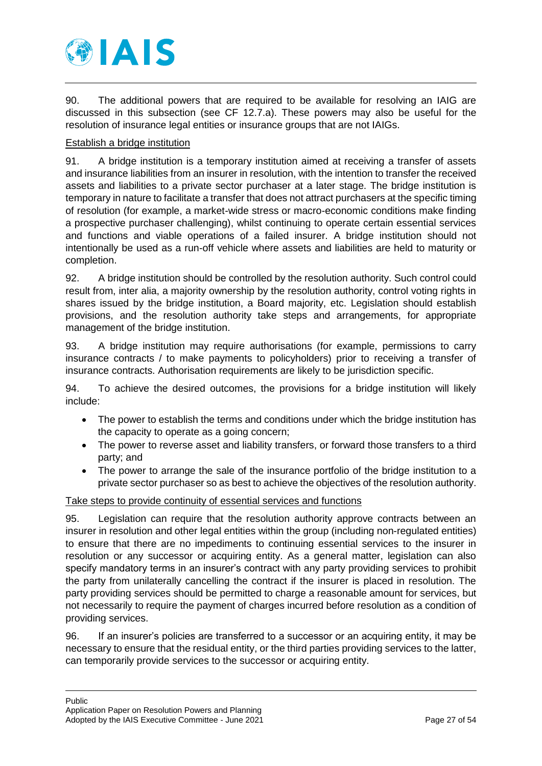90. The additional powers that are required to be available for resolving an IAIG are discussed in this subsection (see CF 12.7.a). These powers may also be useful for the resolution of insurance legal entities or insurance groups that are not IAIGs.

Establish a bridge institution

91. A bridge institution is a temporary institution aimed at receiving a transfer of assets and insurance liabilities from an insurer in resolution, with the intention to transfer the received assets and liabilities to a private sector purchaser at a later stage. The bridge institution is temporary in nature to facilitate a transfer that does not attract purchasers at the specific timing of resolution (for example, a market-wide stress or macro-economic conditions make finding a prospective purchaser challenging), whilst continuing to operate certain essential services and functions and viable operations of a failed insurer. A bridge institution should not intentionally be used as a run-off vehicle where assets and liabilities are held to maturity or completion.

92. A bridge institution should be controlled by the resolution authority. Such control could result from, inter alia, a majority ownership by the resolution authority, control voting rights in shares issued by the bridge institution, a Board majority, etc. Legislation should establish provisions, and the resolution authority take steps and arrangements, for appropriate management of the bridge institution.

93. A bridge institution may require authorisations (for example, permissions to carry insurance contracts / to make payments to policyholders) prior to receiving a transfer of insurance contracts. Authorisation requirements are likely to be jurisdiction specific.

94. To achieve the desired outcomes, the provisions for a bridge institution will likely include:

- The power to establish the terms and conditions under which the bridge institution has the capacity to operate as a going concern;
- The power to reverse asset and liability transfers, or forward those transfers to a third party; and
- The power to arrange the sale of the insurance portfolio of the bridge institution to a private sector purchaser so as best to achieve the objectives of the resolution authority.

Take steps to provide continuity of essential services and functions

95. Legislation can require that the resolution authority approve contracts between an insurer in resolution and other legal entities within the group (including non-regulated entities) to ensure that there are no impediments to continuing essential services to the insurer in resolution or any successor or acquiring entity. As a general matter, legislation can also specify mandatory terms in an insurer's contract with any party providing services to prohibit the party from unilaterally cancelling the contract if the insurer is placed in resolution. The party providing services should be permitted to charge a reasonable amount for services, but not necessarily to require the payment of charges incurred before resolution as a condition of providing services.

96. If an insurer's policies are transferred to a successor or an acquiring entity, it may be necessary to ensure that the residual entity, or the third parties providing services to the latter, can temporarily provide services to the successor or acquiring entity.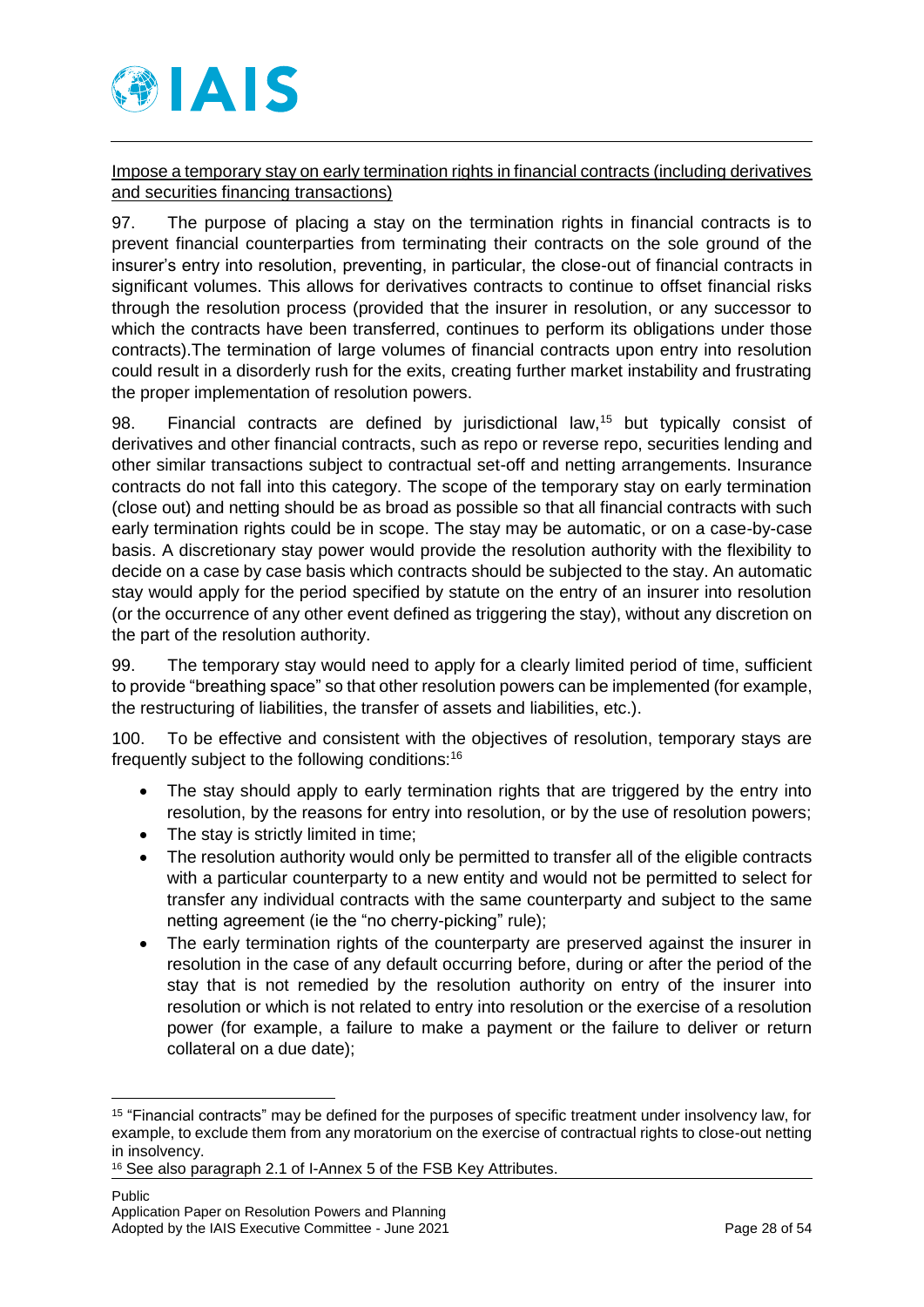Impose a temporary stay on early termination rights in financial contracts (including derivatives and securities financing transactions)

97. The purpose of placing a stay on the termination rights in financial contracts is to prevent financial counterparties from terminating their contracts on the sole ground of the insurer's entry into resolution, preventing, in particular, the close-out of financial contracts in significant volumes. This allows for derivatives contracts to continue to offset financial risks through the resolution process (provided that the insurer in resolution, or any successor to which the contracts have been transferred, continues to perform its obligations under those contracts).The termination of large volumes of financial contracts upon entry into resolution could result in a disorderly rush for the exits, creating further market instability and frustrating the proper implementation of resolution powers.

98. Financial contracts are defined by jurisdictional law,[15] but typically consist of derivatives and other financial contracts, such as repo or reverse repo, securities lending and other similar transactions subject to contractual set-off and netting arrangements. Insurance contracts do not fall into this category. The scope of the temporary stay on early termination (close out) and netting should be as broad as possible so that all financial contracts with such early termination rights could be in scope. The stay may be automatic, or on a case-by-case basis. A discretionary stay power would provide the resolution authority with the flexibility to decide on a case by case basis which contracts should be subjected to the stay. An automatic stay would apply for the period specified by statute on the entry of an insurer into resolution (or the occurrence of any other event defined as triggering the stay), without any discretion on the part of the resolution authority.

99. The temporary stay would need to apply for a clearly limited period of time, sufficient to provide "breathing space" so that other resolution powers can be implemented (for example, the restructuring of liabilities, the transfer of assets and liabilities, etc.).

100. To be effective and consistent with the objectives of resolution, temporary stays are frequently subject to the following conditions:[16]

- The stay should apply to early termination rights that are triggered by the entry into resolution, by the reasons for entry into resolution, or by the use of resolution powers;
- The stay is strictly limited in time;
- The resolution authority would only be permitted to transfer all of the eligible contracts with a particular counterparty to a new entity and would not be permitted to select for transfer any individual contracts with the same counterparty and subject to the same netting agreement (ie the "no cherry-picking" rule);
- The early termination rights of the counterparty are preserved against the insurer in resolution in the case of any default occurring before, during or after the period of the stay that is not remedied by the resolution authority on entry of the insurer into resolution or which is not related to entry into resolution or the exercise of a resolution power (for example, a failure to make a payment or the failure to deliver or return collateral on a due date);

[15] "Financial contracts" may be defined for the purposes of specific treatment under insolvency law, for example, to exclude them from any moratorium on the exercise of contractual rights to close-out netting in insolvency.

[16] See also paragraph 2.1 of I-Annex 5 of the FSB Key Attributes.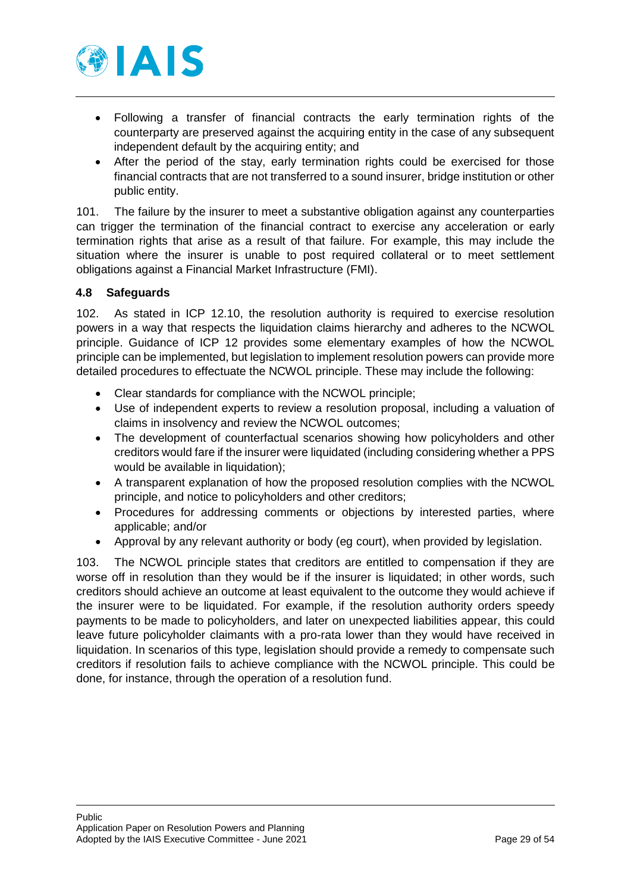- Following a transfer of financial contracts the early termination rights of the counterparty are preserved against the acquiring entity in the case of any subsequent independent default by the acquiring entity; and
- After the period of the stay, early termination rights could be exercised for those financial contracts that are not transferred to a sound insurer, bridge institution or other public entity.

101. The failure by the insurer to meet a substantive obligation against any counterparties can trigger the termination of the financial contract to exercise any acceleration or early termination rights that arise as a result of that failure. For example, this may include the situation where the insurer is unable to post required collateral or to meet settlement obligations against a Financial Market Infrastructure (FMI).

### 4.8 Safeguards

102. As stated in ICP 12.10, the resolution authority is required to exercise resolution powers in a way that respects the liquidation claims hierarchy and adheres to the NCWOL principle. Guidance of ICP 12 provides some elementary examples of how the NCWOL principle can be implemented, but legislation to implement resolution powers can provide more detailed procedures to effectuate the NCWOL principle. These may include the following:

- Clear standards for compliance with the NCWOL principle;
- Use of independent experts to review a resolution proposal, including a valuation of claims in insolvency and review the NCWOL outcomes;
- The development of counterfactual scenarios showing how policyholders and other creditors would fare if the insurer were liquidated (including considering whether a PPS would be available in liquidation);
- A transparent explanation of how the proposed resolution complies with the NCWOL principle, and notice to policyholders and other creditors;
- Procedures for addressing comments or objections by interested parties, where applicable; and/or
- Approval by any relevant authority or body (eg court), when provided by legislation.

103. The NCWOL principle states that creditors are entitled to compensation if they are worse off in resolution than they would be if the insurer is liquidated; in other words, such creditors should achieve an outcome at least equivalent to the outcome they would achieve if the insurer were to be liquidated. For example, if the resolution authority orders speedy payments to be made to policyholders, and later on unexpected liabilities appear, this could leave future policyholder claimants with a pro-rata lower than they would have received in liquidation. In scenarios of this type, legislation should provide a remedy to compensate such creditors if resolution fails to achieve compliance with the NCWOL principle. This could be done, for instance, through the operation of a resolution fund.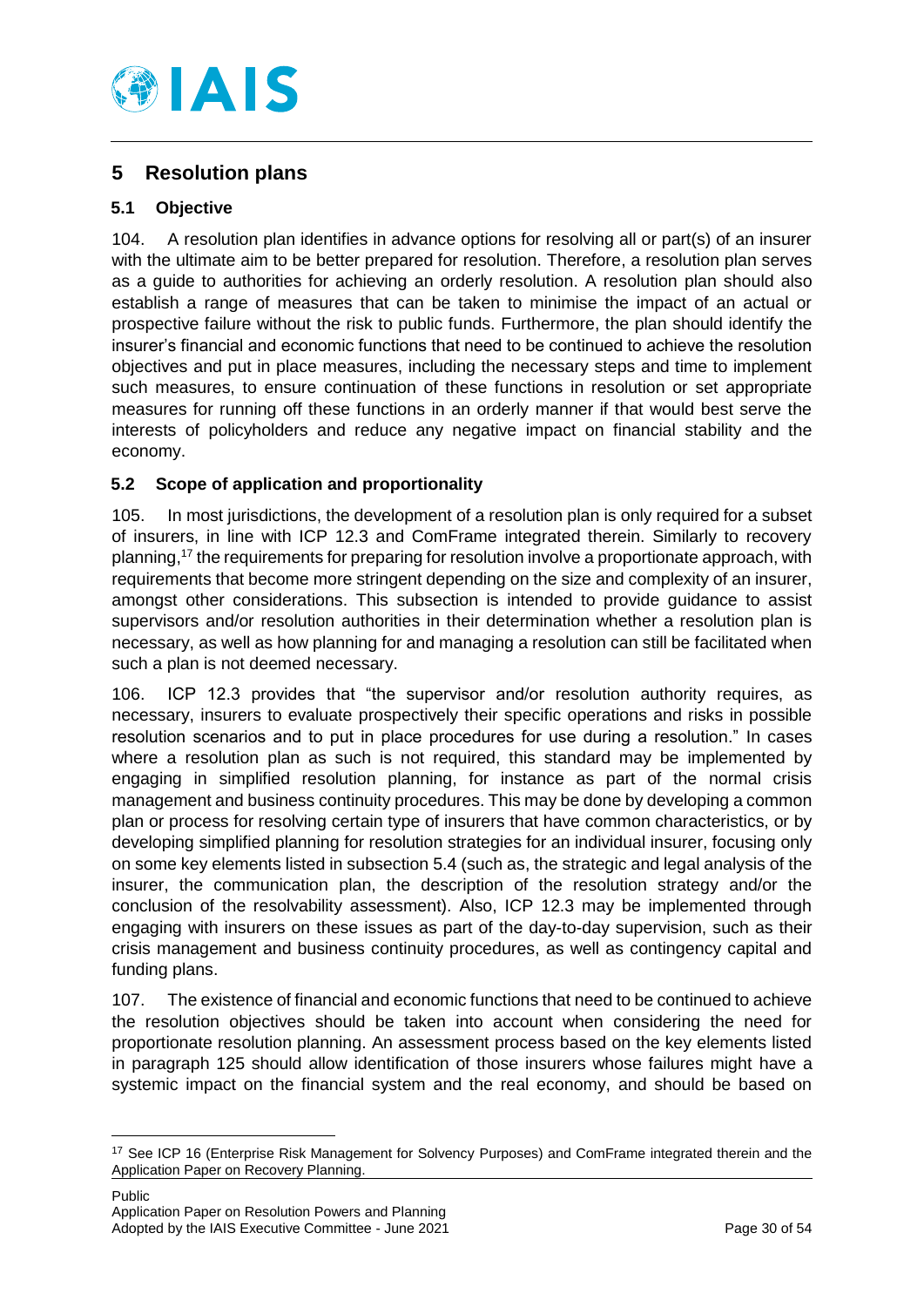## 5 Resolution plans

### 5.1 Objective

104. A resolution plan identifies in advance options for resolving all or part(s) of an insurer with the ultimate aim to be better prepared for resolution. Therefore, a resolution plan serves as a guide to authorities for achieving an orderly resolution. A resolution plan should also establish a range of measures that can be taken to minimise the impact of an actual or prospective failure without the risk to public funds. Furthermore, the plan should identify the insurer's financial and economic functions that need to be continued to achieve the resolution objectives and put in place measures, including the necessary steps and time to implement such measures, to ensure continuation of these functions in resolution or set appropriate measures for running off these functions in an orderly manner if that would best serve the interests of policyholders and reduce any negative impact on financial stability and the economy.

### 5.2 Scope of application and proportionality

105. In most jurisdictions, the development of a resolution plan is only required for a subset of insurers, in line with ICP 12.3 and ComFrame integrated therein. Similarly to recovery planning,[17] the requirements for preparing for resolution involve a proportionate approach, with requirements that become more stringent depending on the size and complexity of an insurer, amongst other considerations. This subsection is intended to provide guidance to assist supervisors and/or resolution authorities in their determination whether a resolution plan is necessary, as well as how planning for and managing a resolution can still be facilitated when such a plan is not deemed necessary.

106. ICP 12.3 provides that "the supervisor and/or resolution authority requires, as necessary, insurers to evaluate prospectively their specific operations and risks in possible resolution scenarios and to put in place procedures for use during a resolution." In cases where a resolution plan as such is not required, this standard may be implemented by engaging in simplified resolution planning, for instance as part of the normal crisis management and business continuity procedures. This may be done by developing a common plan or process for resolving certain type of insurers that have common characteristics, or by developing simplified planning for resolution strategies for an individual insurer, focusing only on some key elements listed in subsection 5.4 (such as, the strategic and legal analysis of the insurer, the communication plan, the description of the resolution strategy and/or the conclusion of the resolvability assessment). Also, ICP 12.3 may be implemented through engaging with insurers on these issues as part of the day-to-day supervision, such as their crisis management and business continuity procedures, as well as contingency capital and funding plans.

107. The existence of financial and economic functions that need to be continued to achieve the resolution objectives should be taken into account when considering the need for proportionate resolution planning. An assessment process based on the key elements listed in paragraph 125 should allow identification of those insurers whose failures might have a systemic impact on the financial system and the real economy, and should be based on

---

[17] See ICP 16 (Enterprise Risk Management for Solvency Purposes) and ComFrame integrated therein and the Application Paper on Recovery Planning.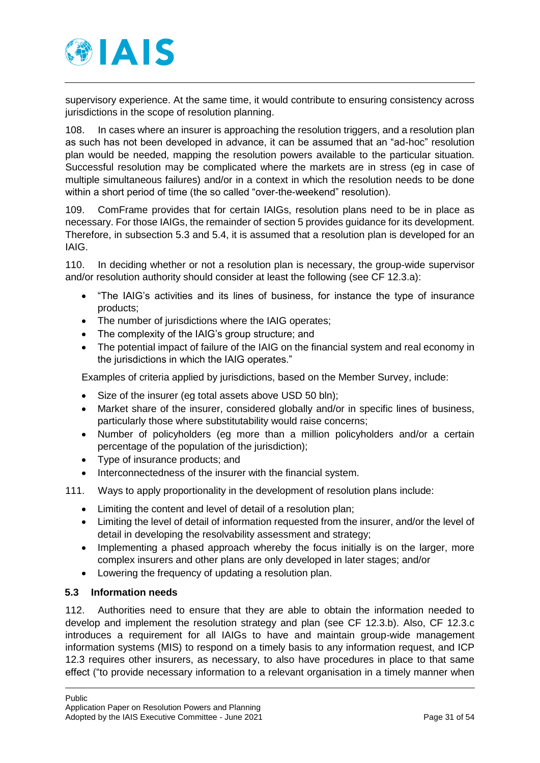supervisory experience. At the same time, it would contribute to ensuring consistency across jurisdictions in the scope of resolution planning.

108. In cases where an insurer is approaching the resolution triggers, and a resolution plan as such has not been developed in advance, it can be assumed that an "ad-hoc" resolution plan would be needed, mapping the resolution powers available to the particular situation. Successful resolution may be complicated where the markets are in stress (eg in case of multiple simultaneous failures) and/or in a context in which the resolution needs to be done within a short period of time (the so called "over-the-weekend" resolution).

109. ComFrame provides that for certain IAIGs, resolution plans need to be in place as necessary. For those IAIGs, the remainder of section 5 provides guidance for its development. Therefore, in subsection 5.3 and 5.4, it is assumed that a resolution plan is developed for an IAIG.

110. In deciding whether or not a resolution plan is necessary, the group-wide supervisor and/or resolution authority should consider at least the following (see CF 12.3.a):

- "The IAIG's activities and its lines of business, for instance the type of insurance products;
- The number of jurisdictions where the IAIG operates;
- The complexity of the IAIG's group structure; and
- The potential impact of failure of the IAIG on the financial system and real economy in the jurisdictions in which the IAIG operates."

Examples of criteria applied by jurisdictions, based on the Member Survey, include:

- Size of the insurer (eg total assets above USD 50 bln);
- Market share of the insurer, considered globally and/or in specific lines of business, particularly those where substitutability would raise concerns;
- Number of policyholders (eg more than a million policyholders and/or a certain percentage of the population of the jurisdiction);
- Type of insurance products; and
- Interconnectedness of the insurer with the financial system.

111. Ways to apply proportionality in the development of resolution plans include:

- Limiting the content and level of detail of a resolution plan;
- Limiting the level of detail of information requested from the insurer, and/or the level of detail in developing the resolvability assessment and strategy;
- Implementing a phased approach whereby the focus initially is on the larger, more complex insurers and other plans are only developed in later stages; and/or
- Lowering the frequency of updating a resolution plan.

### 5.3 Information needs

112. Authorities need to ensure that they are able to obtain the information needed to develop and implement the resolution strategy and plan (see CF 12.3.b). Also, CF 12.3.c introduces a requirement for all IAIGs to have and maintain group-wide management information systems (MIS) to respond on a timely basis to any information request, and ICP 12.3 requires other insurers, as necessary, to also have procedures in place to that same effect ("to provide necessary information to a relevant organisation in a timely manner when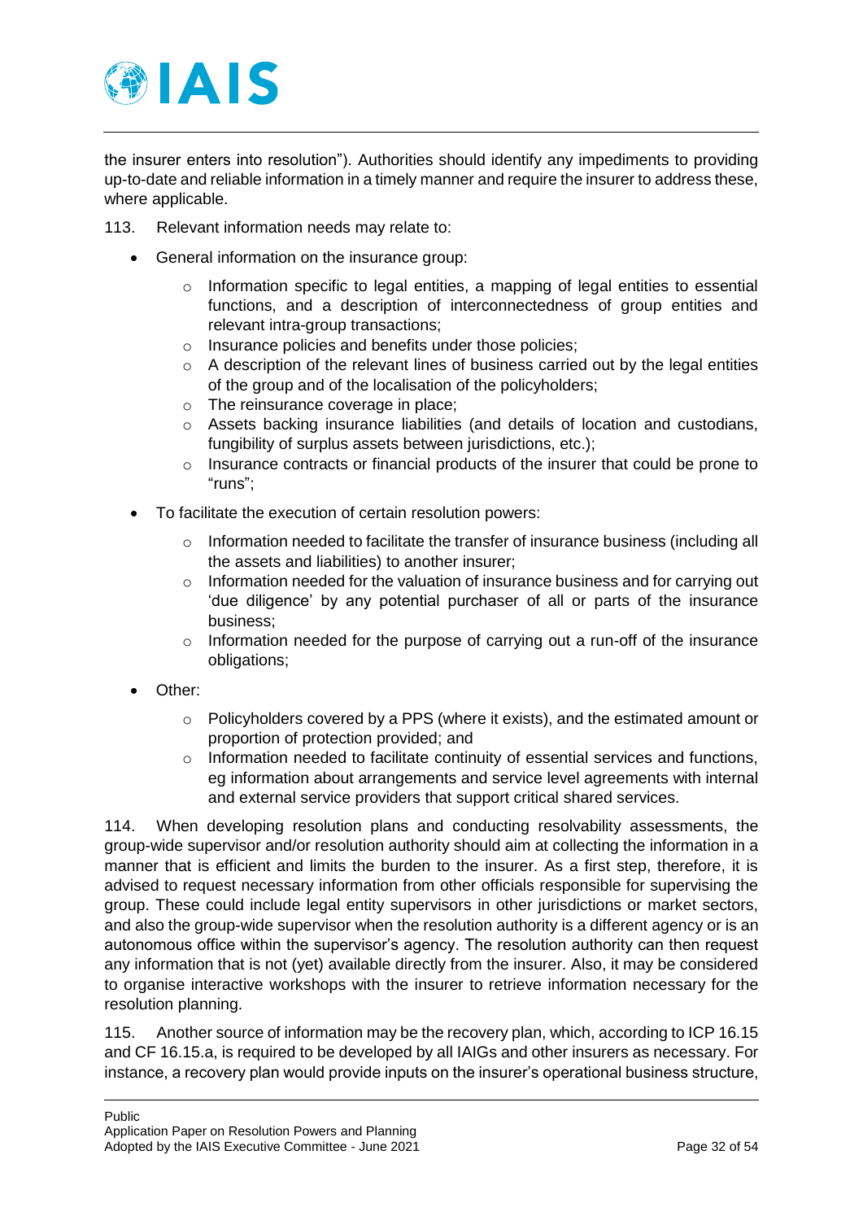the insurer enters into resolution"). Authorities should identify any impediments to providing up-to-date and reliable information in a timely manner and require the insurer to address these, where applicable.

113. Relevant information needs may relate to:

- General information on the insurance group:
  - Information specific to legal entities, a mapping of legal entities to essential functions, and a description of interconnectedness of group entities and relevant intra-group transactions;
  - Insurance policies and benefits under those policies;
  - A description of the relevant lines of business carried out by the legal entities of the group and of the localisation of the policyholders;
  - The reinsurance coverage in place;
  - Assets backing insurance liabilities (and details of location and custodians, fungibility of surplus assets between jurisdictions, etc.);
  - Insurance contracts or financial products of the insurer that could be prone to "runs";
- To facilitate the execution of certain resolution powers:
  - Information needed to facilitate the transfer of insurance business (including all the assets and liabilities) to another insurer;
  - Information needed for the valuation of insurance business and for carrying out 'due diligence' by any potential purchaser of all or parts of the insurance business;
  - Information needed for the purpose of carrying out a run-off of the insurance obligations;
- Other:
  - Policyholders covered by a PPS (where it exists), and the estimated amount or proportion of protection provided; and
  - Information needed to facilitate continuity of essential services and functions, eg information about arrangements and service level agreements with internal and external service providers that support critical shared services.

114. When developing resolution plans and conducting resolvability assessments, the group-wide supervisor and/or resolution authority should aim at collecting the information in a manner that is efficient and limits the burden to the insurer. As a first step, therefore, it is advised to request necessary information from other officials responsible for supervising the group. These could include legal entity supervisors in other jurisdictions or market sectors, and also the group-wide supervisor when the resolution authority is a different agency or is an autonomous office within the supervisor's agency. The resolution authority can then request any information that is not (yet) available directly from the insurer. Also, it may be considered to organise interactive workshops with the insurer to retrieve information necessary for the resolution planning.

115. Another source of information may be the recovery plan, which, according to ICP 16.15 and CF 16.15.a, is required to be developed by all IAIGs and other insurers as necessary. For instance, a recovery plan would provide inputs on the insurer's operational business structure,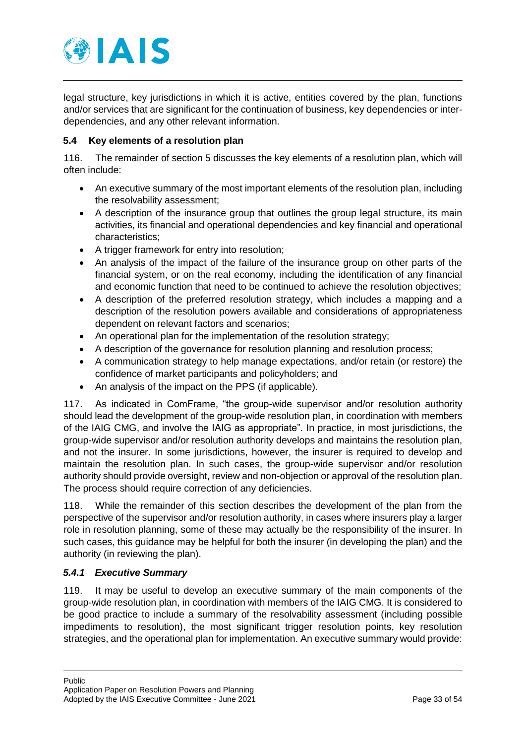legal structure, key jurisdictions in which it is active, entities covered by the plan, functions and/or services that are significant for the continuation of business, key dependencies or inter-dependencies, and any other relevant information.

### 5.4 Key elements of a resolution plan

116. The remainder of section 5 discusses the key elements of a resolution plan, which will often include:

- An executive summary of the most important elements of the resolution plan, including the resolvability assessment;
- A description of the insurance group that outlines the group legal structure, its main activities, its financial and operational dependencies and key financial and operational characteristics;
- A trigger framework for entry into resolution;
- An analysis of the impact of the failure of the insurance group on other parts of the financial system, or on the real economy, including the identification of any financial and economic function that need to be continued to achieve the resolution objectives;
- A description of the preferred resolution strategy, which includes a mapping and a description of the resolution powers available and considerations of appropriateness dependent on relevant factors and scenarios;
- An operational plan for the implementation of the resolution strategy;
- A description of the governance for resolution planning and resolution process;
- A communication strategy to help manage expectations, and/or retain (or restore) the confidence of market participants and policyholders; and
- An analysis of the impact on the PPS (if applicable).

117. As indicated in ComFrame, "the group-wide supervisor and/or resolution authority should lead the development of the group-wide resolution plan, in coordination with members of the IAIG CMG, and involve the IAIG as appropriate". In practice, in most jurisdictions, the group-wide supervisor and/or resolution authority develops and maintains the resolution plan, and not the insurer. In some jurisdictions, however, the insurer is required to develop and maintain the resolution plan. In such cases, the group-wide supervisor and/or resolution authority should provide oversight, review and non-objection or approval of the resolution plan. The process should require correction of any deficiencies.

118. While the remainder of this section describes the development of the plan from the perspective of the supervisor and/or resolution authority, in cases where insurers play a larger role in resolution planning, some of these may actually be the responsibility of the insurer. In such cases, this guidance may be helpful for both the insurer (in developing the plan) and the authority (in reviewing the plan).

#### *5.4.1 Executive Summary*

119. It may be useful to develop an executive summary of the main components of the group-wide resolution plan, in coordination with members of the IAIG CMG. It is considered to be good practice to include a summary of the resolvability assessment (including possible impediments to resolution), the most significant trigger resolution points, key resolution strategies, and the operational plan for implementation. An executive summary would provide: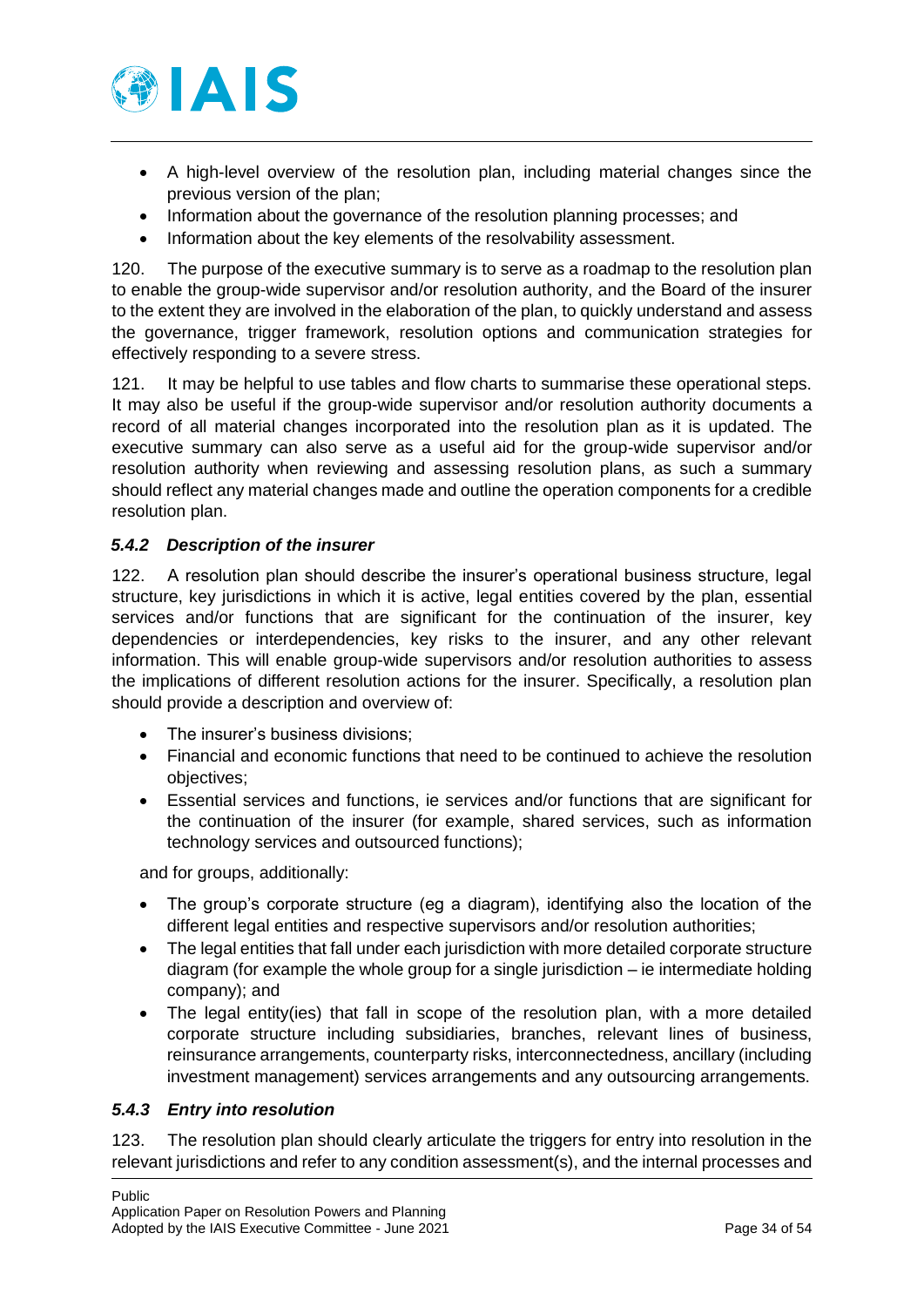- A high-level overview of the resolution plan, including material changes since the previous version of the plan;
- Information about the governance of the resolution planning processes; and
- Information about the key elements of the resolvability assessment.

120. The purpose of the executive summary is to serve as a roadmap to the resolution plan to enable the group-wide supervisor and/or resolution authority, and the Board of the insurer to the extent they are involved in the elaboration of the plan, to quickly understand and assess the governance, trigger framework, resolution options and communication strategies for effectively responding to a severe stress.

121. It may be helpful to use tables and flow charts to summarise these operational steps. It may also be useful if the group-wide supervisor and/or resolution authority documents a record of all material changes incorporated into the resolution plan as it is updated. The executive summary can also serve as a useful aid for the group-wide supervisor and/or resolution authority when reviewing and assessing resolution plans, as such a summary should reflect any material changes made and outline the operation components for a credible resolution plan.

### *5.4.2 Description of the insurer*

122. A resolution plan should describe the insurer's operational business structure, legal structure, key jurisdictions in which it is active, legal entities covered by the plan, essential services and/or functions that are significant for the continuation of the insurer, key dependencies or interdependencies, key risks to the insurer, and any other relevant information. This will enable group-wide supervisors and/or resolution authorities to assess the implications of different resolution actions for the insurer. Specifically, a resolution plan should provide a description and overview of:

- The insurer's business divisions;
- Financial and economic functions that need to be continued to achieve the resolution objectives;
- Essential services and functions, ie services and/or functions that are significant for the continuation of the insurer (for example, shared services, such as information technology services and outsourced functions);

and for groups, additionally:

- The group's corporate structure (eg a diagram), identifying also the location of the different legal entities and respective supervisors and/or resolution authorities;
- The legal entities that fall under each jurisdiction with more detailed corporate structure diagram (for example the whole group for a single jurisdiction – ie intermediate holding company); and
- The legal entity(ies) that fall in scope of the resolution plan, with a more detailed corporate structure including subsidiaries, branches, relevant lines of business, reinsurance arrangements, counterparty risks, interconnectedness, ancillary (including investment management) services arrangements and any outsourcing arrangements.

### *5.4.3 Entry into resolution*

123. The resolution plan should clearly articulate the triggers for entry into resolution in the relevant jurisdictions and refer to any condition assessment(s), and the internal processes and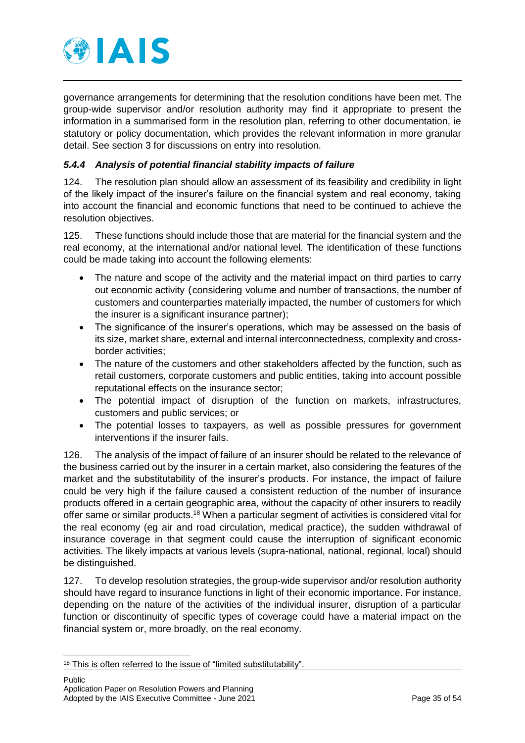governance arrangements for determining that the resolution conditions have been met. The group-wide supervisor and/or resolution authority may find it appropriate to present the information in a summarised form in the resolution plan, referring to other documentation, ie statutory or policy documentation, which provides the relevant information in more granular detail. See section 3 for discussions on entry into resolution.

#### *5.4.4 Analysis of potential financial stability impacts of failure*

124. The resolution plan should allow an assessment of its feasibility and credibility in light of the likely impact of the insurer's failure on the financial system and real economy, taking into account the financial and economic functions that need to be continued to achieve the resolution objectives.

125. These functions should include those that are material for the financial system and the real economy, at the international and/or national level. The identification of these functions could be made taking into account the following elements:

- The nature and scope of the activity and the material impact on third parties to carry out economic activity (considering volume and number of transactions, the number of customers and counterparties materially impacted, the number of customers for which the insurer is a significant insurance partner);
- The significance of the insurer's operations, which may be assessed on the basis of its size, market share, external and internal interconnectedness, complexity and cross-border activities;
- The nature of the customers and other stakeholders affected by the function, such as retail customers, corporate customers and public entities, taking into account possible reputational effects on the insurance sector;
- The potential impact of disruption of the function on markets, infrastructures, customers and public services; or
- The potential losses to taxpayers, as well as possible pressures for government interventions if the insurer fails.

126. The analysis of the impact of failure of an insurer should be related to the relevance of the business carried out by the insurer in a certain market, also considering the features of the market and the substitutability of the insurer's products. For instance, the impact of failure could be very high if the failure caused a consistent reduction of the number of insurance products offered in a certain geographic area, without the capacity of other insurers to readily offer same or similar products.[18] When a particular segment of activities is considered vital for the real economy (eg air and road circulation, medical practice), the sudden withdrawal of insurance coverage in that segment could cause the interruption of significant economic activities. The likely impacts at various levels (supra-national, national, regional, local) should be distinguished.

127. To develop resolution strategies, the group-wide supervisor and/or resolution authority should have regard to insurance functions in light of their economic importance. For instance, depending on the nature of the activities of the individual insurer, disruption of a particular function or discontinuity of specific types of coverage could have a material impact on the financial system or, more broadly, on the real economy.

[18] This is often referred to the issue of "limited substitutability".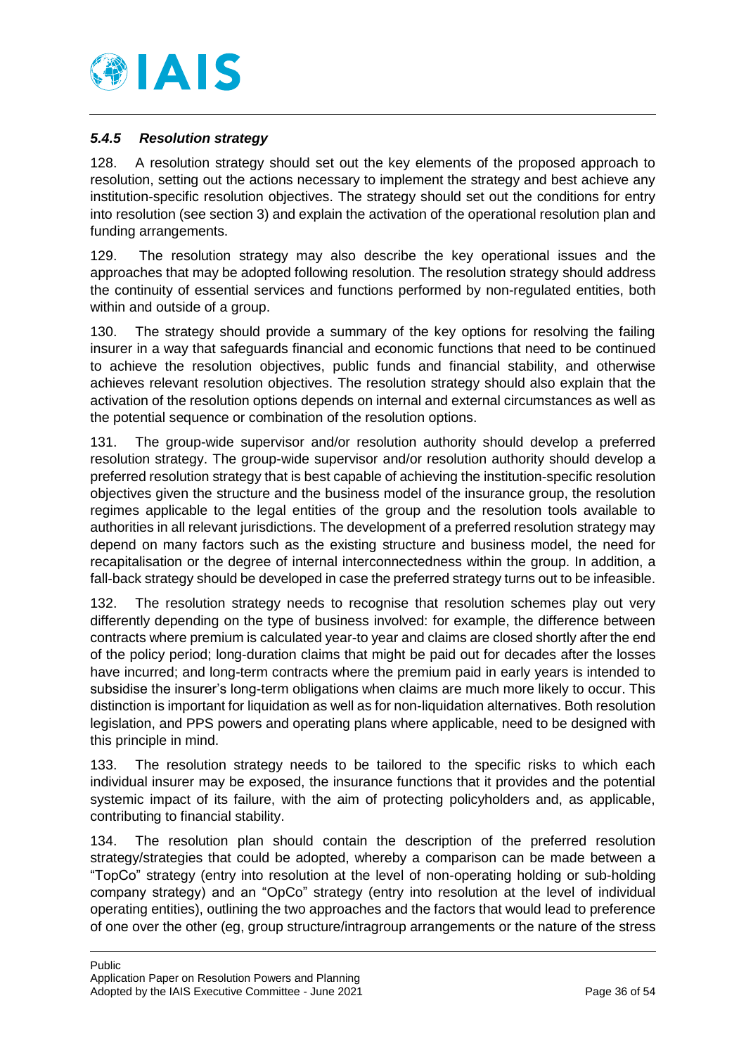### *5.4.5 Resolution strategy*

128. A resolution strategy should set out the key elements of the proposed approach to resolution, setting out the actions necessary to implement the strategy and best achieve any institution-specific resolution objectives. The strategy should set out the conditions for entry into resolution (see section 3) and explain the activation of the operational resolution plan and funding arrangements.

129. The resolution strategy may also describe the key operational issues and the approaches that may be adopted following resolution. The resolution strategy should address the continuity of essential services and functions performed by non-regulated entities, both within and outside of a group.

130. The strategy should provide a summary of the key options for resolving the failing insurer in a way that safeguards financial and economic functions that need to be continued to achieve the resolution objectives, public funds and financial stability, and otherwise achieves relevant resolution objectives. The resolution strategy should also explain that the activation of the resolution options depends on internal and external circumstances as well as the potential sequence or combination of the resolution options.

131. The group-wide supervisor and/or resolution authority should develop a preferred resolution strategy. The group-wide supervisor and/or resolution authority should develop a preferred resolution strategy that is best capable of achieving the institution-specific resolution objectives given the structure and the business model of the insurance group, the resolution regimes applicable to the legal entities of the group and the resolution tools available to authorities in all relevant jurisdictions. The development of a preferred resolution strategy may depend on many factors such as the existing structure and business model, the need for recapitalisation or the degree of internal interconnectedness within the group. In addition, a fall-back strategy should be developed in case the preferred strategy turns out to be infeasible.

132. The resolution strategy needs to recognise that resolution schemes play out very differently depending on the type of business involved: for example, the difference between contracts where premium is calculated year-to year and claims are closed shortly after the end of the policy period; long-duration claims that might be paid out for decades after the losses have incurred; and long-term contracts where the premium paid in early years is intended to subsidise the insurer's long-term obligations when claims are much more likely to occur. This distinction is important for liquidation as well as for non-liquidation alternatives. Both resolution legislation, and PPS powers and operating plans where applicable, need to be designed with this principle in mind.

133. The resolution strategy needs to be tailored to the specific risks to which each individual insurer may be exposed, the insurance functions that it provides and the potential systemic impact of its failure, with the aim of protecting policyholders and, as applicable, contributing to financial stability.

134. The resolution plan should contain the description of the preferred resolution strategy/strategies that could be adopted, whereby a comparison can be made between a "TopCo" strategy (entry into resolution at the level of non-operating holding or sub-holding company strategy) and an "OpCo" strategy (entry into resolution at the level of individual operating entities), outlining the two approaches and the factors that would lead to preference of one over the other (eg, group structure/intragroup arrangements or the nature of the stress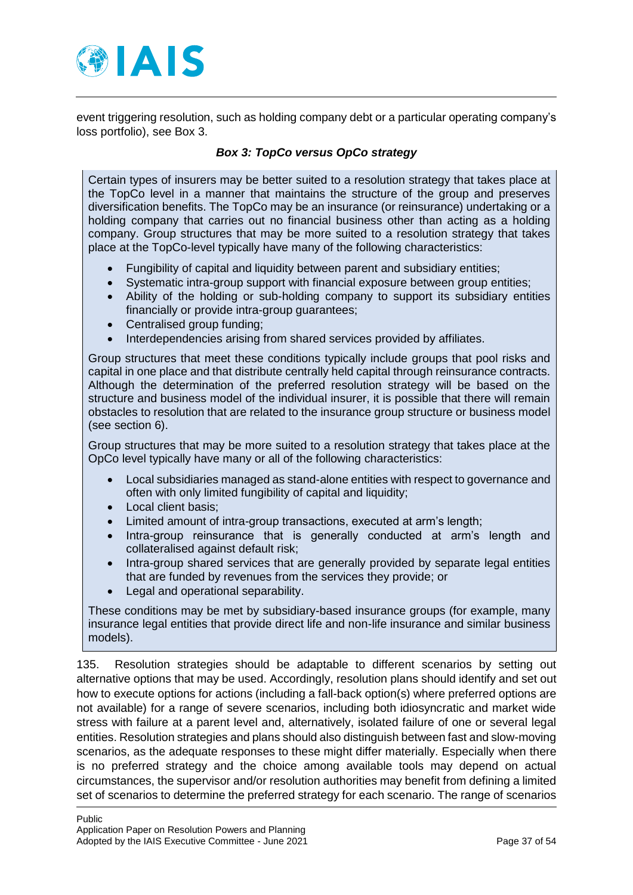event triggering resolution, such as holding company debt or a particular operating company's loss portfolio), see Box 3.

***Box 3: TopCo versus OpCo strategy***

Certain types of insurers may be better suited to a resolution strategy that takes place at the TopCo level in a manner that maintains the structure of the group and preserves diversification benefits. The TopCo may be an insurance (or reinsurance) undertaking or a holding company that carries out no financial business other than acting as a holding company. Group structures that may be more suited to a resolution strategy that takes place at the TopCo-level typically have many of the following characteristics:

- Fungibility of capital and liquidity between parent and subsidiary entities;
- Systematic intra-group support with financial exposure between group entities;
- Ability of the holding or sub-holding company to support its subsidiary entities financially or provide intra-group guarantees;
- Centralised group funding;
- Interdependencies arising from shared services provided by affiliates.

Group structures that meet these conditions typically include groups that pool risks and capital in one place and that distribute centrally held capital through reinsurance contracts. Although the determination of the preferred resolution strategy will be based on the structure and business model of the individual insurer, it is possible that there will remain obstacles to resolution that are related to the insurance group structure or business model (see section 6).

Group structures that may be more suited to a resolution strategy that takes place at the OpCo level typically have many or all of the following characteristics:

- Local subsidiaries managed as stand-alone entities with respect to governance and often with only limited fungibility of capital and liquidity;
- Local client basis;
- Limited amount of intra-group transactions, executed at arm's length;
- Intra-group reinsurance that is generally conducted at arm's length and collateralised against default risk;
- Intra-group shared services that are generally provided by separate legal entities that are funded by revenues from the services they provide; or
- Legal and operational separability.

These conditions may be met by subsidiary-based insurance groups (for example, many insurance legal entities that provide direct life and non-life insurance and similar business models).

135. Resolution strategies should be adaptable to different scenarios by setting out alternative options that may be used. Accordingly, resolution plans should identify and set out how to execute options for actions (including a fall-back option(s) where preferred options are not available) for a range of severe scenarios, including both idiosyncratic and market wide stress with failure at a parent level and, alternatively, isolated failure of one or several legal entities. Resolution strategies and plans should also distinguish between fast and slow-moving scenarios, as the adequate responses to these might differ materially. Especially when there is no preferred strategy and the choice among available tools may depend on actual circumstances, the supervisor and/or resolution authorities may benefit from defining a limited set of scenarios to determine the preferred strategy for each scenario. The range of scenarios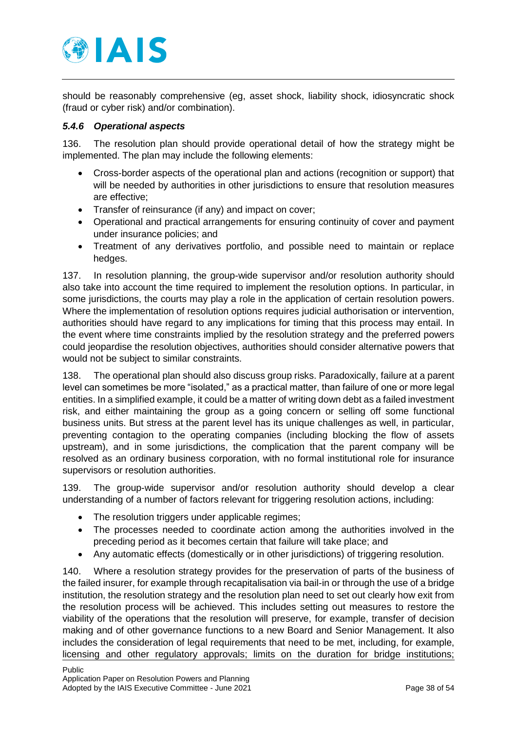should be reasonably comprehensive (eg, asset shock, liability shock, idiosyncratic shock (fraud or cyber risk) and/or combination).

### *5.4.6 Operational aspects*

136. The resolution plan should provide operational detail of how the strategy might be implemented. The plan may include the following elements:

- Cross-border aspects of the operational plan and actions (recognition or support) that will be needed by authorities in other jurisdictions to ensure that resolution measures are effective;
- Transfer of reinsurance (if any) and impact on cover;
- Operational and practical arrangements for ensuring continuity of cover and payment under insurance policies; and
- Treatment of any derivatives portfolio, and possible need to maintain or replace hedges.

137. In resolution planning, the group-wide supervisor and/or resolution authority should also take into account the time required to implement the resolution options. In particular, in some jurisdictions, the courts may play a role in the application of certain resolution powers. Where the implementation of resolution options requires judicial authorisation or intervention, authorities should have regard to any implications for timing that this process may entail. In the event where time constraints implied by the resolution strategy and the preferred powers could jeopardise the resolution objectives, authorities should consider alternative powers that would not be subject to similar constraints.

138. The operational plan should also discuss group risks. Paradoxically, failure at a parent level can sometimes be more "isolated," as a practical matter, than failure of one or more legal entities. In a simplified example, it could be a matter of writing down debt as a failed investment risk, and either maintaining the group as a going concern or selling off some functional business units. But stress at the parent level has its unique challenges as well, in particular, preventing contagion to the operating companies (including blocking the flow of assets upstream), and in some jurisdictions, the complication that the parent company will be resolved as an ordinary business corporation, with no formal institutional role for insurance supervisors or resolution authorities.

139. The group-wide supervisor and/or resolution authority should develop a clear understanding of a number of factors relevant for triggering resolution actions, including:

- The resolution triggers under applicable regimes;
- The processes needed to coordinate action among the authorities involved in the preceding period as it becomes certain that failure will take place; and
- Any automatic effects (domestically or in other jurisdictions) of triggering resolution.

140. Where a resolution strategy provides for the preservation of parts of the business of the failed insurer, for example through recapitalisation via bail-in or through the use of a bridge institution, the resolution strategy and the resolution plan need to set out clearly how exit from the resolution process will be achieved. This includes setting out measures to restore the viability of the operations that the resolution will preserve, for example, transfer of decision making and of other governance functions to a new Board and Senior Management. It also includes the consideration of legal requirements that need to be met, including, for example, licensing and other regulatory approvals; limits on the duration for bridge institutions;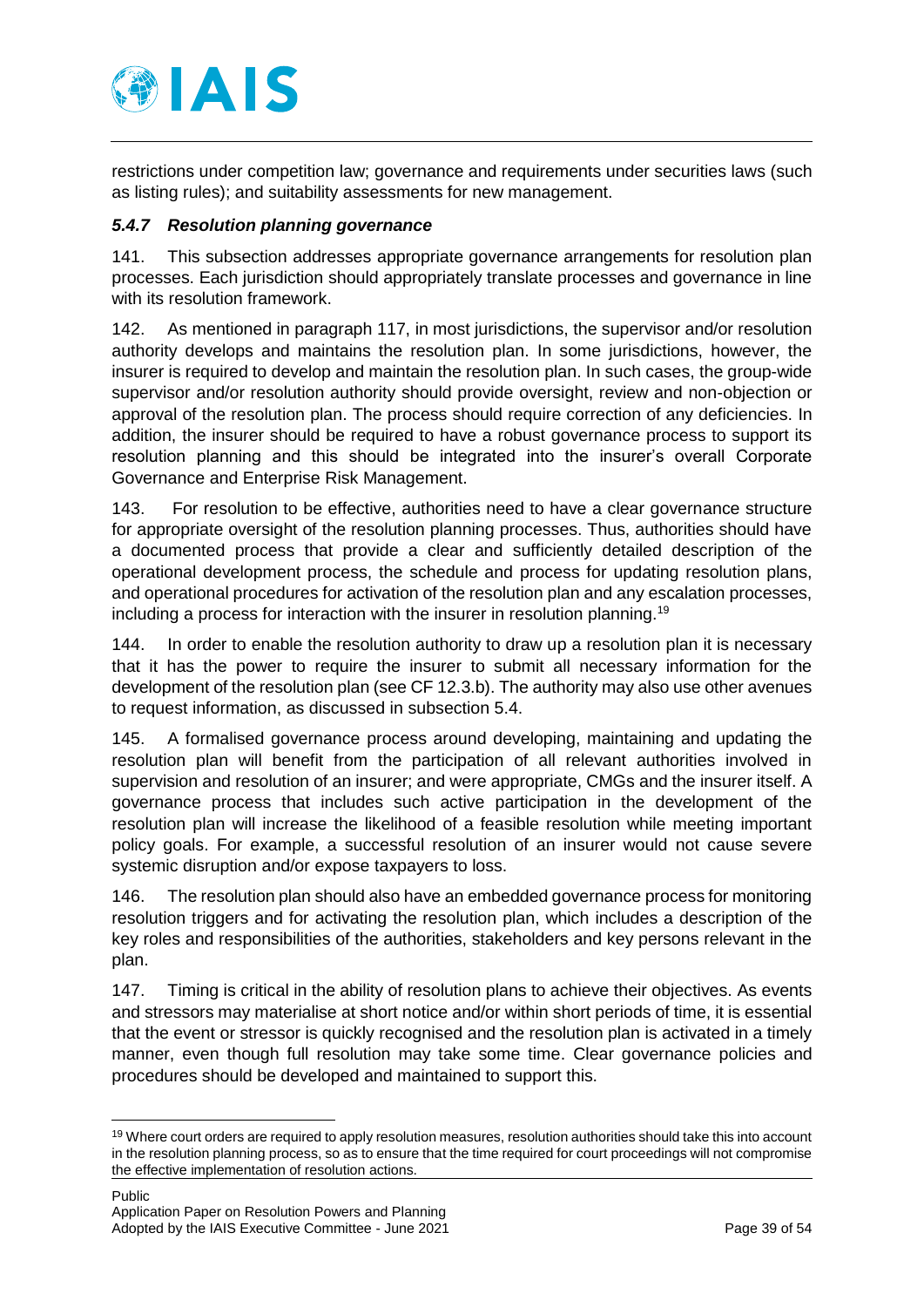restrictions under competition law; governance and requirements under securities laws (such as listing rules); and suitability assessments for new management.

#### *5.4.7 Resolution planning governance*

141. This subsection addresses appropriate governance arrangements for resolution plan processes. Each jurisdiction should appropriately translate processes and governance in line with its resolution framework.

142. As mentioned in paragraph 117, in most jurisdictions, the supervisor and/or resolution authority develops and maintains the resolution plan. In some jurisdictions, however, the insurer is required to develop and maintain the resolution plan. In such cases, the group-wide supervisor and/or resolution authority should provide oversight, review and non-objection or approval of the resolution plan. The process should require correction of any deficiencies. In addition, the insurer should be required to have a robust governance process to support its resolution planning and this should be integrated into the insurer's overall Corporate Governance and Enterprise Risk Management.

143. For resolution to be effective, authorities need to have a clear governance structure for appropriate oversight of the resolution planning processes. Thus, authorities should have a documented process that provide a clear and sufficiently detailed description of the operational development process, the schedule and process for updating resolution plans, and operational procedures for activation of the resolution plan and any escalation processes, including a process for interaction with the insurer in resolution planning.[19]

144. In order to enable the resolution authority to draw up a resolution plan it is necessary that it has the power to require the insurer to submit all necessary information for the development of the resolution plan (see CF 12.3.b). The authority may also use other avenues to request information, as discussed in subsection 5.4.

145. A formalised governance process around developing, maintaining and updating the resolution plan will benefit from the participation of all relevant authorities involved in supervision and resolution of an insurer; and were appropriate, CMGs and the insurer itself. A governance process that includes such active participation in the development of the resolution plan will increase the likelihood of a feasible resolution while meeting important policy goals. For example, a successful resolution of an insurer would not cause severe systemic disruption and/or expose taxpayers to loss.

146. The resolution plan should also have an embedded governance process for monitoring resolution triggers and for activating the resolution plan, which includes a description of the key roles and responsibilities of the authorities, stakeholders and key persons relevant in the plan.

147. Timing is critical in the ability of resolution plans to achieve their objectives. As events and stressors may materialise at short notice and/or within short periods of time, it is essential that the event or stressor is quickly recognised and the resolution plan is activated in a timely manner, even though full resolution may take some time. Clear governance policies and procedures should be developed and maintained to support this.

---

[19] Where court orders are required to apply resolution measures, resolution authorities should take this into account in the resolution planning process, so as to ensure that the time required for court proceedings will not compromise the effective implementation of resolution actions.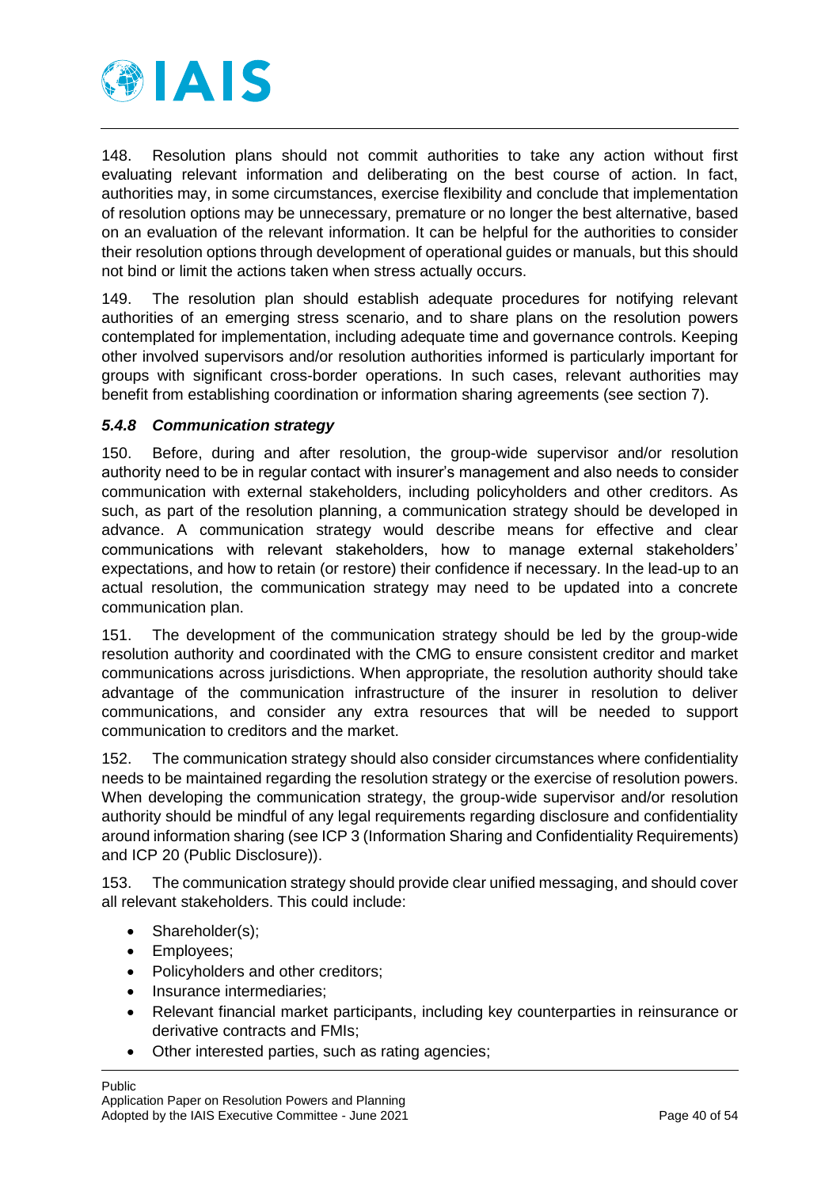148. Resolution plans should not commit authorities to take any action without first evaluating relevant information and deliberating on the best course of action. In fact, authorities may, in some circumstances, exercise flexibility and conclude that implementation of resolution options may be unnecessary, premature or no longer the best alternative, based on an evaluation of the relevant information. It can be helpful for the authorities to consider their resolution options through development of operational guides or manuals, but this should not bind or limit the actions taken when stress actually occurs.

149. The resolution plan should establish adequate procedures for notifying relevant authorities of an emerging stress scenario, and to share plans on the resolution powers contemplated for implementation, including adequate time and governance controls. Keeping other involved supervisors and/or resolution authorities informed is particularly important for groups with significant cross-border operations. In such cases, relevant authorities may benefit from establishing coordination or information sharing agreements (see section 7).

### *5.4.8 Communication strategy*

150. Before, during and after resolution, the group-wide supervisor and/or resolution authority need to be in regular contact with insurer's management and also needs to consider communication with external stakeholders, including policyholders and other creditors. As such, as part of the resolution planning, a communication strategy should be developed in advance. A communication strategy would describe means for effective and clear communications with relevant stakeholders, how to manage external stakeholders' expectations, and how to retain (or restore) their confidence if necessary. In the lead-up to an actual resolution, the communication strategy may need to be updated into a concrete communication plan.

151. The development of the communication strategy should be led by the group-wide resolution authority and coordinated with the CMG to ensure consistent creditor and market communications across jurisdictions. When appropriate, the resolution authority should take advantage of the communication infrastructure of the insurer in resolution to deliver communications, and consider any extra resources that will be needed to support communication to creditors and the market.

152. The communication strategy should also consider circumstances where confidentiality needs to be maintained regarding the resolution strategy or the exercise of resolution powers. When developing the communication strategy, the group-wide supervisor and/or resolution authority should be mindful of any legal requirements regarding disclosure and confidentiality around information sharing (see ICP 3 (Information Sharing and Confidentiality Requirements) and ICP 20 (Public Disclosure)).

153. The communication strategy should provide clear unified messaging, and should cover all relevant stakeholders. This could include:

- Shareholder(s);
- Employees;
- Policyholders and other creditors;
- Insurance intermediaries;
- Relevant financial market participants, including key counterparties in reinsurance or derivative contracts and FMIs;
- Other interested parties, such as rating agencies;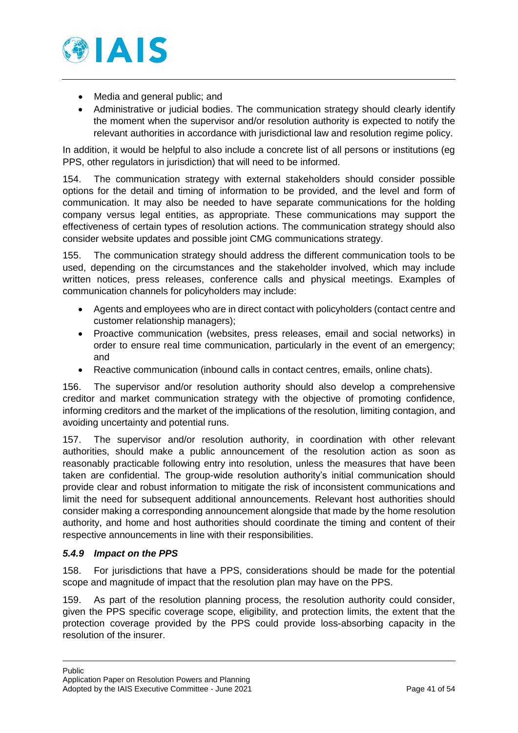- Media and general public; and
- Administrative or judicial bodies. The communication strategy should clearly identify the moment when the supervisor and/or resolution authority is expected to notify the relevant authorities in accordance with jurisdictional law and resolution regime policy.

In addition, it would be helpful to also include a concrete list of all persons or institutions (eg PPS, other regulators in jurisdiction) that will need to be informed.

154. The communication strategy with external stakeholders should consider possible options for the detail and timing of information to be provided, and the level and form of communication. It may also be needed to have separate communications for the holding company versus legal entities, as appropriate. These communications may support the effectiveness of certain types of resolution actions. The communication strategy should also consider website updates and possible joint CMG communications strategy.

155. The communication strategy should address the different communication tools to be used, depending on the circumstances and the stakeholder involved, which may include written notices, press releases, conference calls and physical meetings. Examples of communication channels for policyholders may include:

- Agents and employees who are in direct contact with policyholders (contact centre and customer relationship managers);
- Proactive communication (websites, press releases, email and social networks) in order to ensure real time communication, particularly in the event of an emergency; and
- Reactive communication (inbound calls in contact centres, emails, online chats).

156. The supervisor and/or resolution authority should also develop a comprehensive creditor and market communication strategy with the objective of promoting confidence, informing creditors and the market of the implications of the resolution, limiting contagion, and avoiding uncertainty and potential runs.

157. The supervisor and/or resolution authority, in coordination with other relevant authorities, should make a public announcement of the resolution action as soon as reasonably practicable following entry into resolution, unless the measures that have been taken are confidential. The group-wide resolution authority's initial communication should provide clear and robust information to mitigate the risk of inconsistent communications and limit the need for subsequent additional announcements. Relevant host authorities should consider making a corresponding announcement alongside that made by the home resolution authority, and home and host authorities should coordinate the timing and content of their respective announcements in line with their responsibilities.

### *5.4.9 Impact on the PPS*

158. For jurisdictions that have a PPS, considerations should be made for the potential scope and magnitude of impact that the resolution plan may have on the PPS.

159. As part of the resolution planning process, the resolution authority could consider, given the PPS specific coverage scope, eligibility, and protection limits, the extent that the protection coverage provided by the PPS could provide loss-absorbing capacity in the resolution of the insurer.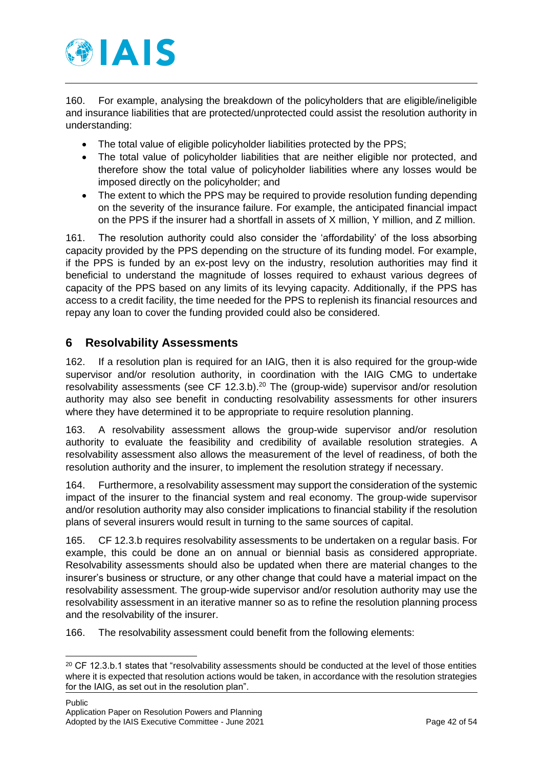160. For example, analysing the breakdown of the policyholders that are eligible/ineligible and insurance liabilities that are protected/unprotected could assist the resolution authority in understanding:

- The total value of eligible policyholder liabilities protected by the PPS;
- The total value of policyholder liabilities that are neither eligible nor protected, and therefore show the total value of policyholder liabilities where any losses would be imposed directly on the policyholder; and
- The extent to which the PPS may be required to provide resolution funding depending on the severity of the insurance failure. For example, the anticipated financial impact on the PPS if the insurer had a shortfall in assets of X million, Y million, and Z million.

161. The resolution authority could also consider the 'affordability' of the loss absorbing capacity provided by the PPS depending on the structure of its funding model. For example, if the PPS is funded by an ex-post levy on the industry, resolution authorities may find it beneficial to understand the magnitude of losses required to exhaust various degrees of capacity of the PPS based on any limits of its levying capacity. Additionally, if the PPS has access to a credit facility, the time needed for the PPS to replenish its financial resources and repay any loan to cover the funding provided could also be considered.

## 6 Resolvability Assessments

162. If a resolution plan is required for an IAIG, then it is also required for the group-wide supervisor and/or resolution authority, in coordination with the IAIG CMG to undertake resolvability assessments (see CF 12.3.b).[20] The (group-wide) supervisor and/or resolution authority may also see benefit in conducting resolvability assessments for other insurers where they have determined it to be appropriate to require resolution planning.

163. A resolvability assessment allows the group-wide supervisor and/or resolution authority to evaluate the feasibility and credibility of available resolution strategies. A resolvability assessment also allows the measurement of the level of readiness, of both the resolution authority and the insurer, to implement the resolution strategy if necessary.

164. Furthermore, a resolvability assessment may support the consideration of the systemic impact of the insurer to the financial system and real economy. The group-wide supervisor and/or resolution authority may also consider implications to financial stability if the resolution plans of several insurers would result in turning to the same sources of capital.

165. CF 12.3.b requires resolvability assessments to be undertaken on a regular basis. For example, this could be done an on annual or biennial basis as considered appropriate. Resolvability assessments should also be updated when there are material changes to the insurer's business or structure, or any other change that could have a material impact on the resolvability assessment. The group-wide supervisor and/or resolution authority may use the resolvability assessment in an iterative manner so as to refine the resolution planning process and the resolvability of the insurer.

166. The resolvability assessment could benefit from the following elements:

[20] CF 12.3.b.1 states that "resolvability assessments should be conducted at the level of those entities where it is expected that resolution actions would be taken, in accordance with the resolution strategies for the IAIG, as set out in the resolution plan".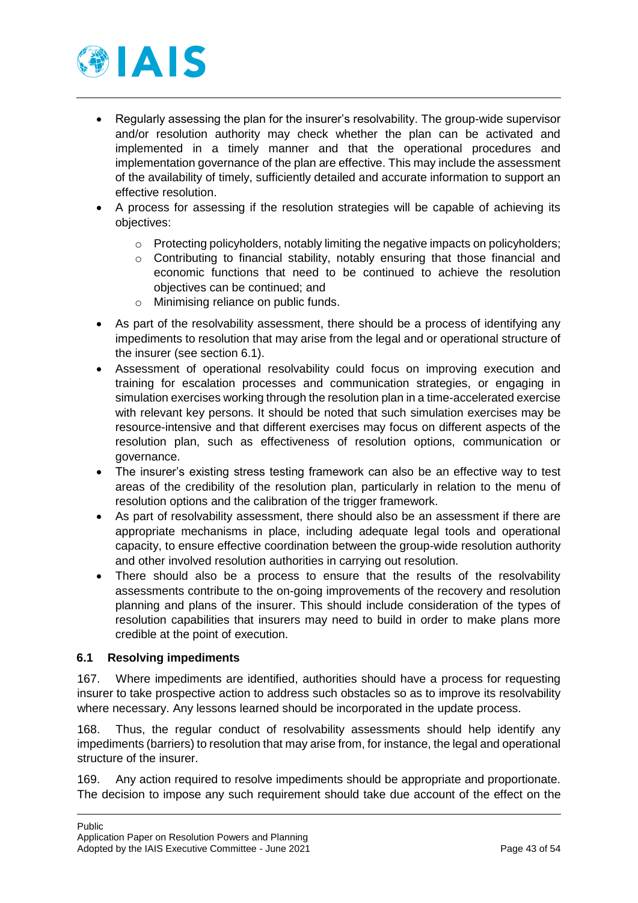- Regularly assessing the plan for the insurer's resolvability. The group-wide supervisor and/or resolution authority may check whether the plan can be activated and implemented in a timely manner and that the operational procedures and implementation governance of the plan are effective. This may include the assessment of the availability of timely, sufficiently detailed and accurate information to support an effective resolution.
- A process for assessing if the resolution strategies will be capable of achieving its objectives:
  - Protecting policyholders, notably limiting the negative impacts on policyholders;
  - Contributing to financial stability, notably ensuring that those financial and economic functions that need to be continued to achieve the resolution objectives can be continued; and
  - Minimising reliance on public funds.
- As part of the resolvability assessment, there should be a process of identifying any impediments to resolution that may arise from the legal and or operational structure of the insurer (see section 6.1).
- Assessment of operational resolvability could focus on improving execution and training for escalation processes and communication strategies, or engaging in simulation exercises working through the resolution plan in a time-accelerated exercise with relevant key persons. It should be noted that such simulation exercises may be resource-intensive and that different exercises may focus on different aspects of the resolution plan, such as effectiveness of resolution options, communication or governance.
- The insurer's existing stress testing framework can also be an effective way to test areas of the credibility of the resolution plan, particularly in relation to the menu of resolution options and the calibration of the trigger framework.
- As part of resolvability assessment, there should also be an assessment if there are appropriate mechanisms in place, including adequate legal tools and operational capacity, to ensure effective coordination between the group-wide resolution authority and other involved resolution authorities in carrying out resolution.
- There should also be a process to ensure that the results of the resolvability assessments contribute to the on-going improvements of the recovery and resolution planning and plans of the insurer. This should include consideration of the types of resolution capabilities that insurers may need to build in order to make plans more credible at the point of execution.

## 6.1 Resolving impediments

167. Where impediments are identified, authorities should have a process for requesting insurer to take prospective action to address such obstacles so as to improve its resolvability where necessary. Any lessons learned should be incorporated in the update process.

168. Thus, the regular conduct of resolvability assessments should help identify any impediments (barriers) to resolution that may arise from, for instance, the legal and operational structure of the insurer.

169. Any action required to resolve impediments should be appropriate and proportionate. The decision to impose any such requirement should take due account of the effect on the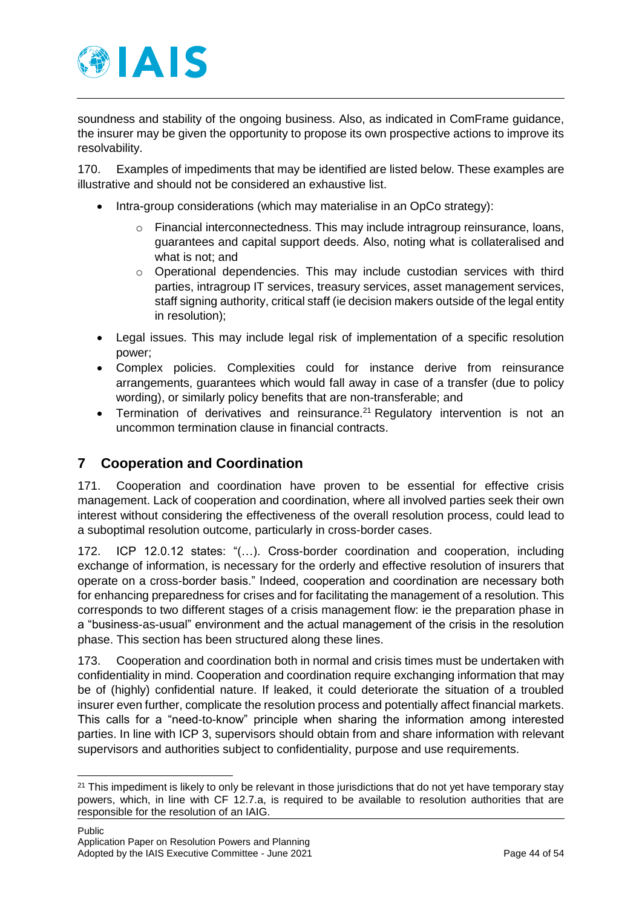soundness and stability of the ongoing business. Also, as indicated in ComFrame guidance, the insurer may be given the opportunity to propose its own prospective actions to improve its resolvability.

170. Examples of impediments that may be identified are listed below. These examples are illustrative and should not be considered an exhaustive list.

- Intra-group considerations (which may materialise in an OpCo strategy):
  - Financial interconnectedness. This may include intragroup reinsurance, loans, guarantees and capital support deeds. Also, noting what is collateralised and what is not; and
  - Operational dependencies. This may include custodian services with third parties, intragroup IT services, treasury services, asset management services, staff signing authority, critical staff (ie decision makers outside of the legal entity in resolution);
- Legal issues. This may include legal risk of implementation of a specific resolution power;
- Complex policies. Complexities could for instance derive from reinsurance arrangements, guarantees which would fall away in case of a transfer (due to policy wording), or similarly policy benefits that are non-transferable; and
- Termination of derivatives and reinsurance.[21] Regulatory intervention is not an uncommon termination clause in financial contracts.

## 7 Cooperation and Coordination

171. Cooperation and coordination have proven to be essential for effective crisis management. Lack of cooperation and coordination, where all involved parties seek their own interest without considering the effectiveness of the overall resolution process, could lead to a suboptimal resolution outcome, particularly in cross-border cases.

172. ICP 12.0.12 states: "(…). Cross-border coordination and cooperation, including exchange of information, is necessary for the orderly and effective resolution of insurers that operate on a cross-border basis." Indeed, cooperation and coordination are necessary both for enhancing preparedness for crises and for facilitating the management of a resolution. This corresponds to two different stages of a crisis management flow: ie the preparation phase in a "business-as-usual" environment and the actual management of the crisis in the resolution phase. This section has been structured along these lines.

173. Cooperation and coordination both in normal and crisis times must be undertaken with confidentiality in mind. Cooperation and coordination require exchanging information that may be of (highly) confidential nature. If leaked, it could deteriorate the situation of a troubled insurer even further, complicate the resolution process and potentially affect financial markets. This calls for a "need-to-know" principle when sharing the information among interested parties. In line with ICP 3, supervisors should obtain from and share information with relevant supervisors and authorities subject to confidentiality, purpose and use requirements.

[21] This impediment is likely to only be relevant in those jurisdictions that do not yet have temporary stay powers, which, in line with CF 12.7.a, is required to be available to resolution authorities that are responsible for the resolution of an IAIG.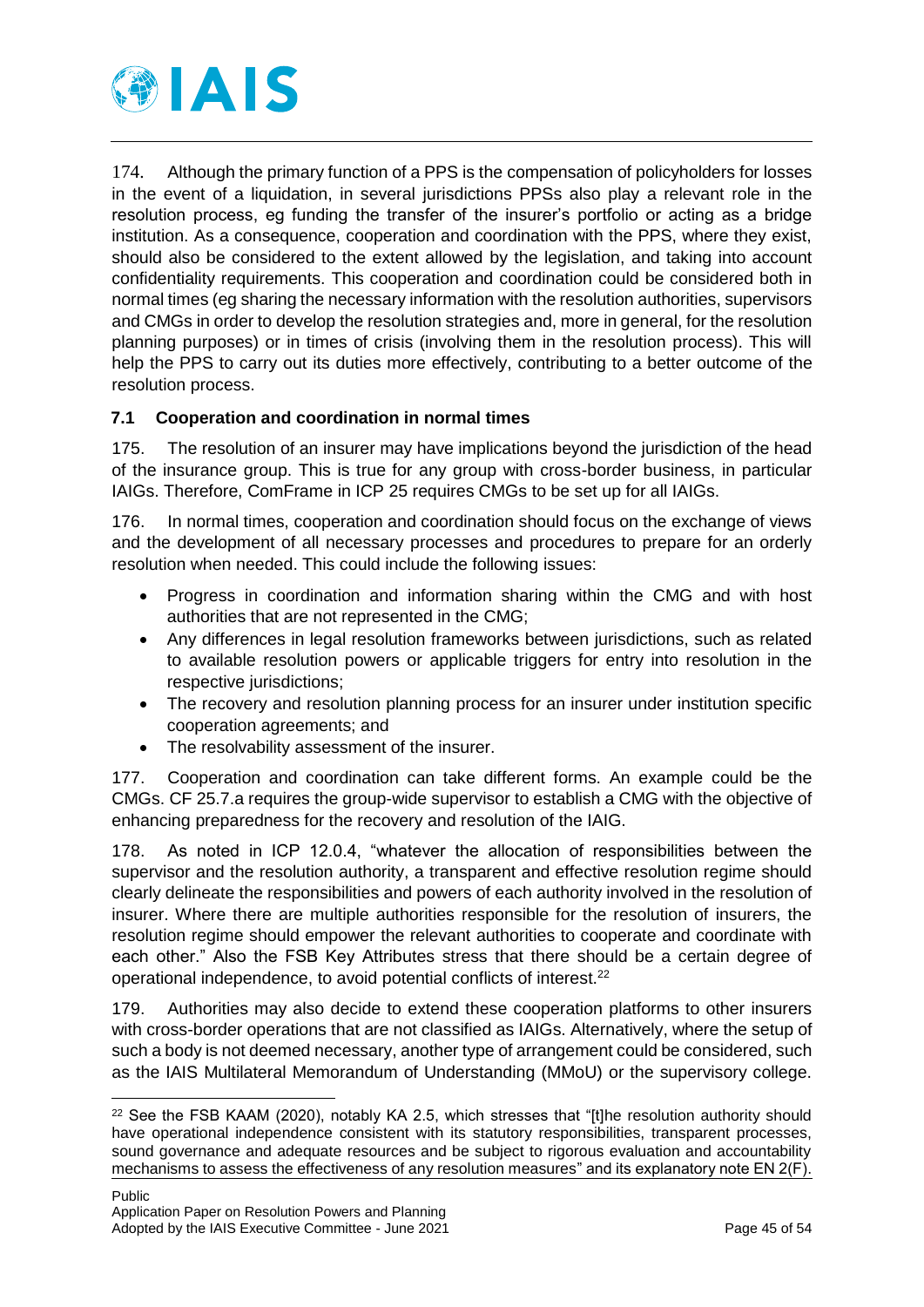174. Although the primary function of a PPS is the compensation of policyholders for losses in the event of a liquidation, in several jurisdictions PPSs also play a relevant role in the resolution process, eg funding the transfer of the insurer's portfolio or acting as a bridge institution. As a consequence, cooperation and coordination with the PPS, where they exist, should also be considered to the extent allowed by the legislation, and taking into account confidentiality requirements. This cooperation and coordination could be considered both in normal times (eg sharing the necessary information with the resolution authorities, supervisors and CMGs in order to develop the resolution strategies and, more in general, for the resolution planning purposes) or in times of crisis (involving them in the resolution process). This will help the PPS to carry out its duties more effectively, contributing to a better outcome of the resolution process.

### 7.1 Cooperation and coordination in normal times

175. The resolution of an insurer may have implications beyond the jurisdiction of the head of the insurance group. This is true for any group with cross-border business, in particular IAIGs. Therefore, ComFrame in ICP 25 requires CMGs to be set up for all IAIGs.

176. In normal times, cooperation and coordination should focus on the exchange of views and the development of all necessary processes and procedures to prepare for an orderly resolution when needed. This could include the following issues:

- Progress in coordination and information sharing within the CMG and with host authorities that are not represented in the CMG;
- Any differences in legal resolution frameworks between jurisdictions, such as related to available resolution powers or applicable triggers for entry into resolution in the respective jurisdictions;
- The recovery and resolution planning process for an insurer under institution specific cooperation agreements; and
- The resolvability assessment of the insurer.

177. Cooperation and coordination can take different forms. An example could be the CMGs. CF 25.7.a requires the group-wide supervisor to establish a CMG with the objective of enhancing preparedness for the recovery and resolution of the IAIG.

178. As noted in ICP 12.0.4, "whatever the allocation of responsibilities between the supervisor and the resolution authority, a transparent and effective resolution regime should clearly delineate the responsibilities and powers of each authority involved in the resolution of insurer. Where there are multiple authorities responsible for the resolution of insurers, the resolution regime should empower the relevant authorities to cooperate and coordinate with each other." Also the FSB Key Attributes stress that there should be a certain degree of operational independence, to avoid potential conflicts of interest.[22]

179. Authorities may also decide to extend these cooperation platforms to other insurers with cross-border operations that are not classified as IAIGs. Alternatively, where the setup of such a body is not deemed necessary, another type of arrangement could be considered, such as the IAIS Multilateral Memorandum of Understanding (MMoU) or the supervisory college.

[22] See the FSB KAAM (2020), notably KA 2.5, which stresses that "[t]he resolution authority should have operational independence consistent with its statutory responsibilities, transparent processes, sound governance and adequate resources and be subject to rigorous evaluation and accountability mechanisms to assess the effectiveness of any resolution measures" and its explanatory note EN 2(F).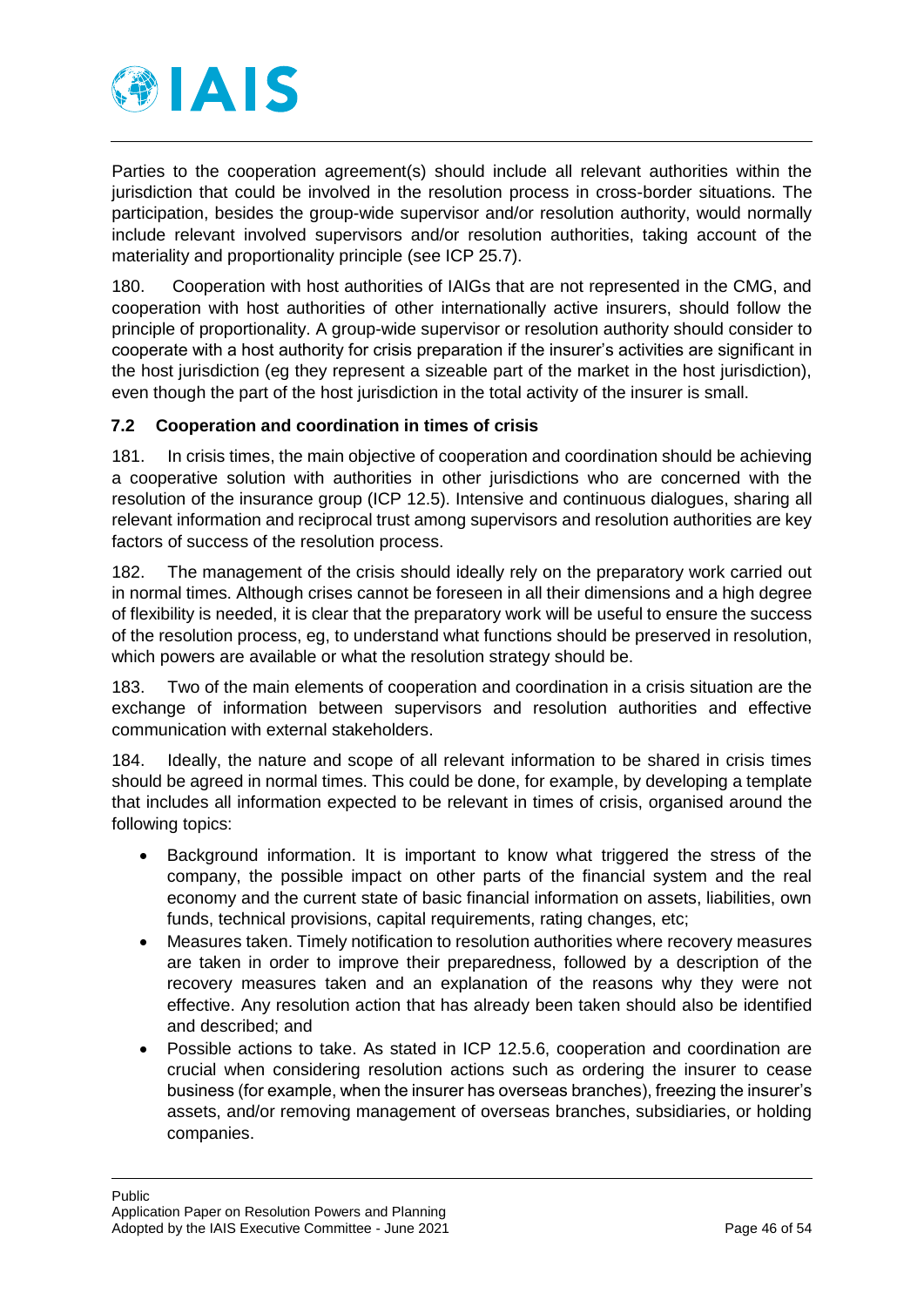Parties to the cooperation agreement(s) should include all relevant authorities within the jurisdiction that could be involved in the resolution process in cross-border situations. The participation, besides the group-wide supervisor and/or resolution authority, would normally include relevant involved supervisors and/or resolution authorities, taking account of the materiality and proportionality principle (see ICP 25.7).

180. Cooperation with host authorities of IAIGs that are not represented in the CMG, and cooperation with host authorities of other internationally active insurers, should follow the principle of proportionality. A group-wide supervisor or resolution authority should consider to cooperate with a host authority for crisis preparation if the insurer's activities are significant in the host jurisdiction (eg they represent a sizeable part of the market in the host jurisdiction), even though the part of the host jurisdiction in the total activity of the insurer is small.

### 7.2 Cooperation and coordination in times of crisis

181. In crisis times, the main objective of cooperation and coordination should be achieving a cooperative solution with authorities in other jurisdictions who are concerned with the resolution of the insurance group (ICP 12.5). Intensive and continuous dialogues, sharing all relevant information and reciprocal trust among supervisors and resolution authorities are key factors of success of the resolution process.

182. The management of the crisis should ideally rely on the preparatory work carried out in normal times. Although crises cannot be foreseen in all their dimensions and a high degree of flexibility is needed, it is clear that the preparatory work will be useful to ensure the success of the resolution process, eg, to understand what functions should be preserved in resolution, which powers are available or what the resolution strategy should be.

183. Two of the main elements of cooperation and coordination in a crisis situation are the exchange of information between supervisors and resolution authorities and effective communication with external stakeholders.

184. Ideally, the nature and scope of all relevant information to be shared in crisis times should be agreed in normal times. This could be done, for example, by developing a template that includes all information expected to be relevant in times of crisis, organised around the following topics:

- Background information. It is important to know what triggered the stress of the company, the possible impact on other parts of the financial system and the real economy and the current state of basic financial information on assets, liabilities, own funds, technical provisions, capital requirements, rating changes, etc;
- Measures taken. Timely notification to resolution authorities where recovery measures are taken in order to improve their preparedness, followed by a description of the recovery measures taken and an explanation of the reasons why they were not effective. Any resolution action that has already been taken should also be identified and described; and
- Possible actions to take. As stated in ICP 12.5.6, cooperation and coordination are crucial when considering resolution actions such as ordering the insurer to cease business (for example, when the insurer has overseas branches), freezing the insurer's assets, and/or removing management of overseas branches, subsidiaries, or holding companies.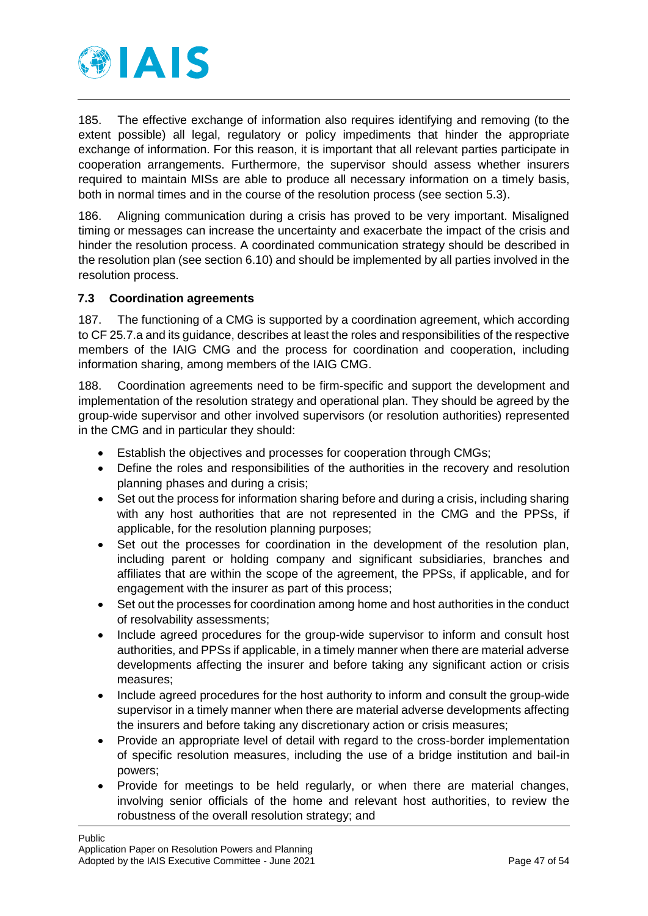185. The effective exchange of information also requires identifying and removing (to the extent possible) all legal, regulatory or policy impediments that hinder the appropriate exchange of information. For this reason, it is important that all relevant parties participate in cooperation arrangements. Furthermore, the supervisor should assess whether insurers required to maintain MISs are able to produce all necessary information on a timely basis, both in normal times and in the course of the resolution process (see section 5.3).

186. Aligning communication during a crisis has proved to be very important. Misaligned timing or messages can increase the uncertainty and exacerbate the impact of the crisis and hinder the resolution process. A coordinated communication strategy should be described in the resolution plan (see section 6.10) and should be implemented by all parties involved in the resolution process.

### 7.3 Coordination agreements

187. The functioning of a CMG is supported by a coordination agreement, which according to CF 25.7.a and its guidance, describes at least the roles and responsibilities of the respective members of the IAIG CMG and the process for coordination and cooperation, including information sharing, among members of the IAIG CMG.

188. Coordination agreements need to be firm-specific and support the development and implementation of the resolution strategy and operational plan. They should be agreed by the group-wide supervisor and other involved supervisors (or resolution authorities) represented in the CMG and in particular they should:

- Establish the objectives and processes for cooperation through CMGs;
- Define the roles and responsibilities of the authorities in the recovery and resolution planning phases and during a crisis;
- Set out the process for information sharing before and during a crisis, including sharing with any host authorities that are not represented in the CMG and the PPSs, if applicable, for the resolution planning purposes;
- Set out the processes for coordination in the development of the resolution plan, including parent or holding company and significant subsidiaries, branches and affiliates that are within the scope of the agreement, the PPSs, if applicable, and for engagement with the insurer as part of this process;
- Set out the processes for coordination among home and host authorities in the conduct of resolvability assessments;
- Include agreed procedures for the group-wide supervisor to inform and consult host authorities, and PPSs if applicable, in a timely manner when there are material adverse developments affecting the insurer and before taking any significant action or crisis measures;
- Include agreed procedures for the host authority to inform and consult the group-wide supervisor in a timely manner when there are material adverse developments affecting the insurers and before taking any discretionary action or crisis measures;
- Provide an appropriate level of detail with regard to the cross-border implementation of specific resolution measures, including the use of a bridge institution and bail-in powers;
- Provide for meetings to be held regularly, or when there are material changes, involving senior officials of the home and relevant host authorities, to review the robustness of the overall resolution strategy; and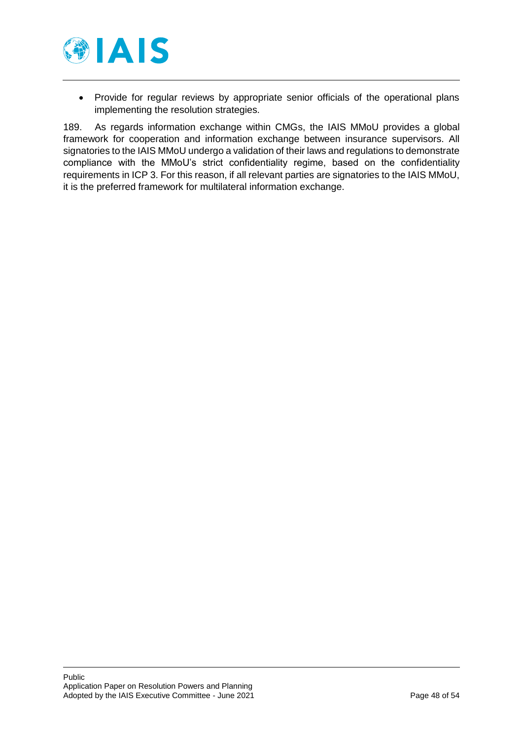- Provide for regular reviews by appropriate senior officials of the operational plans implementing the resolution strategies.

189. As regards information exchange within CMGs, the IAIS MMoU provides a global framework for cooperation and information exchange between insurance supervisors. All signatories to the IAIS MMoU undergo a validation of their laws and regulations to demonstrate compliance with the MMoU's strict confidentiality regime, based on the confidentiality requirements in ICP 3. For this reason, if all relevant parties are signatories to the IAIS MMoU, it is the preferred framework for multilateral information exchange.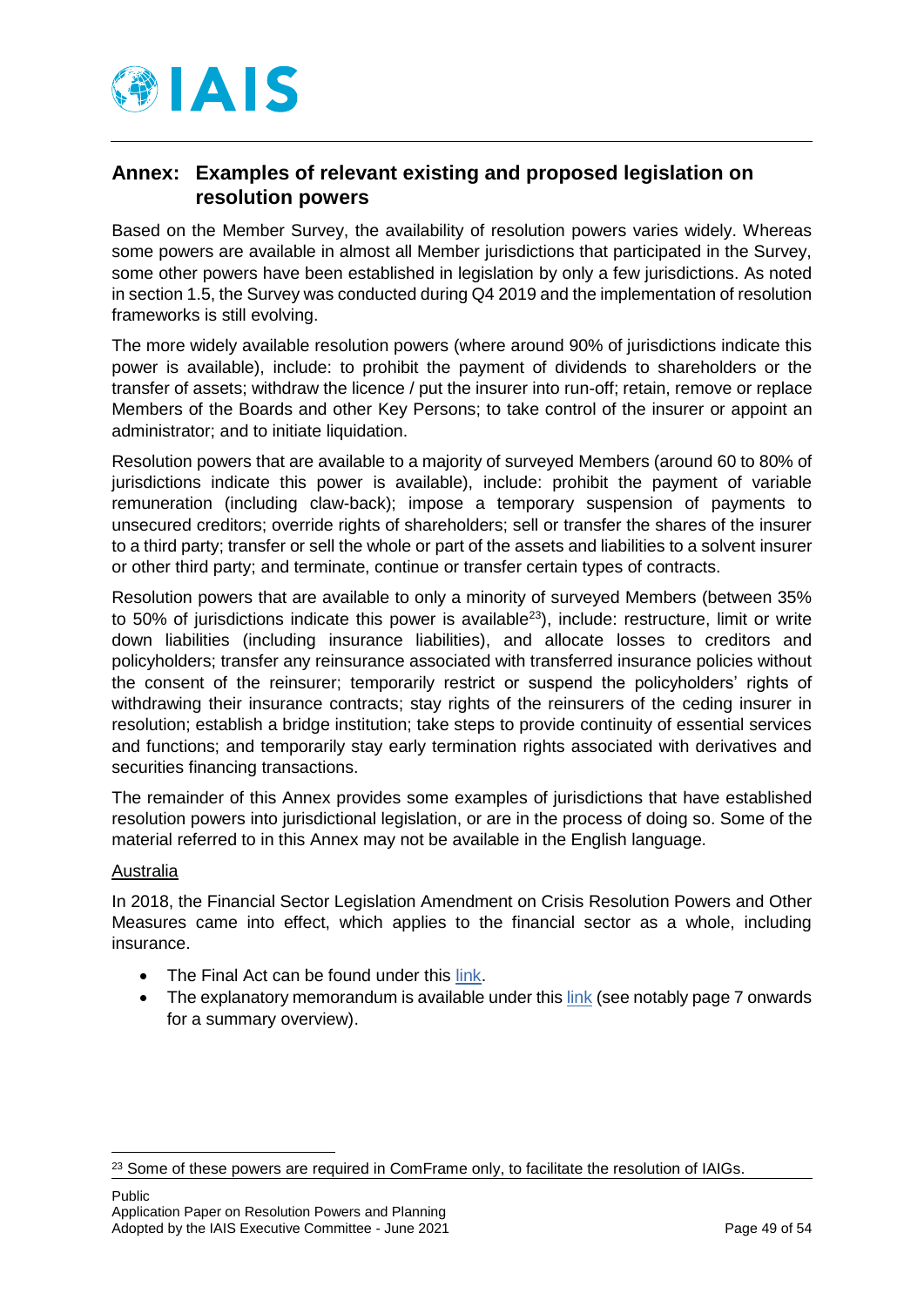## Annex: Examples of relevant existing and proposed legislation on resolution powers

Based on the Member Survey, the availability of resolution powers varies widely. Whereas some powers are available in almost all Member jurisdictions that participated in the Survey, some other powers have been established in legislation by only a few jurisdictions. As noted in section 1.5, the Survey was conducted during Q4 2019 and the implementation of resolution frameworks is still evolving.

The more widely available resolution powers (where around 90% of jurisdictions indicate this power is available), include: to prohibit the payment of dividends to shareholders or the transfer of assets; withdraw the licence / put the insurer into run-off; retain, remove or replace Members of the Boards and other Key Persons; to take control of the insurer or appoint an administrator; and to initiate liquidation.

Resolution powers that are available to a majority of surveyed Members (around 60 to 80% of jurisdictions indicate this power is available), include: prohibit the payment of variable remuneration (including claw-back); impose a temporary suspension of payments to unsecured creditors; override rights of shareholders; sell or transfer the shares of the insurer to a third party; transfer or sell the whole or part of the assets and liabilities to a solvent insurer or other third party; and terminate, continue or transfer certain types of contracts.

Resolution powers that are available to only a minority of surveyed Members (between 35% to 50% of jurisdictions indicate this power is available[23]), include: restructure, limit or write down liabilities (including insurance liabilities), and allocate losses to creditors and policyholders; transfer any reinsurance associated with transferred insurance policies without the consent of the reinsurer; temporarily restrict or suspend the policyholders' rights of withdrawing their insurance contracts; stay rights of the reinsurers of the ceding insurer in resolution; establish a bridge institution; take steps to provide continuity of essential services and functions; and temporarily stay early termination rights associated with derivatives and securities financing transactions.

The remainder of this Annex provides some examples of jurisdictions that have established resolution powers into jurisdictional legislation, or are in the process of doing so. Some of the material referred to in this Annex may not be available in the English language.

Australia

In 2018, the Financial Sector Legislation Amendment on Crisis Resolution Powers and Other Measures came into effect, which applies to the financial sector as a whole, including insurance.

- The Final Act can be found under this link.
- The explanatory memorandum is available under this link (see notably page 7 onwards for a summary overview).

[23] Some of these powers are required in ComFrame only, to facilitate the resolution of IAIGs.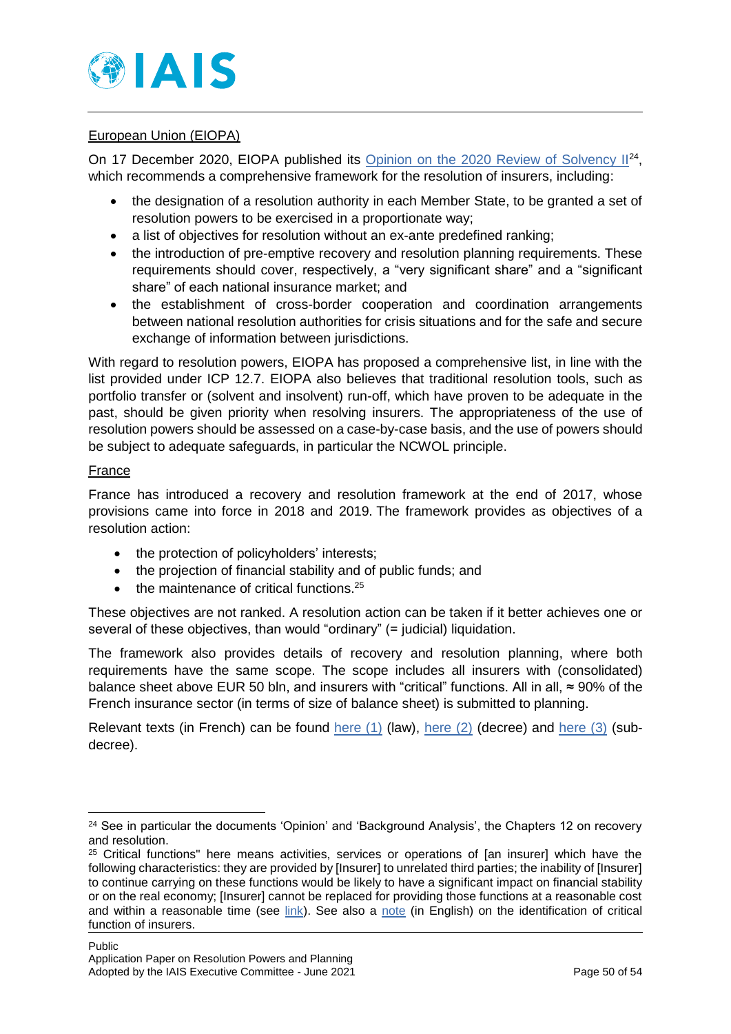European Union (EIOPA)

On 17 December 2020, EIOPA published its Opinion on the 2020 Review of Solvency II[24], which recommends a comprehensive framework for the resolution of insurers, including:

- the designation of a resolution authority in each Member State, to be granted a set of resolution powers to be exercised in a proportionate way;
- a list of objectives for resolution without an ex-ante predefined ranking;
- the introduction of pre-emptive recovery and resolution planning requirements. These requirements should cover, respectively, a "very significant share" and a "significant share" of each national insurance market; and
- the establishment of cross-border cooperation and coordination arrangements between national resolution authorities for crisis situations and for the safe and secure exchange of information between jurisdictions.

With regard to resolution powers, EIOPA has proposed a comprehensive list, in line with the list provided under ICP 12.7. EIOPA also believes that traditional resolution tools, such as portfolio transfer or (solvent and insolvent) run-off, which have proven to be adequate in the past, should be given priority when resolving insurers. The appropriateness of the use of resolution powers should be assessed on a case-by-case basis, and the use of powers should be subject to adequate safeguards, in particular the NCWOL principle.

France

France has introduced a recovery and resolution framework at the end of 2017, whose provisions came into force in 2018 and 2019. The framework provides as objectives of a resolution action:

- the protection of policyholders' interests;
- the projection of financial stability and of public funds; and
- the maintenance of critical functions.[25]

These objectives are not ranked. A resolution action can be taken if it better achieves one or several of these objectives, than would "ordinary" (= judicial) liquidation.

The framework also provides details of recovery and resolution planning, where both requirements have the same scope. The scope includes all insurers with (consolidated) balance sheet above EUR 50 bln, and insurers with "critical" functions. All in all, ≈ 90% of the French insurance sector (in terms of size of balance sheet) is submitted to planning.

Relevant texts (in French) can be found here (1) (law), here (2) (decree) and here (3) (sub-decree).

---

[24] See in particular the documents 'Opinion' and 'Background Analysis', the Chapters 12 on recovery and resolution.

[25] Critical functions" here means activities, services or operations of [an insurer] which have the following characteristics: they are provided by [Insurer] to unrelated third parties; the inability of [Insurer] to continue carrying on these functions would be likely to have a significant impact on financial stability or on the real economy; [Insurer] cannot be replaced for providing those functions at a reasonable cost and within a reasonable time (see link). See also a note (in English) on the identification of critical function of insurers.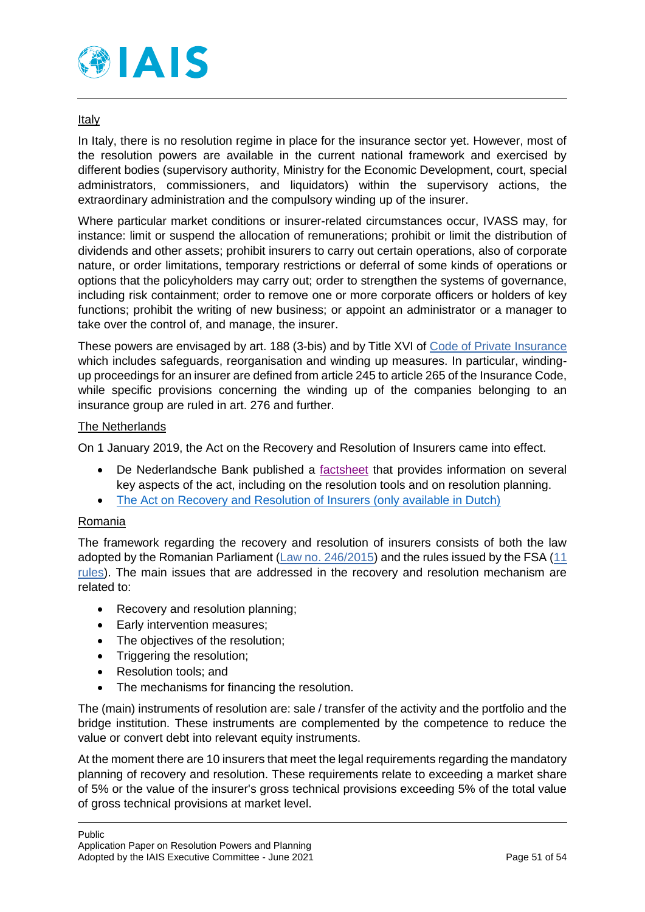Italy

In Italy, there is no resolution regime in place for the insurance sector yet. However, most of the resolution powers are available in the current national framework and exercised by different bodies (supervisory authority, Ministry for the Economic Development, court, special administrators, commissioners, and liquidators) within the supervisory actions, the extraordinary administration and the compulsory winding up of the insurer.

Where particular market conditions or insurer-related circumstances occur, IVASS may, for instance: limit or suspend the allocation of remunerations; prohibit or limit the distribution of dividends and other assets; prohibit insurers to carry out certain operations, also of corporate nature, or order limitations, temporary restrictions or deferral of some kinds of operations or options that the policyholders may carry out; order to strengthen the systems of governance, including risk containment; order to remove one or more corporate officers or holders of key functions; prohibit the writing of new business; or appoint an administrator or a manager to take over the control of, and manage, the insurer.

These powers are envisaged by art. 188 (3-bis) and by Title XVI of Code of Private Insurance which includes safeguards, reorganisation and winding up measures. In particular, winding-up proceedings for an insurer are defined from article 245 to article 265 of the Insurance Code, while specific provisions concerning the winding up of the companies belonging to an insurance group are ruled in art. 276 and further.

The Netherlands

On 1 January 2019, the Act on the Recovery and Resolution of Insurers came into effect.

- De Nederlandsche Bank published a factsheet that provides information on several key aspects of the act, including on the resolution tools and on resolution planning.
- The Act on Recovery and Resolution of Insurers (only available in Dutch)

Romania

The framework regarding the recovery and resolution of insurers consists of both the law adopted by the Romanian Parliament (Law no. 246/2015) and the rules issued by the FSA (11 rules). The main issues that are addressed in the recovery and resolution mechanism are related to:

- Recovery and resolution planning;
- Early intervention measures;
- The objectives of the resolution;
- Triggering the resolution;
- Resolution tools; and
- The mechanisms for financing the resolution.

The (main) instruments of resolution are: sale / transfer of the activity and the portfolio and the bridge institution. These instruments are complemented by the competence to reduce the value or convert debt into relevant equity instruments.

At the moment there are 10 insurers that meet the legal requirements regarding the mandatory planning of recovery and resolution. These requirements relate to exceeding a market share of 5% or the value of the insurer's gross technical provisions exceeding 5% of the total value of gross technical provisions at market level.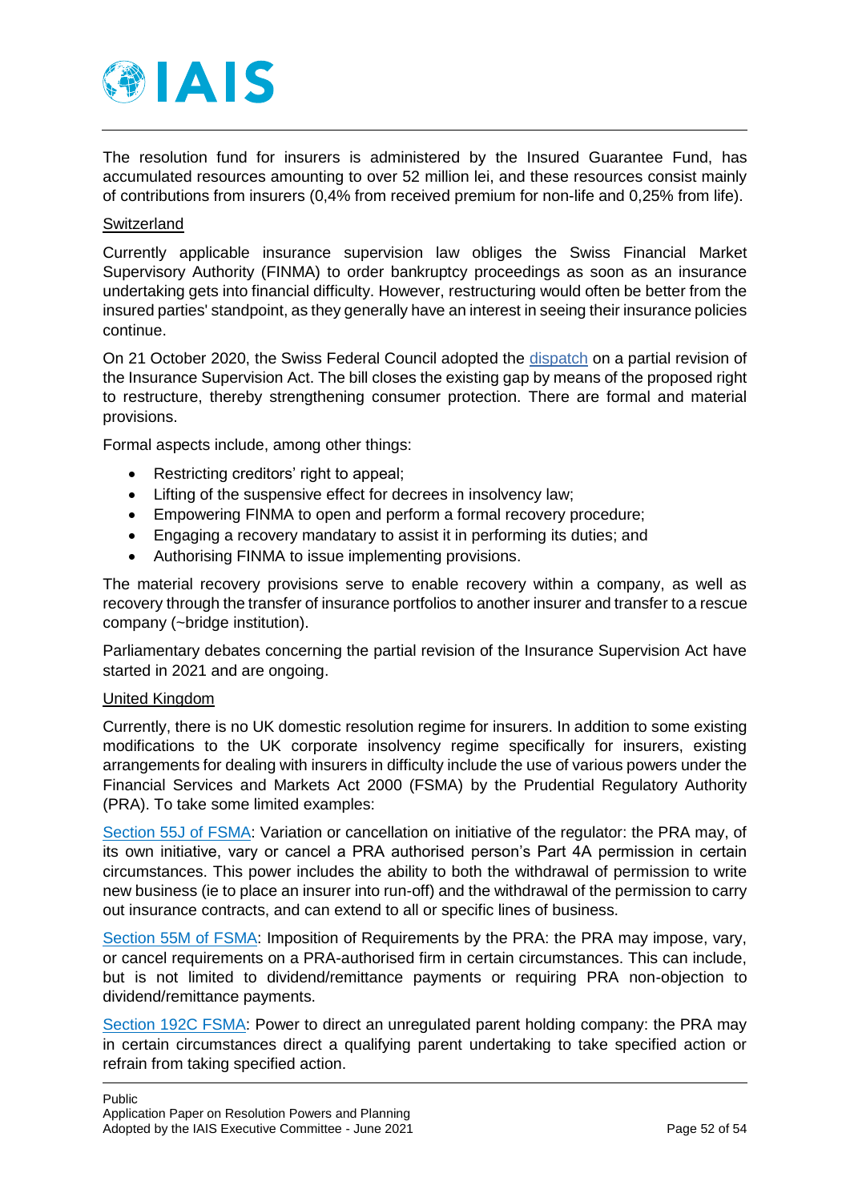The resolution fund for insurers is administered by the Insured Guarantee Fund, has accumulated resources amounting to over 52 million lei, and these resources consist mainly of contributions from insurers (0,4% from received premium for non-life and 0,25% from life).

Switzerland

Currently applicable insurance supervision law obliges the Swiss Financial Market Supervisory Authority (FINMA) to order bankruptcy proceedings as soon as an insurance undertaking gets into financial difficulty. However, restructuring would often be better from the insured parties' standpoint, as they generally have an interest in seeing their insurance policies continue.

On 21 October 2020, the Swiss Federal Council adopted the dispatch on a partial revision of the Insurance Supervision Act. The bill closes the existing gap by means of the proposed right to restructure, thereby strengthening consumer protection. There are formal and material provisions.

Formal aspects include, among other things:

- Restricting creditors' right to appeal;
- Lifting of the suspensive effect for decrees in insolvency law;
- Empowering FINMA to open and perform a formal recovery procedure;
- Engaging a recovery mandatary to assist it in performing its duties; and
- Authorising FINMA to issue implementing provisions.

The material recovery provisions serve to enable recovery within a company, as well as recovery through the transfer of insurance portfolios to another insurer and transfer to a rescue company (~bridge institution).

Parliamentary debates concerning the partial revision of the Insurance Supervision Act have started in 2021 and are ongoing.

United Kingdom

Currently, there is no UK domestic resolution regime for insurers. In addition to some existing modifications to the UK corporate insolvency regime specifically for insurers, existing arrangements for dealing with insurers in difficulty include the use of various powers under the Financial Services and Markets Act 2000 (FSMA) by the Prudential Regulatory Authority (PRA). To take some limited examples:

Section 55J of FSMA: Variation or cancellation on initiative of the regulator: the PRA may, of its own initiative, vary or cancel a PRA authorised person's Part 4A permission in certain circumstances. This power includes the ability to both the withdrawal of permission to write new business (ie to place an insurer into run-off) and the withdrawal of the permission to carry out insurance contracts, and can extend to all or specific lines of business.

Section 55M of FSMA: Imposition of Requirements by the PRA: the PRA may impose, vary, or cancel requirements on a PRA-authorised firm in certain circumstances. This can include, but is not limited to dividend/remittance payments or requiring PRA non-objection to dividend/remittance payments.

Section 192C FSMA: Power to direct an unregulated parent holding company: the PRA may in certain circumstances direct a qualifying parent undertaking to take specified action or refrain from taking specified action.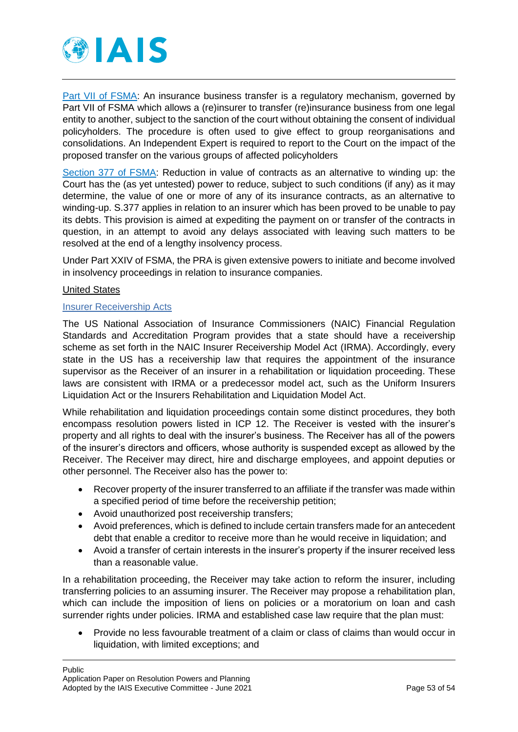[Part VII of FSMA](#): An insurance business transfer is a regulatory mechanism, governed by Part VII of FSMA which allows a (re)insurer to transfer (re)insurance business from one legal entity to another, subject to the sanction of the court without obtaining the consent of individual policyholders. The procedure is often used to give effect to group reorganisations and consolidations. An Independent Expert is required to report to the Court on the impact of the proposed transfer on the various groups of affected policyholders

[Section 377 of FSMA](#): Reduction in value of contracts as an alternative to winding up: the Court has the (as yet untested) power to reduce, subject to such conditions (if any) as it may determine, the value of one or more of any of its insurance contracts, as an alternative to winding-up. S.377 applies in relation to an insurer which has been proved to be unable to pay its debts. This provision is aimed at expediting the payment on or transfer of the contracts in question, in an attempt to avoid any delays associated with leaving such matters to be resolved at the end of a lengthy insolvency process.

Under Part XXIV of FSMA, the PRA is given extensive powers to initiate and become involved in insolvency proceedings in relation to insurance companies.

United States

[Insurer Receivership Acts](#)

The US National Association of Insurance Commissioners (NAIC) Financial Regulation Standards and Accreditation Program provides that a state should have a receivership scheme as set forth in the NAIC Insurer Receivership Model Act (IRMA). Accordingly, every state in the US has a receivership law that requires the appointment of the insurance supervisor as the Receiver of an insurer in a rehabilitation or liquidation proceeding. These laws are consistent with IRMA or a predecessor model act, such as the Uniform Insurers Liquidation Act or the Insurers Rehabilitation and Liquidation Model Act.

While rehabilitation and liquidation proceedings contain some distinct procedures, they both encompass resolution powers listed in ICP 12. The Receiver is vested with the insurer's property and all rights to deal with the insurer's business. The Receiver has all of the powers of the insurer's directors and officers, whose authority is suspended except as allowed by the Receiver. The Receiver may direct, hire and discharge employees, and appoint deputies or other personnel. The Receiver also has the power to:

- Recover property of the insurer transferred to an affiliate if the transfer was made within a specified period of time before the receivership petition;
- Avoid unauthorized post receivership transfers;
- Avoid preferences, which is defined to include certain transfers made for an antecedent debt that enable a creditor to receive more than he would receive in liquidation; and
- Avoid a transfer of certain interests in the insurer's property if the insurer received less than a reasonable value.

In a rehabilitation proceeding, the Receiver may take action to reform the insurer, including transferring policies to an assuming insurer. The Receiver may propose a rehabilitation plan, which can include the imposition of liens on policies or a moratorium on loan and cash surrender rights under policies. IRMA and established case law require that the plan must:

- Provide no less favourable treatment of a claim or class of claims than would occur in liquidation, with limited exceptions; and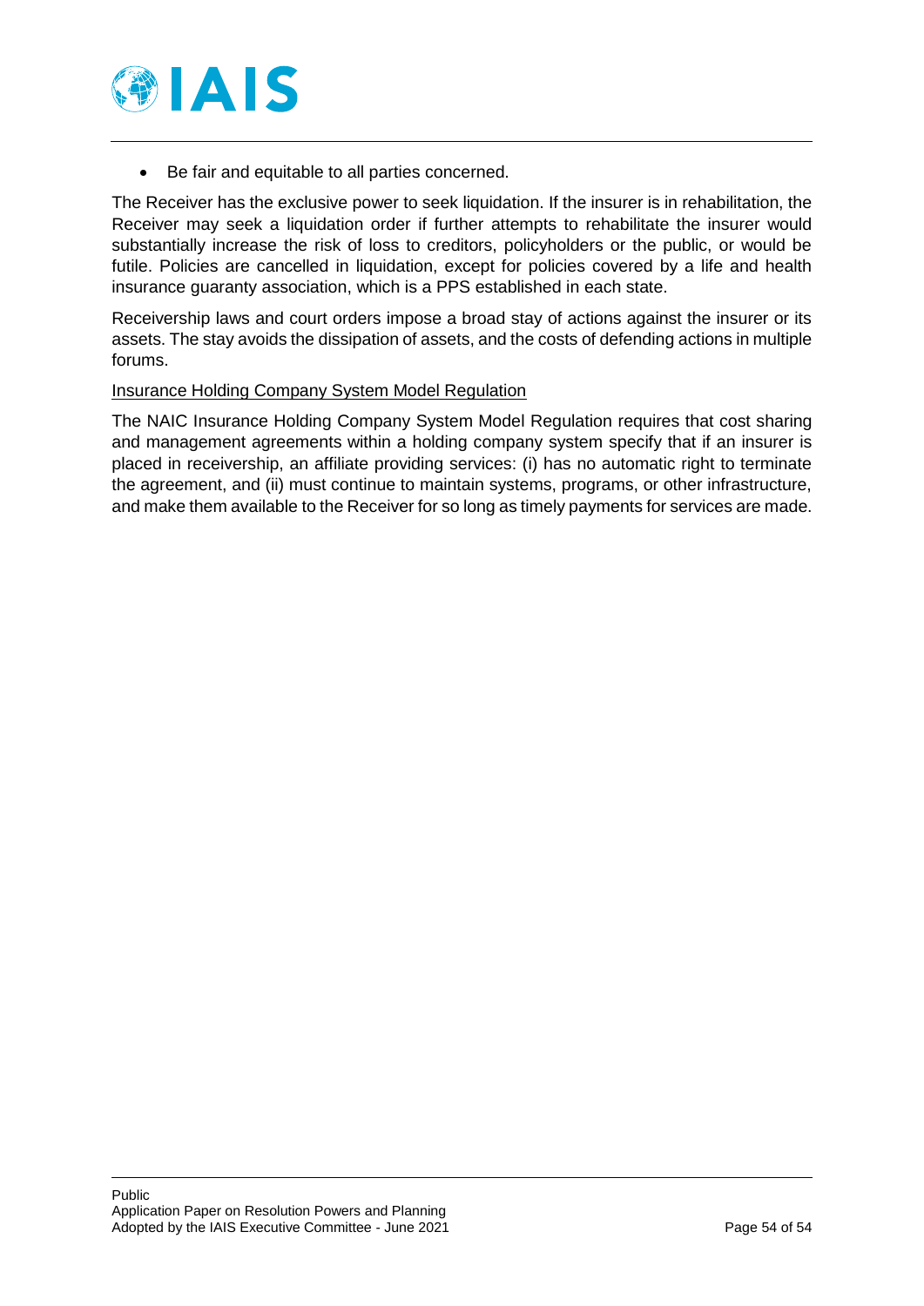- Be fair and equitable to all parties concerned.

The Receiver has the exclusive power to seek liquidation. If the insurer is in rehabilitation, the Receiver may seek a liquidation order if further attempts to rehabilitate the insurer would substantially increase the risk of loss to creditors, policyholders or the public, or would be futile. Policies are cancelled in liquidation, except for policies covered by a life and health insurance guaranty association, which is a PPS established in each state.

Receivership laws and court orders impose a broad stay of actions against the insurer or its assets. The stay avoids the dissipation of assets, and the costs of defending actions in multiple forums.

<u>Insurance Holding Company System Model Regulation</u>

The NAIC Insurance Holding Company System Model Regulation requires that cost sharing and management agreements within a holding company system specify that if an insurer is placed in receivership, an affiliate providing services: (i) has no automatic right to terminate the agreement, and (ii) must continue to maintain systems, programs, or other infrastructure, and make them available to the Receiver for so long as timely payments for services are made.